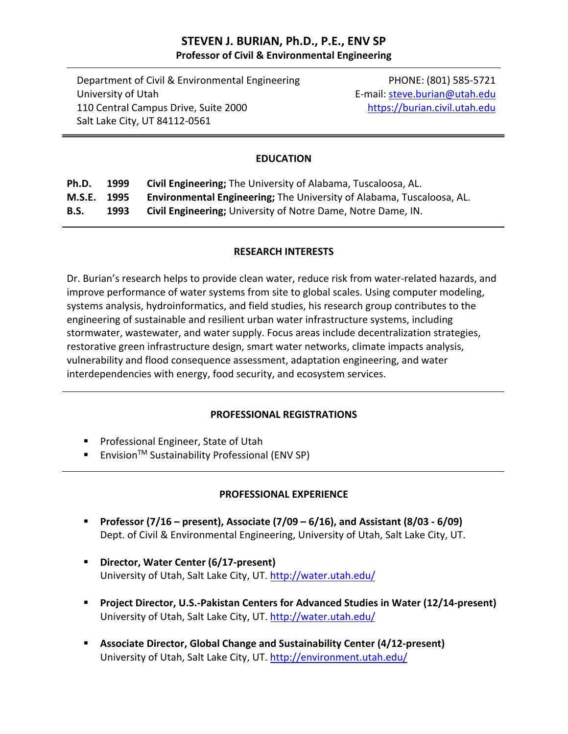# STEVEN J. BURIAN, Ph.D., P.E., ENV SP

**Professor of Civil & Environmental Engineering**

Department of Civil & Environmental Engineering
University of Utah
110 Central Campus Drive, Suite 2000
Salt Lake City, UT 84112-0561

PHONE: (801) 585-5721
E-mail: steve.burian@utah.edu
https://burian.civil.utah.edu

## EDUCATION

| | | |
|---|---|---|
| **Ph.D.** | **1999** | **Civil Engineering;** The University of Alabama, Tuscaloosa, AL. |
| **M.S.E.** | **1995** | **Environmental Engineering;** The University of Alabama, Tuscaloosa, AL. |
| **B.S.** | **1993** | **Civil Engineering;** University of Notre Dame, Notre Dame, IN. |

## RESEARCH INTERESTS

Dr. Burian's research helps to provide clean water, reduce risk from water-related hazards, and improve performance of water systems from site to global scales. Using computer modeling, systems analysis, hydroinformatics, and field studies, his research group contributes to the engineering of sustainable and resilient urban water infrastructure systems, including stormwater, wastewater, and water supply. Focus areas include decentralization strategies, restorative green infrastructure design, smart water networks, climate impacts analysis, vulnerability and flood consequence assessment, adaptation engineering, and water interdependencies with energy, food security, and ecosystem services.

## PROFESSIONAL REGISTRATIONS

- Professional Engineer, State of Utah
- Envision™ Sustainability Professional (ENV SP)

## PROFESSIONAL EXPERIENCE

- **Professor (7/16 – present), Associate (7/09 – 6/16), and Assistant (8/03 - 6/09)**
  Dept. of Civil & Environmental Engineering, University of Utah, Salt Lake City, UT.

- **Director, Water Center (6/17-present)**
  University of Utah, Salt Lake City, UT. http://water.utah.edu/

- **Project Director, U.S.-Pakistan Centers for Advanced Studies in Water (12/14-present)**
  University of Utah, Salt Lake City, UT. http://water.utah.edu/

- **Associate Director, Global Change and Sustainability Center (4/12-present)**
  University of Utah, Salt Lake City, UT. http://environment.utah.edu/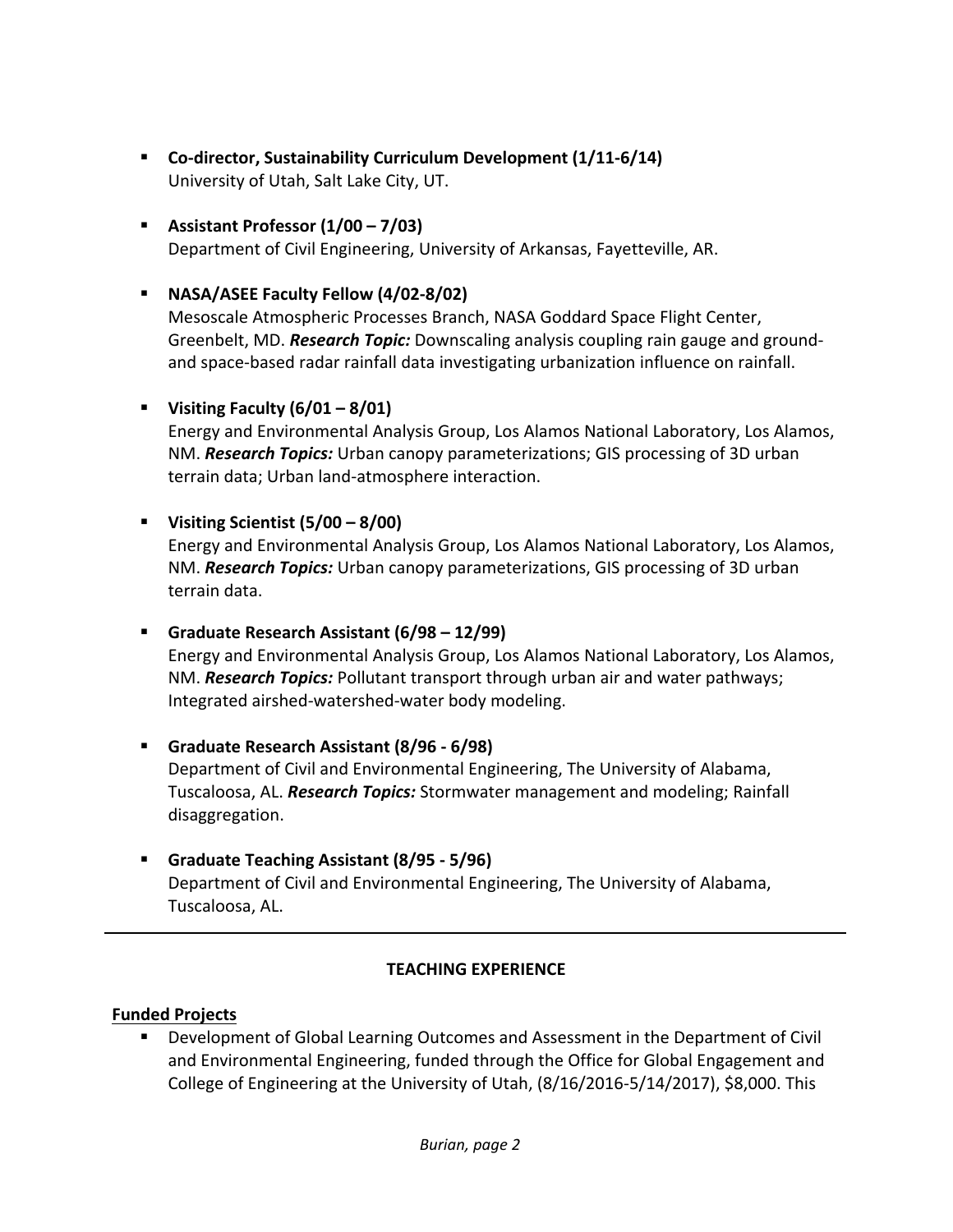- **Co-director, Sustainability Curriculum Development (1/11-6/14)**
  University of Utah, Salt Lake City, UT.

- **Assistant Professor (1/00 – 7/03)**
  Department of Civil Engineering, University of Arkansas, Fayetteville, AR.

- **NASA/ASEE Faculty Fellow (4/02-8/02)**
  Mesoscale Atmospheric Processes Branch, NASA Goddard Space Flight Center, Greenbelt, MD. ***Research Topic:*** Downscaling analysis coupling rain gauge and ground- and space-based radar rainfall data investigating urbanization influence on rainfall.

- **Visiting Faculty (6/01 – 8/01)**
  Energy and Environmental Analysis Group, Los Alamos National Laboratory, Los Alamos, NM. ***Research Topics:*** Urban canopy parameterizations; GIS processing of 3D urban terrain data; Urban land-atmosphere interaction.

- **Visiting Scientist (5/00 – 8/00)**
  Energy and Environmental Analysis Group, Los Alamos National Laboratory, Los Alamos, NM. ***Research Topics:*** Urban canopy parameterizations, GIS processing of 3D urban terrain data.

- **Graduate Research Assistant (6/98 – 12/99)**
  Energy and Environmental Analysis Group, Los Alamos National Laboratory, Los Alamos, NM. ***Research Topics:*** Pollutant transport through urban air and water pathways; Integrated airshed-watershed-water body modeling.

- **Graduate Research Assistant (8/96 - 6/98)**
  Department of Civil and Environmental Engineering, The University of Alabama, Tuscaloosa, AL. ***Research Topics:*** Stormwater management and modeling; Rainfall disaggregation.

- **Graduate Teaching Assistant (8/95 - 5/96)**
  Department of Civil and Environmental Engineering, The University of Alabama, Tuscaloosa, AL.

---

## TEACHING EXPERIENCE

**Funded Projects**

- Development of Global Learning Outcomes and Assessment in the Department of Civil and Environmental Engineering, funded through the Office for Global Engagement and College of Engineering at the University of Utah, (8/16/2016-5/14/2017), $8,000. This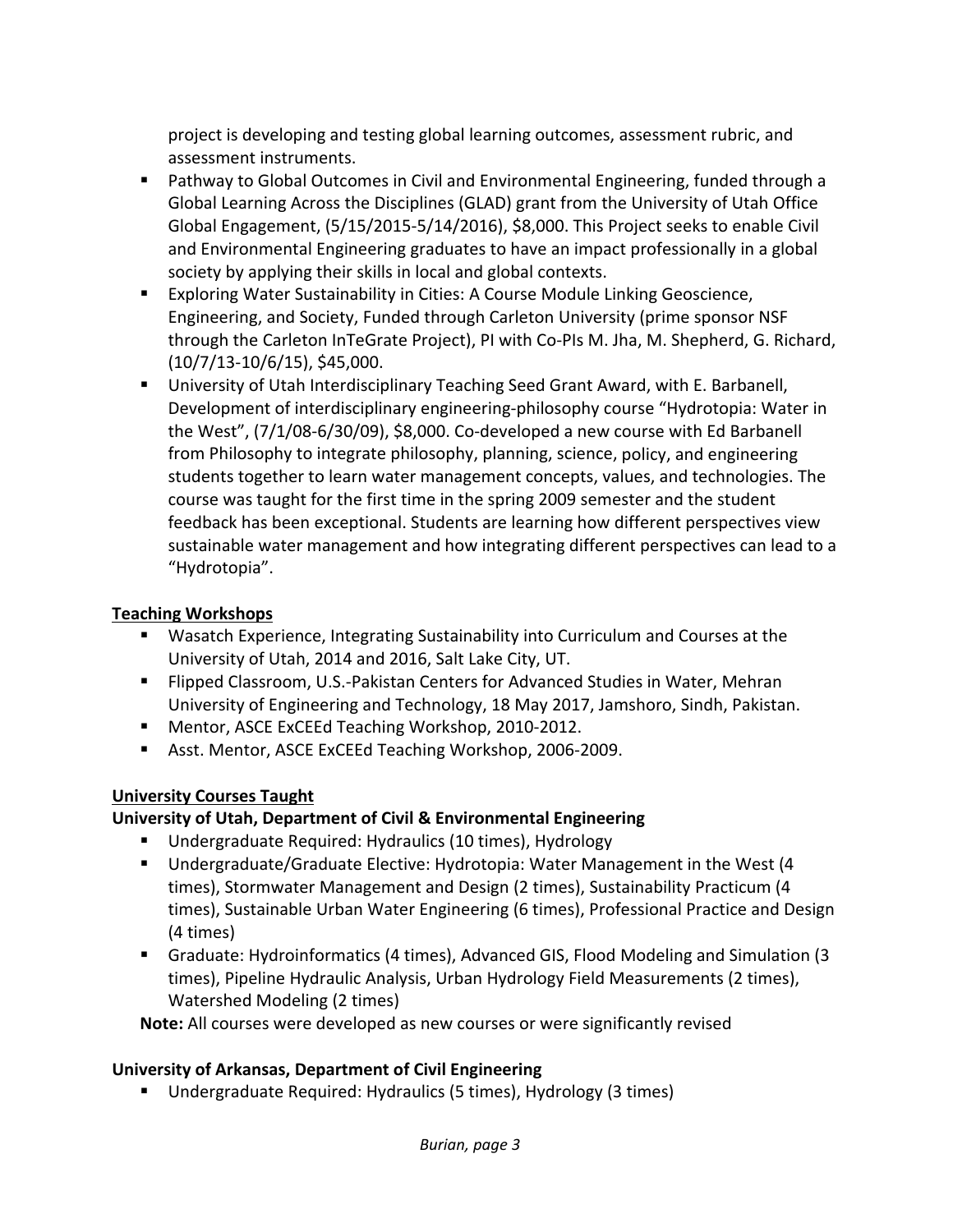project is developing and testing global learning outcomes, assessment rubric, and assessment instruments.

- Pathway to Global Outcomes in Civil and Environmental Engineering, funded through a Global Learning Across the Disciplines (GLAD) grant from the University of Utah Office Global Engagement, (5/15/2015-5/14/2016), $8,000. This Project seeks to enable Civil and Environmental Engineering graduates to have an impact professionally in a global society by applying their skills in local and global contexts.
- Exploring Water Sustainability in Cities: A Course Module Linking Geoscience, Engineering, and Society, Funded through Carleton University (prime sponsor NSF through the Carleton InTeGrate Project), PI with Co-PIs M. Jha, M. Shepherd, G. Richard, (10/7/13-10/6/15), $45,000.
- University of Utah Interdisciplinary Teaching Seed Grant Award, with E. Barbanell, Development of interdisciplinary engineering-philosophy course "Hydrotopia: Water in the West", (7/1/08-6/30/09), $8,000. Co-developed a new course with Ed Barbanell from Philosophy to integrate philosophy, planning, science, policy, and engineering students together to learn water management concepts, values, and technologies. The course was taught for the first time in the spring 2009 semester and the student feedback has been exceptional. Students are learning how different perspectives view sustainable water management and how integrating different perspectives can lead to a "Hydrotopia".

## Teaching Workshops

- Wasatch Experience, Integrating Sustainability into Curriculum and Courses at the University of Utah, 2014 and 2016, Salt Lake City, UT.
- Flipped Classroom, U.S.-Pakistan Centers for Advanced Studies in Water, Mehran University of Engineering and Technology, 18 May 2017, Jamshoro, Sindh, Pakistan.
- Mentor, ASCE ExCEEd Teaching Workshop, 2010-2012.
- Asst. Mentor, ASCE ExCEEd Teaching Workshop, 2006-2009.

## University Courses Taught

### University of Utah, Department of Civil & Environmental Engineering

- Undergraduate Required: Hydraulics (10 times), Hydrology
- Undergraduate/Graduate Elective: Hydrotopia: Water Management in the West (4 times), Stormwater Management and Design (2 times), Sustainability Practicum (4 times), Sustainable Urban Water Engineering (6 times), Professional Practice and Design (4 times)
- Graduate: Hydroinformatics (4 times), Advanced GIS, Flood Modeling and Simulation (3 times), Pipeline Hydraulic Analysis, Urban Hydrology Field Measurements (2 times), Watershed Modeling (2 times)

**Note:** All courses were developed as new courses or were significantly revised

### University of Arkansas, Department of Civil Engineering

- Undergraduate Required: Hydraulics (5 times), Hydrology (3 times)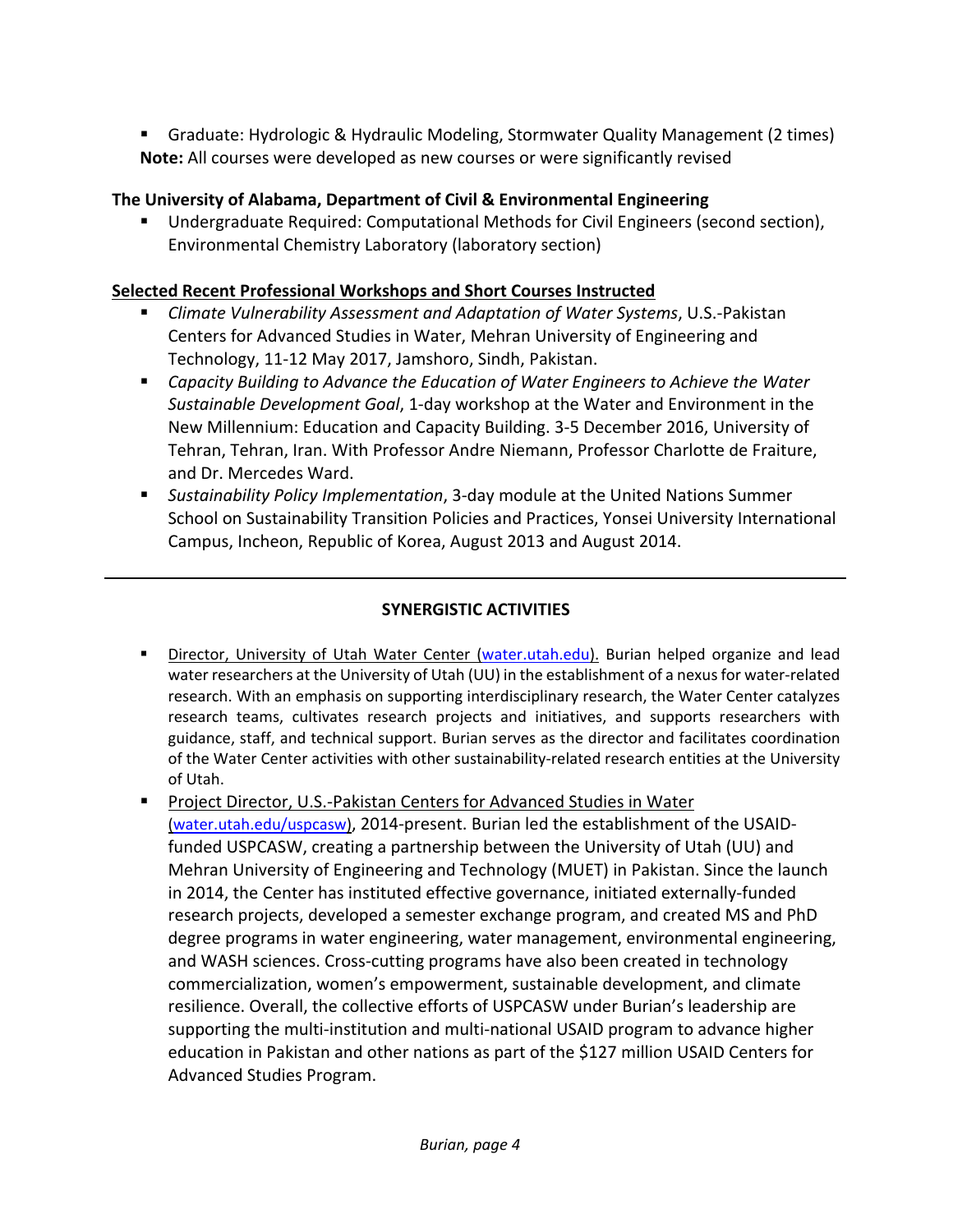- Graduate: Hydrologic & Hydraulic Modeling, Stormwater Quality Management (2 times)

**Note:** All courses were developed as new courses or were significantly revised

**The University of Alabama, Department of Civil & Environmental Engineering**

- Undergraduate Required: Computational Methods for Civil Engineers (second section), Environmental Chemistry Laboratory (laboratory section)

**Selected Recent Professional Workshops and Short Courses Instructed**

- *Climate Vulnerability Assessment and Adaptation of Water Systems*, U.S.-Pakistan Centers for Advanced Studies in Water, Mehran University of Engineering and Technology, 11-12 May 2017, Jamshoro, Sindh, Pakistan.
- *Capacity Building to Advance the Education of Water Engineers to Achieve the Water Sustainable Development Goal*, 1-day workshop at the Water and Environment in the New Millennium: Education and Capacity Building. 3-5 December 2016, University of Tehran, Tehran, Iran. With Professor Andre Niemann, Professor Charlotte de Fraiture, and Dr. Mercedes Ward.
- *Sustainability Policy Implementation*, 3-day module at the United Nations Summer School on Sustainability Transition Policies and Practices, Yonsei University International Campus, Incheon, Republic of Korea, August 2013 and August 2014.

---

## SYNERGISTIC ACTIVITIES

- Director, University of Utah Water Center (water.utah.edu). Burian helped organize and lead water researchers at the University of Utah (UU) in the establishment of a nexus for water-related research. With an emphasis on supporting interdisciplinary research, the Water Center catalyzes research teams, cultivates research projects and initiatives, and supports researchers with guidance, staff, and technical support. Burian serves as the director and facilitates coordination of the Water Center activities with other sustainability-related research entities at the University of Utah.
- Project Director, U.S.-Pakistan Centers for Advanced Studies in Water (water.utah.edu/uspcasw), 2014-present. Burian led the establishment of the USAID-funded USPCASW, creating a partnership between the University of Utah (UU) and Mehran University of Engineering and Technology (MUET) in Pakistan. Since the launch in 2014, the Center has instituted effective governance, initiated externally-funded research projects, developed a semester exchange program, and created MS and PhD degree programs in water engineering, water management, environmental engineering, and WASH sciences. Cross-cutting programs have also been created in technology commercialization, women's empowerment, sustainable development, and climate resilience. Overall, the collective efforts of USPCASW under Burian's leadership are supporting the multi-institution and multi-national USAID program to advance higher education in Pakistan and other nations as part of the $127 million USAID Centers for Advanced Studies Program.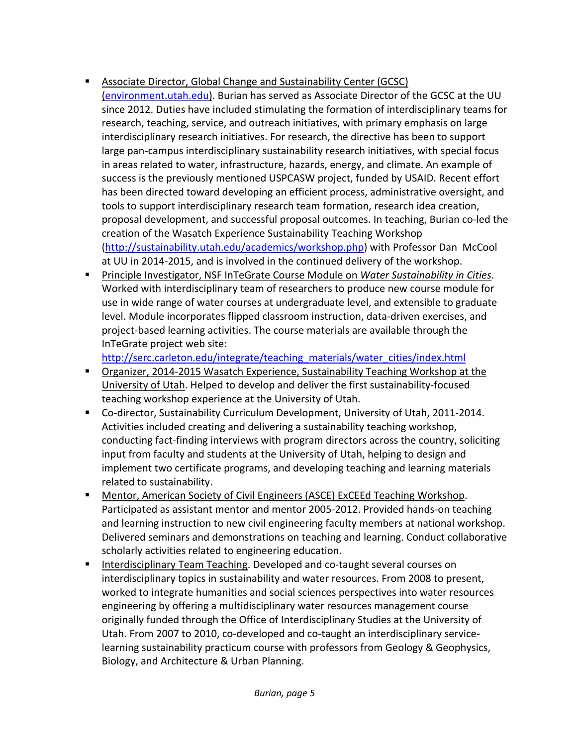- Associate Director, Global Change and Sustainability Center (GCSC) (environment.utah.edu). Burian has served as Associate Director of the GCSC at the UU since 2012. Duties have included stimulating the formation of interdisciplinary teams for research, teaching, service, and outreach initiatives, with primary emphasis on large interdisciplinary research initiatives. For research, the directive has been to support large pan-campus interdisciplinary sustainability research initiatives, with special focus in areas related to water, infrastructure, hazards, energy, and climate. An example of success is the previously mentioned USPCASW project, funded by USAID. Recent effort has been directed toward developing an efficient process, administrative oversight, and tools to support interdisciplinary research team formation, research idea creation, proposal development, and successful proposal outcomes. In teaching, Burian co-led the creation of the Wasatch Experience Sustainability Teaching Workshop (http://sustainability.utah.edu/academics/workshop.php) with Professor Dan McCool at UU in 2014-2015, and is involved in the continued delivery of the workshop.
- Principle Investigator, NSF InTeGrate Course Module on *Water Sustainability in Cities*. Worked with interdisciplinary team of researchers to produce new course module for use in wide range of water courses at undergraduate level, and extensible to graduate level. Module incorporates flipped classroom instruction, data-driven exercises, and project-based learning activities. The course materials are available through the InTeGrate project web site: http://serc.carleton.edu/integrate/teaching_materials/water_cities/index.html
- Organizer, 2014-2015 Wasatch Experience, Sustainability Teaching Workshop at the University of Utah. Helped to develop and deliver the first sustainability-focused teaching workshop experience at the University of Utah.
- Co-director, Sustainability Curriculum Development, University of Utah, 2011-2014. Activities included creating and delivering a sustainability teaching workshop, conducting fact-finding interviews with program directors across the country, soliciting input from faculty and students at the University of Utah, helping to design and implement two certificate programs, and developing teaching and learning materials related to sustainability.
- Mentor, American Society of Civil Engineers (ASCE) ExCEEd Teaching Workshop. Participated as assistant mentor and mentor 2005-2012. Provided hands-on teaching and learning instruction to new civil engineering faculty members at national workshop. Delivered seminars and demonstrations on teaching and learning. Conduct collaborative scholarly activities related to engineering education.
- Interdisciplinary Team Teaching. Developed and co-taught several courses on interdisciplinary topics in sustainability and water resources. From 2008 to present, worked to integrate humanities and social sciences perspectives into water resources engineering by offering a multidisciplinary water resources management course originally funded through the Office of Interdisciplinary Studies at the University of Utah. From 2007 to 2010, co-developed and co-taught an interdisciplinary service-learning sustainability practicum course with professors from Geology & Geophysics, Biology, and Architecture & Urban Planning.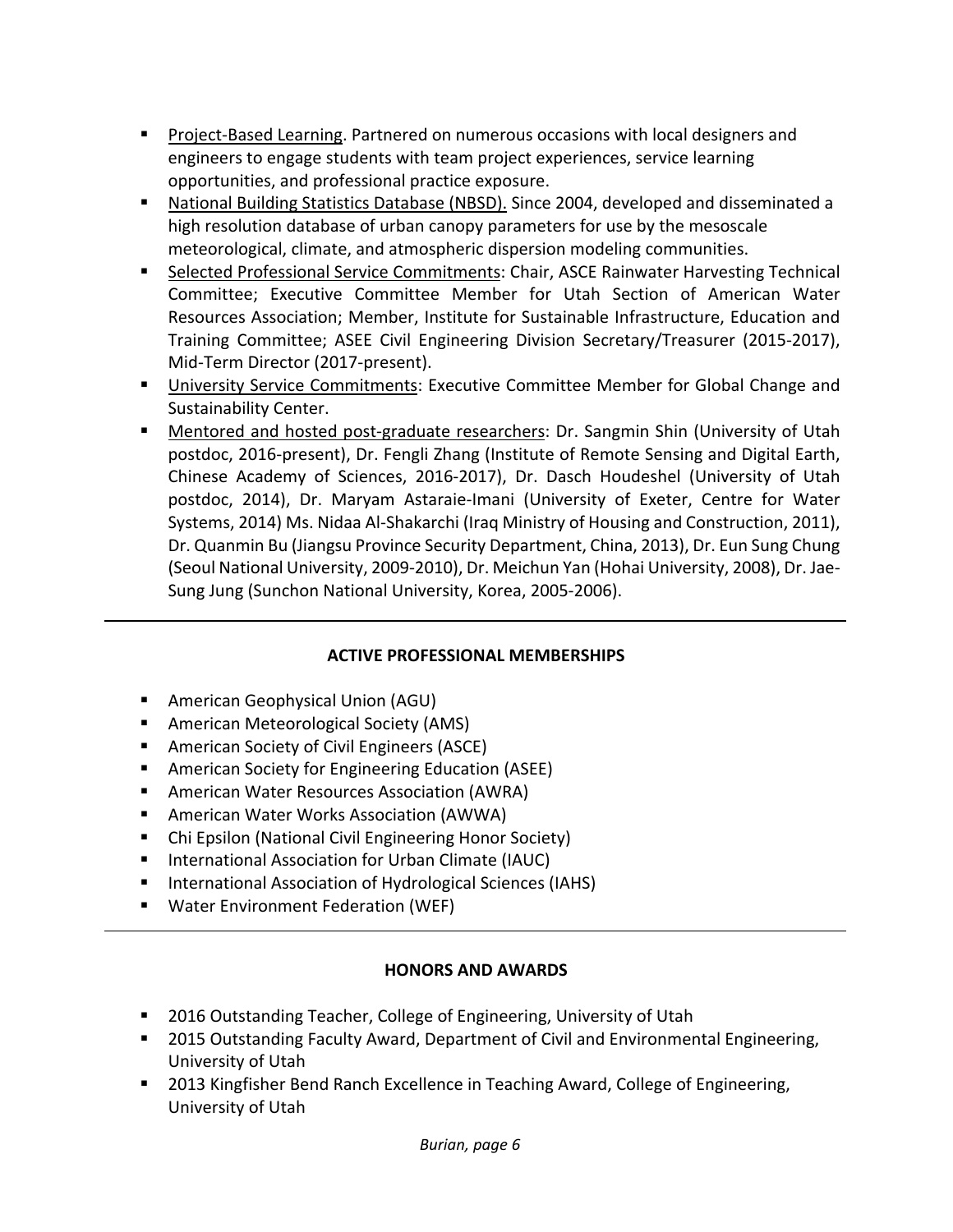- Project-Based Learning. Partnered on numerous occasions with local designers and engineers to engage students with team project experiences, service learning opportunities, and professional practice exposure.
- National Building Statistics Database (NBSD). Since 2004, developed and disseminated a high resolution database of urban canopy parameters for use by the mesoscale meteorological, climate, and atmospheric dispersion modeling communities.
- Selected Professional Service Commitments: Chair, ASCE Rainwater Harvesting Technical Committee; Executive Committee Member for Utah Section of American Water Resources Association; Member, Institute for Sustainable Infrastructure, Education and Training Committee; ASEE Civil Engineering Division Secretary/Treasurer (2015-2017), Mid-Term Director (2017-present).
- University Service Commitments: Executive Committee Member for Global Change and Sustainability Center.
- Mentored and hosted post-graduate researchers: Dr. Sangmin Shin (University of Utah postdoc, 2016-present), Dr. Fengli Zhang (Institute of Remote Sensing and Digital Earth, Chinese Academy of Sciences, 2016-2017), Dr. Dasch Houdeshel (University of Utah postdoc, 2014), Dr. Maryam Astaraie-Imani (University of Exeter, Centre for Water Systems, 2014) Ms. Nidaa Al-Shakarchi (Iraq Ministry of Housing and Construction, 2011), Dr. Quanmin Bu (Jiangsu Province Security Department, China, 2013), Dr. Eun Sung Chung (Seoul National University, 2009-2010), Dr. Meichun Yan (Hohai University, 2008), Dr. Jae-Sung Jung (Sunchon National University, Korea, 2005-2006).

## ACTIVE PROFESSIONAL MEMBERSHIPS

- American Geophysical Union (AGU)
- American Meteorological Society (AMS)
- American Society of Civil Engineers (ASCE)
- American Society for Engineering Education (ASEE)
- American Water Resources Association (AWRA)
- American Water Works Association (AWWA)
- Chi Epsilon (National Civil Engineering Honor Society)
- International Association for Urban Climate (IAUC)
- International Association of Hydrological Sciences (IAHS)
- Water Environment Federation (WEF)

## HONORS AND AWARDS

- 2016 Outstanding Teacher, College of Engineering, University of Utah
- 2015 Outstanding Faculty Award, Department of Civil and Environmental Engineering, University of Utah
- 2013 Kingfisher Bend Ranch Excellence in Teaching Award, College of Engineering, University of Utah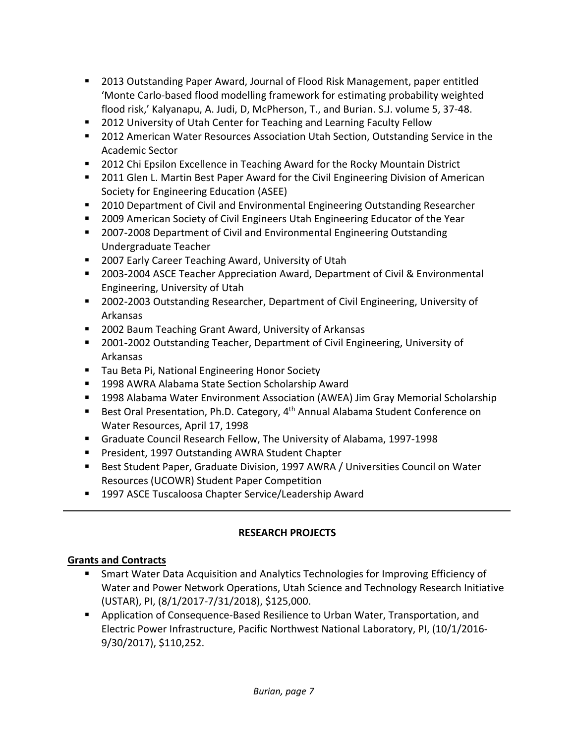- 2013 Outstanding Paper Award, Journal of Flood Risk Management, paper entitled 'Monte Carlo-based flood modelling framework for estimating probability weighted flood risk,' Kalyanapu, A. Judi, D, McPherson, T., and Burian. S.J. volume 5, 37-48.
- 2012 University of Utah Center for Teaching and Learning Faculty Fellow
- 2012 American Water Resources Association Utah Section, Outstanding Service in the Academic Sector
- 2012 Chi Epsilon Excellence in Teaching Award for the Rocky Mountain District
- 2011 Glen L. Martin Best Paper Award for the Civil Engineering Division of American Society for Engineering Education (ASEE)
- 2010 Department of Civil and Environmental Engineering Outstanding Researcher
- 2009 American Society of Civil Engineers Utah Engineering Educator of the Year
- 2007-2008 Department of Civil and Environmental Engineering Outstanding Undergraduate Teacher
- 2007 Early Career Teaching Award, University of Utah
- 2003-2004 ASCE Teacher Appreciation Award, Department of Civil & Environmental Engineering, University of Utah
- 2002-2003 Outstanding Researcher, Department of Civil Engineering, University of Arkansas
- 2002 Baum Teaching Grant Award, University of Arkansas
- 2001-2002 Outstanding Teacher, Department of Civil Engineering, University of Arkansas
- Tau Beta Pi, National Engineering Honor Society
- 1998 AWRA Alabama State Section Scholarship Award
- 1998 Alabama Water Environment Association (AWEA) Jim Gray Memorial Scholarship
- Best Oral Presentation, Ph.D. Category, 4th Annual Alabama Student Conference on Water Resources, April 17, 1998
- Graduate Council Research Fellow, The University of Alabama, 1997-1998
- President, 1997 Outstanding AWRA Student Chapter
- Best Student Paper, Graduate Division, 1997 AWRA / Universities Council on Water Resources (UCOWR) Student Paper Competition
- 1997 ASCE Tuscaloosa Chapter Service/Leadership Award

---

## RESEARCH PROJECTS

**Grants and Contracts**

- Smart Water Data Acquisition and Analytics Technologies for Improving Efficiency of Water and Power Network Operations, Utah Science and Technology Research Initiative (USTAR), PI, (8/1/2017-7/31/2018), $125,000.
- Application of Consequence-Based Resilience to Urban Water, Transportation, and Electric Power Infrastructure, Pacific Northwest National Laboratory, PI, (10/1/2016-9/30/2017), $110,252.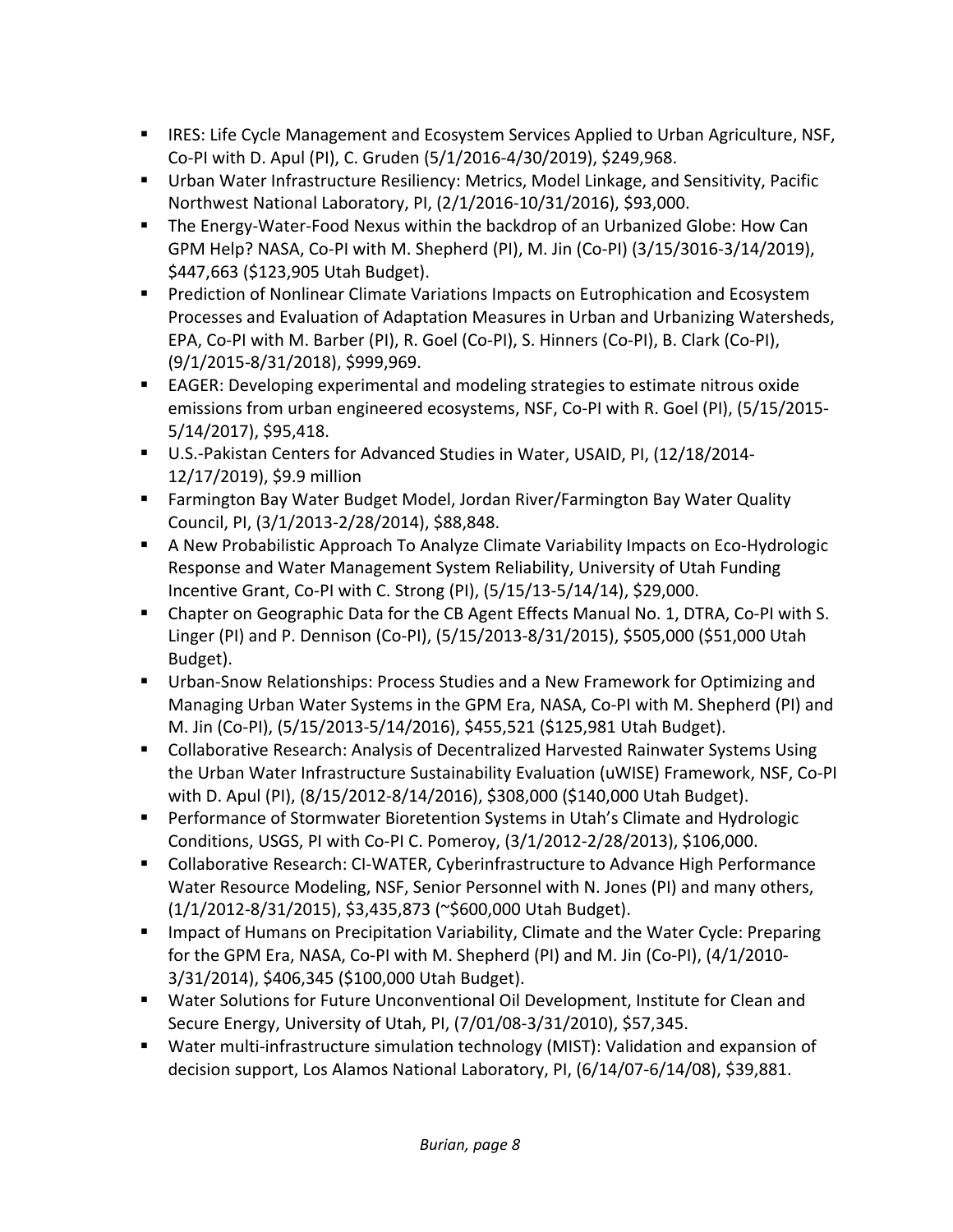- IRES: Life Cycle Management and Ecosystem Services Applied to Urban Agriculture, NSF, Co-PI with D. Apul (PI), C. Gruden (5/1/2016-4/30/2019), $249,968.
- Urban Water Infrastructure Resiliency: Metrics, Model Linkage, and Sensitivity, Pacific Northwest National Laboratory, PI, (2/1/2016-10/31/2016), $93,000.
- The Energy-Water-Food Nexus within the backdrop of an Urbanized Globe: How Can GPM Help? NASA, Co-PI with M. Shepherd (PI), M. Jin (Co-PI) (3/15/3016-3/14/2019), $447,663 ($123,905 Utah Budget).
- Prediction of Nonlinear Climate Variations Impacts on Eutrophication and Ecosystem Processes and Evaluation of Adaptation Measures in Urban and Urbanizing Watersheds, EPA, Co-PI with M. Barber (PI), R. Goel (Co-PI), S. Hinners (Co-PI), B. Clark (Co-PI), (9/1/2015-8/31/2018), $999,969.
- EAGER: Developing experimental and modeling strategies to estimate nitrous oxide emissions from urban engineered ecosystems, NSF, Co-PI with R. Goel (PI), (5/15/2015-5/14/2017), $95,418.
- U.S.-Pakistan Centers for Advanced Studies in Water, USAID, PI, (12/18/2014-12/17/2019), $9.9 million
- Farmington Bay Water Budget Model, Jordan River/Farmington Bay Water Quality Council, PI, (3/1/2013-2/28/2014), $88,848.
- A New Probabilistic Approach To Analyze Climate Variability Impacts on Eco-Hydrologic Response and Water Management System Reliability, University of Utah Funding Incentive Grant, Co-PI with C. Strong (PI), (5/15/13-5/14/14), $29,000.
- Chapter on Geographic Data for the CB Agent Effects Manual No. 1, DTRA, Co-PI with S. Linger (PI) and P. Dennison (Co-PI), (5/15/2013-8/31/2015), $505,000 ($51,000 Utah Budget).
- Urban-Snow Relationships: Process Studies and a New Framework for Optimizing and Managing Urban Water Systems in the GPM Era, NASA, Co-PI with M. Shepherd (PI) and M. Jin (Co-PI), (5/15/2013-5/14/2016), $455,521 ($125,981 Utah Budget).
- Collaborative Research: Analysis of Decentralized Harvested Rainwater Systems Using the Urban Water Infrastructure Sustainability Evaluation (uWISE) Framework, NSF, Co-PI with D. Apul (PI), (8/15/2012-8/14/2016), $308,000 ($140,000 Utah Budget).
- Performance of Stormwater Bioretention Systems in Utah's Climate and Hydrologic Conditions, USGS, PI with Co-PI C. Pomeroy, (3/1/2012-2/28/2013), $106,000.
- Collaborative Research: CI-WATER, Cyberinfrastructure to Advance High Performance Water Resource Modeling, NSF, Senior Personnel with N. Jones (PI) and many others, (1/1/2012-8/31/2015), $3,435,873 (~$600,000 Utah Budget).
- Impact of Humans on Precipitation Variability, Climate and the Water Cycle: Preparing for the GPM Era, NASA, Co-PI with M. Shepherd (PI) and M. Jin (Co-PI), (4/1/2010-3/31/2014), $406,345 ($100,000 Utah Budget).
- Water Solutions for Future Unconventional Oil Development, Institute for Clean and Secure Energy, University of Utah, PI, (7/01/08-3/31/2010), $57,345.
- Water multi-infrastructure simulation technology (MIST): Validation and expansion of decision support, Los Alamos National Laboratory, PI, (6/14/07-6/14/08), $39,881.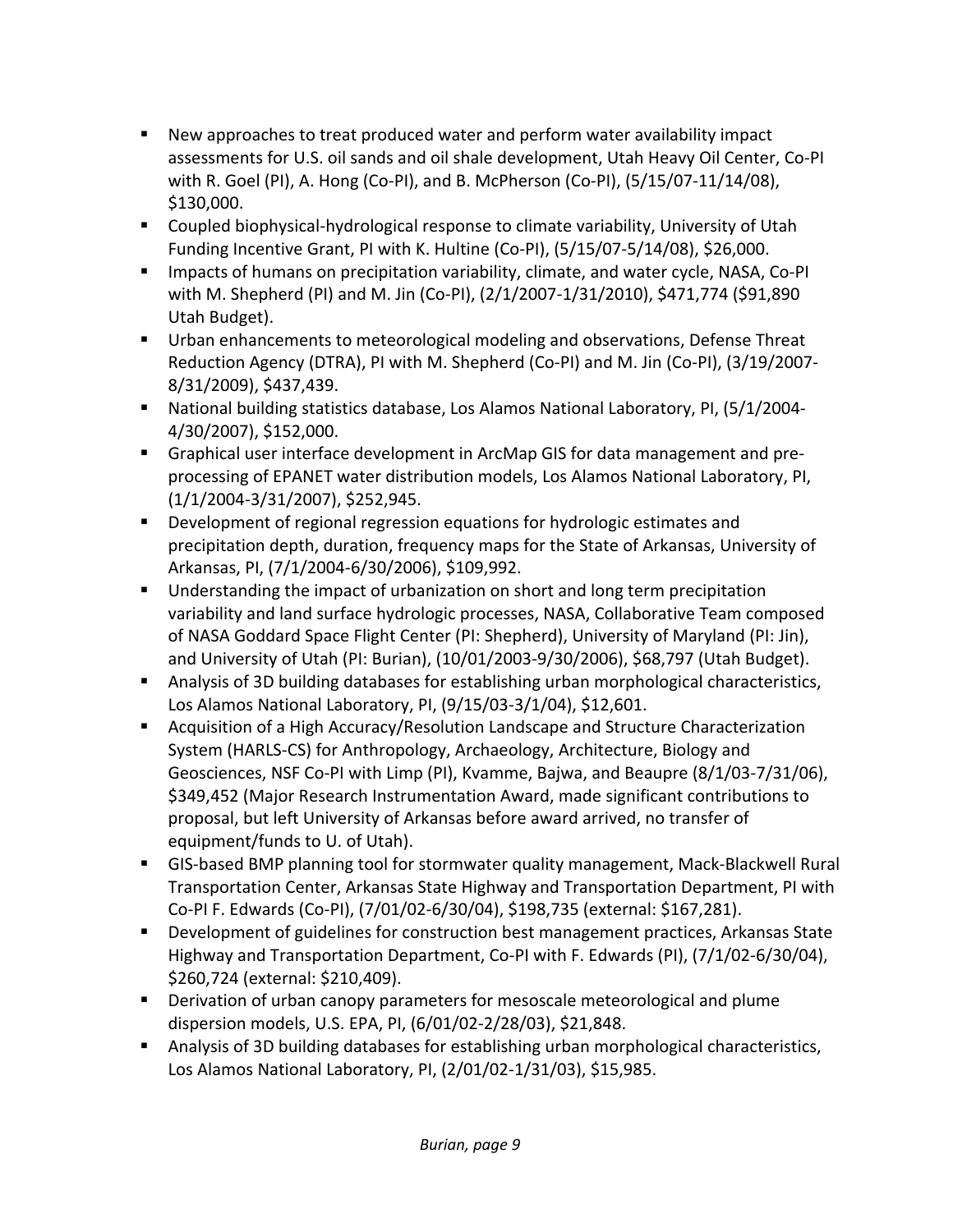- New approaches to treat produced water and perform water availability impact assessments for U.S. oil sands and oil shale development, Utah Heavy Oil Center, Co-PI with R. Goel (PI), A. Hong (Co-PI), and B. McPherson (Co-PI), (5/15/07-11/14/08), $130,000.
- Coupled biophysical-hydrological response to climate variability, University of Utah Funding Incentive Grant, PI with K. Hultine (Co-PI), (5/15/07-5/14/08), $26,000.
- Impacts of humans on precipitation variability, climate, and water cycle, NASA, Co-PI with M. Shepherd (PI) and M. Jin (Co-PI), (2/1/2007-1/31/2010), $471,774 ($91,890 Utah Budget).
- Urban enhancements to meteorological modeling and observations, Defense Threat Reduction Agency (DTRA), PI with M. Shepherd (Co-PI) and M. Jin (Co-PI), (3/19/2007-8/31/2009), $437,439.
- National building statistics database, Los Alamos National Laboratory, PI, (5/1/2004-4/30/2007), $152,000.
- Graphical user interface development in ArcMap GIS for data management and pre-processing of EPANET water distribution models, Los Alamos National Laboratory, PI, (1/1/2004-3/31/2007), $252,945.
- Development of regional regression equations for hydrologic estimates and precipitation depth, duration, frequency maps for the State of Arkansas, University of Arkansas, PI, (7/1/2004-6/30/2006), $109,992.
- Understanding the impact of urbanization on short and long term precipitation variability and land surface hydrologic processes, NASA, Collaborative Team composed of NASA Goddard Space Flight Center (PI: Shepherd), University of Maryland (PI: Jin), and University of Utah (PI: Burian), (10/01/2003-9/30/2006), $68,797 (Utah Budget).
- Analysis of 3D building databases for establishing urban morphological characteristics, Los Alamos National Laboratory, PI, (9/15/03-3/1/04), $12,601.
- Acquisition of a High Accuracy/Resolution Landscape and Structure Characterization System (HARLS-CS) for Anthropology, Archaeology, Architecture, Biology and Geosciences, NSF Co-PI with Limp (PI), Kvamme, Bajwa, and Beaupre (8/1/03-7/31/06), $349,452 (Major Research Instrumentation Award, made significant contributions to proposal, but left University of Arkansas before award arrived, no transfer of equipment/funds to U. of Utah).
- GIS-based BMP planning tool for stormwater quality management, Mack-Blackwell Rural Transportation Center, Arkansas State Highway and Transportation Department, PI with Co-PI F. Edwards (Co-PI), (7/01/02-6/30/04), $198,735 (external: $167,281).
- Development of guidelines for construction best management practices, Arkansas State Highway and Transportation Department, Co-PI with F. Edwards (PI), (7/1/02-6/30/04), $260,724 (external: $210,409).
- Derivation of urban canopy parameters for mesoscale meteorological and plume dispersion models, U.S. EPA, PI, (6/01/02-2/28/03), $21,848.
- Analysis of 3D building databases for establishing urban morphological characteristics, Los Alamos National Laboratory, PI, (2/01/02-1/31/03), $15,985.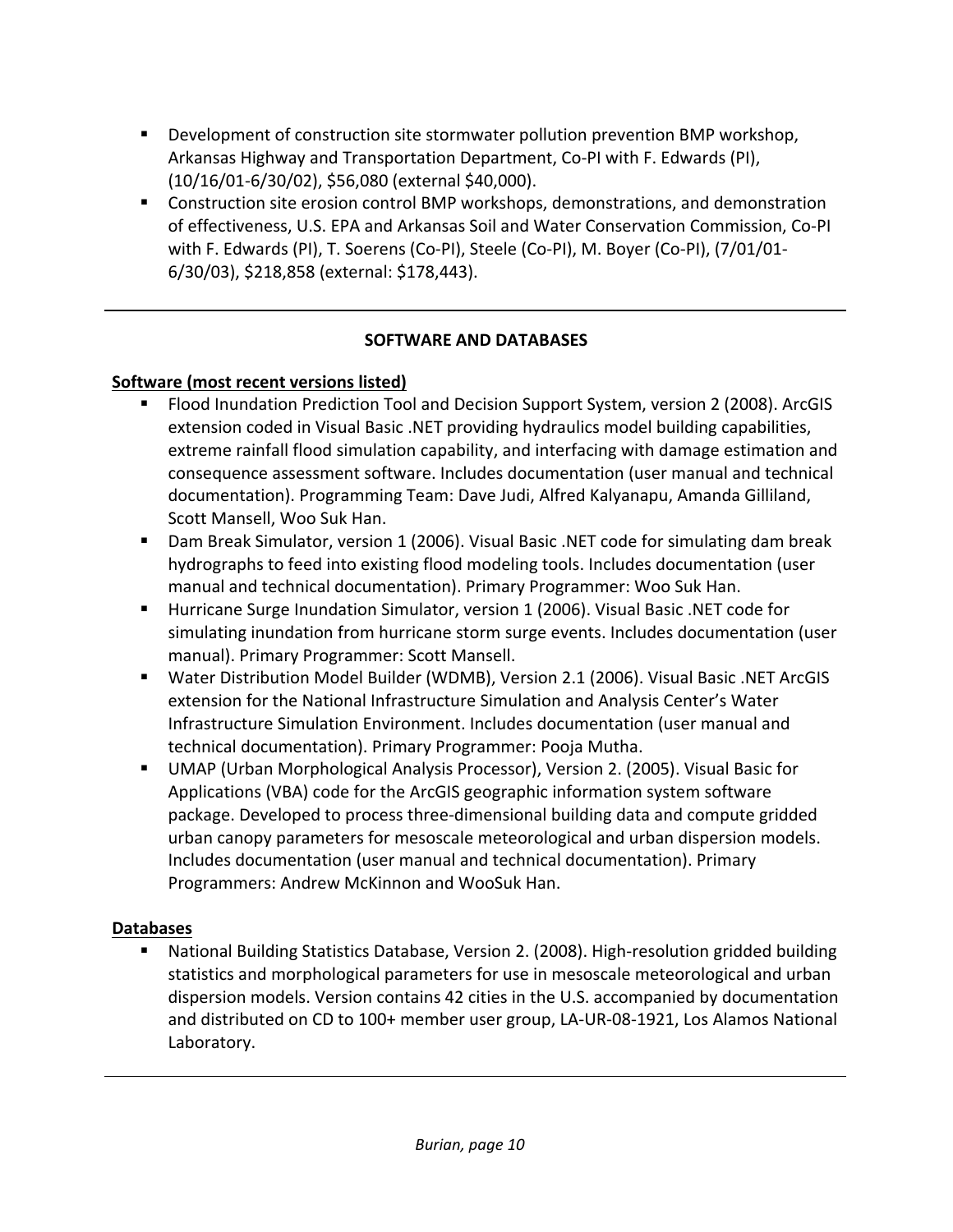- Development of construction site stormwater pollution prevention BMP workshop, Arkansas Highway and Transportation Department, Co-PI with F. Edwards (PI), (10/16/01-6/30/02), $56,080 (external $40,000).
- Construction site erosion control BMP workshops, demonstrations, and demonstration of effectiveness, U.S. EPA and Arkansas Soil and Water Conservation Commission, Co-PI with F. Edwards (PI), T. Soerens (Co-PI), Steele (Co-PI), M. Boyer (Co-PI), (7/01/01-6/30/03), $218,858 (external: $178,443).

---

## SOFTWARE AND DATABASES

**Software (most recent versions listed)**

- Flood Inundation Prediction Tool and Decision Support System, version 2 (2008). ArcGIS extension coded in Visual Basic .NET providing hydraulics model building capabilities, extreme rainfall flood simulation capability, and interfacing with damage estimation and consequence assessment software. Includes documentation (user manual and technical documentation). Programming Team: Dave Judi, Alfred Kalyanapu, Amanda Gilliland, Scott Mansell, Woo Suk Han.
- Dam Break Simulator, version 1 (2006). Visual Basic .NET code for simulating dam break hydrographs to feed into existing flood modeling tools. Includes documentation (user manual and technical documentation). Primary Programmer: Woo Suk Han.
- Hurricane Surge Inundation Simulator, version 1 (2006). Visual Basic .NET code for simulating inundation from hurricane storm surge events. Includes documentation (user manual). Primary Programmer: Scott Mansell.
- Water Distribution Model Builder (WDMB), Version 2.1 (2006). Visual Basic .NET ArcGIS extension for the National Infrastructure Simulation and Analysis Center's Water Infrastructure Simulation Environment. Includes documentation (user manual and technical documentation). Primary Programmer: Pooja Mutha.
- UMAP (Urban Morphological Analysis Processor), Version 2. (2005). Visual Basic for Applications (VBA) code for the ArcGIS geographic information system software package. Developed to process three-dimensional building data and compute gridded urban canopy parameters for mesoscale meteorological and urban dispersion models. Includes documentation (user manual and technical documentation). Primary Programmers: Andrew McKinnon and WooSuk Han.

**Databases**

- National Building Statistics Database, Version 2. (2008). High-resolution gridded building statistics and morphological parameters for use in mesoscale meteorological and urban dispersion models. Version contains 42 cities in the U.S. accompanied by documentation and distributed on CD to 100+ member user group, LA-UR-08-1921, Los Alamos National Laboratory.

---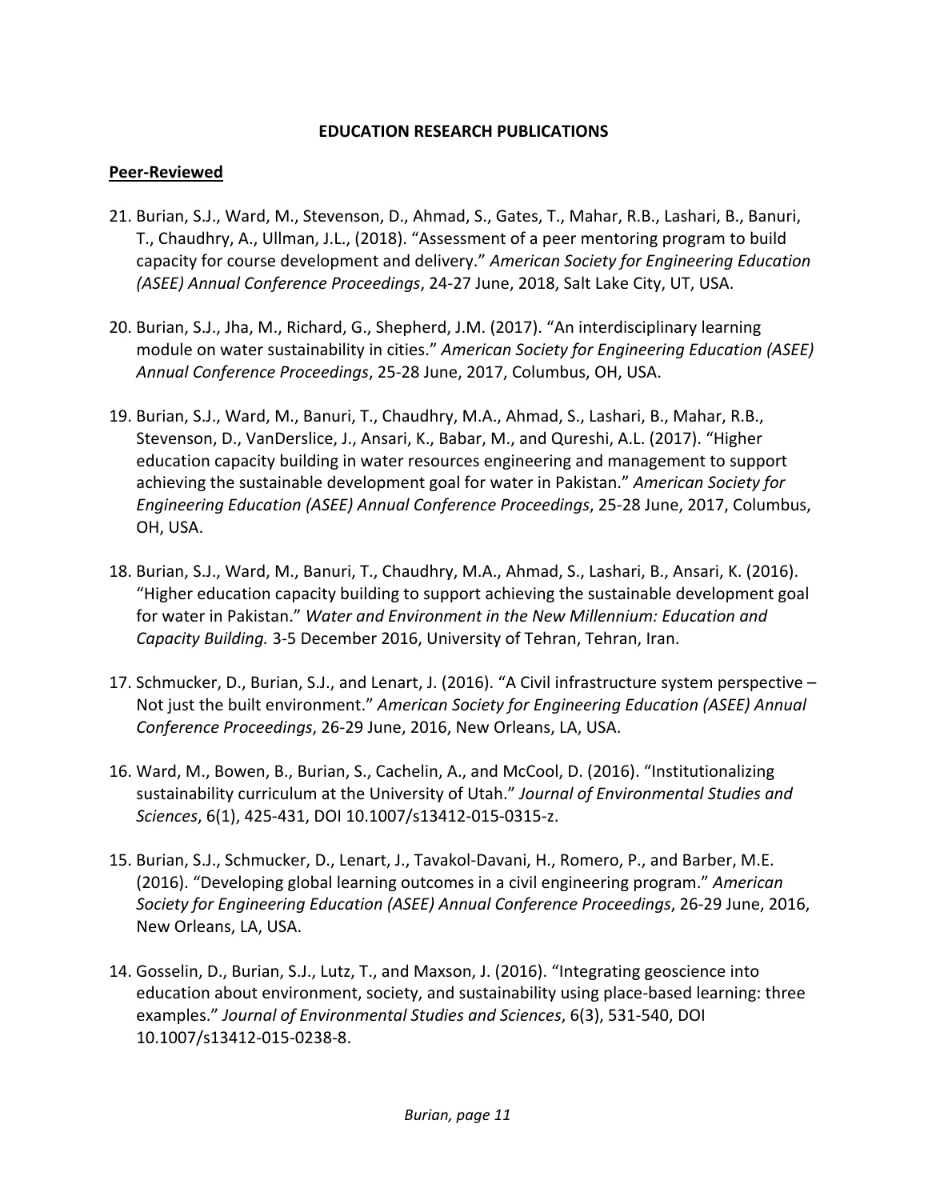## EDUCATION RESEARCH PUBLICATIONS

### Peer-Reviewed

21. Burian, S.J., Ward, M., Stevenson, D., Ahmad, S., Gates, T., Mahar, R.B., Lashari, B., Banuri, T., Chaudhry, A., Ullman, J.L., (2018). "Assessment of a peer mentoring program to build capacity for course development and delivery." *American Society for Engineering Education (ASEE) Annual Conference Proceedings*, 24-27 June, 2018, Salt Lake City, UT, USA.

20. Burian, S.J., Jha, M., Richard, G., Shepherd, J.M. (2017). "An interdisciplinary learning module on water sustainability in cities." *American Society for Engineering Education (ASEE) Annual Conference Proceedings*, 25-28 June, 2017, Columbus, OH, USA.

19. Burian, S.J., Ward, M., Banuri, T., Chaudhry, M.A., Ahmad, S., Lashari, B., Mahar, R.B., Stevenson, D., VanDerslice, J., Ansari, K., Babar, M., and Qureshi, A.L. (2017). "Higher education capacity building in water resources engineering and management to support achieving the sustainable development goal for water in Pakistan." *American Society for Engineering Education (ASEE) Annual Conference Proceedings*, 25-28 June, 2017, Columbus, OH, USA.

18. Burian, S.J., Ward, M., Banuri, T., Chaudhry, M.A., Ahmad, S., Lashari, B., Ansari, K. (2016). "Higher education capacity building to support achieving the sustainable development goal for water in Pakistan." *Water and Environment in the New Millennium: Education and Capacity Building.* 3-5 December 2016, University of Tehran, Tehran, Iran.

17. Schmucker, D., Burian, S.J., and Lenart, J. (2016). "A Civil infrastructure system perspective – Not just the built environment." *American Society for Engineering Education (ASEE) Annual Conference Proceedings*, 26-29 June, 2016, New Orleans, LA, USA.

16. Ward, M., Bowen, B., Burian, S., Cachelin, A., and McCool, D. (2016). "Institutionalizing sustainability curriculum at the University of Utah." *Journal of Environmental Studies and Sciences*, 6(1), 425-431, DOI 10.1007/s13412-015-0315-z.

15. Burian, S.J., Schmucker, D., Lenart, J., Tavakol-Davani, H., Romero, P., and Barber, M.E. (2016). "Developing global learning outcomes in a civil engineering program." *American Society for Engineering Education (ASEE) Annual Conference Proceedings*, 26-29 June, 2016, New Orleans, LA, USA.

14. Gosselin, D., Burian, S.J., Lutz, T., and Maxson, J. (2016). "Integrating geoscience into education about environment, society, and sustainability using place-based learning: three examples." *Journal of Environmental Studies and Sciences*, 6(3), 531-540, DOI 10.1007/s13412-015-0238-8.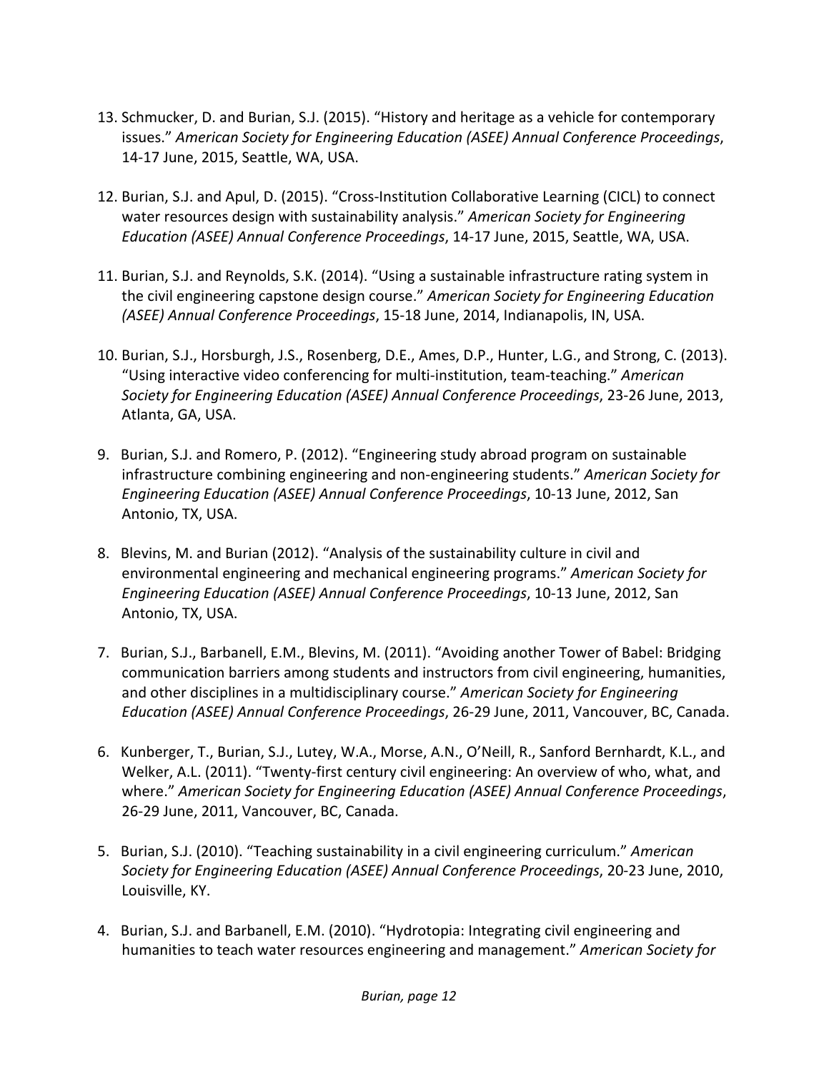13. Schmucker, D. and Burian, S.J. (2015). "History and heritage as a vehicle for contemporary issues." *American Society for Engineering Education (ASEE) Annual Conference Proceedings*, 14-17 June, 2015, Seattle, WA, USA.

12. Burian, S.J. and Apul, D. (2015). "Cross-Institution Collaborative Learning (CICL) to connect water resources design with sustainability analysis." *American Society for Engineering Education (ASEE) Annual Conference Proceedings*, 14-17 June, 2015, Seattle, WA, USA.

11. Burian, S.J. and Reynolds, S.K. (2014). "Using a sustainable infrastructure rating system in the civil engineering capstone design course." *American Society for Engineering Education (ASEE) Annual Conference Proceedings*, 15-18 June, 2014, Indianapolis, IN, USA.

10. Burian, S.J., Horsburgh, J.S., Rosenberg, D.E., Ames, D.P., Hunter, L.G., and Strong, C. (2013). "Using interactive video conferencing for multi-institution, team-teaching." *American Society for Engineering Education (ASEE) Annual Conference Proceedings*, 23-26 June, 2013, Atlanta, GA, USA.

9. Burian, S.J. and Romero, P. (2012). "Engineering study abroad program on sustainable infrastructure combining engineering and non-engineering students." *American Society for Engineering Education (ASEE) Annual Conference Proceedings*, 10-13 June, 2012, San Antonio, TX, USA.

8. Blevins, M. and Burian (2012). "Analysis of the sustainability culture in civil and environmental engineering and mechanical engineering programs." *American Society for Engineering Education (ASEE) Annual Conference Proceedings*, 10-13 June, 2012, San Antonio, TX, USA.

7. Burian, S.J., Barbanell, E.M., Blevins, M. (2011). "Avoiding another Tower of Babel: Bridging communication barriers among students and instructors from civil engineering, humanities, and other disciplines in a multidisciplinary course." *American Society for Engineering Education (ASEE) Annual Conference Proceedings*, 26-29 June, 2011, Vancouver, BC, Canada.

6. Kunberger, T., Burian, S.J., Lutey, W.A., Morse, A.N., O'Neill, R., Sanford Bernhardt, K.L., and Welker, A.L. (2011). "Twenty-first century civil engineering: An overview of who, what, and where." *American Society for Engineering Education (ASEE) Annual Conference Proceedings*, 26-29 June, 2011, Vancouver, BC, Canada.

5. Burian, S.J. (2010). "Teaching sustainability in a civil engineering curriculum." *American Society for Engineering Education (ASEE) Annual Conference Proceedings*, 20-23 June, 2010, Louisville, KY.

4. Burian, S.J. and Barbanell, E.M. (2010). "Hydrotopia: Integrating civil engineering and humanities to teach water resources engineering and management." *American Society for*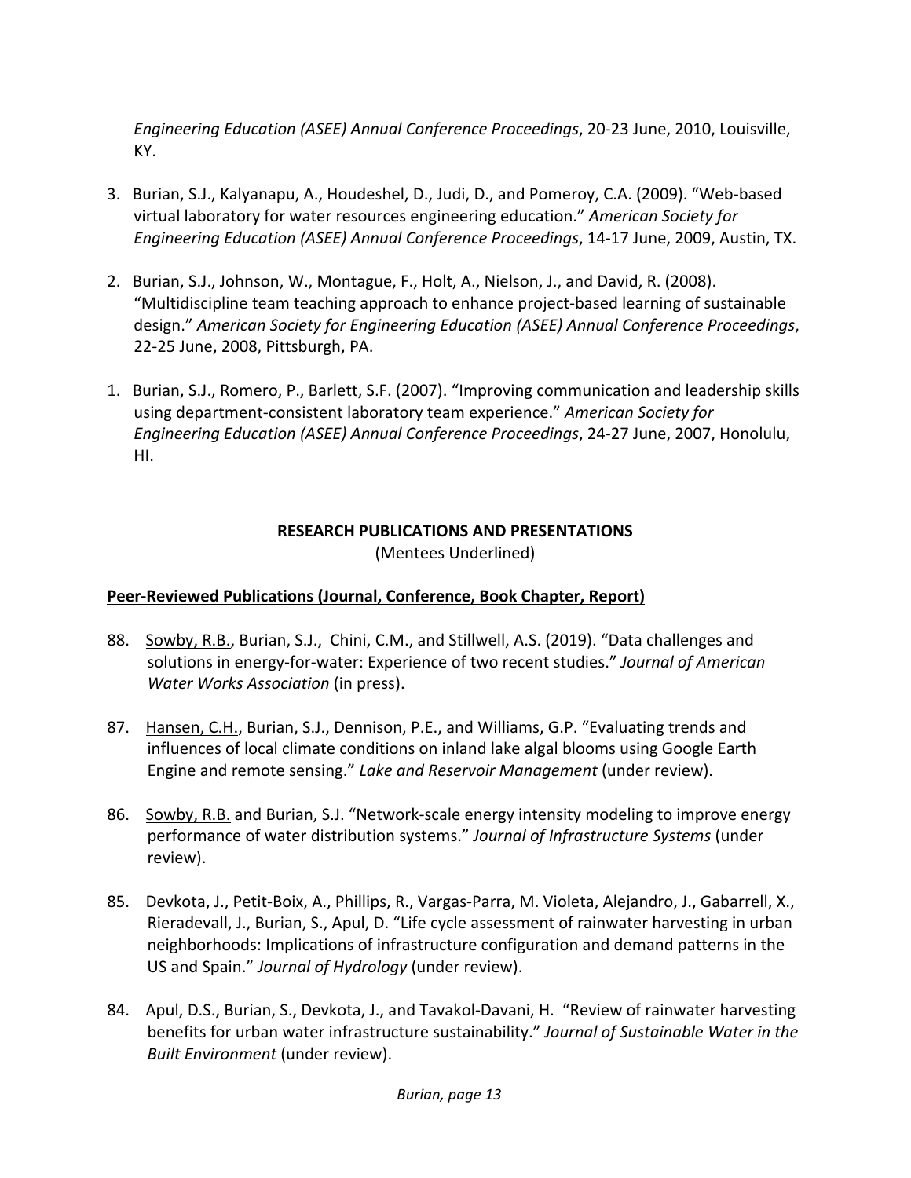*Engineering Education (ASEE) Annual Conference Proceedings*, 20-23 June, 2010, Louisville, KY.

3. Burian, S.J., Kalyanapu, A., Houdeshel, D., Judi, D., and Pomeroy, C.A. (2009). "Web-based virtual laboratory for water resources engineering education." *American Society for Engineering Education (ASEE) Annual Conference Proceedings*, 14-17 June, 2009, Austin, TX.

2. Burian, S.J., Johnson, W., Montague, F., Holt, A., Nielson, J., and David, R. (2008). "Multidiscipline team teaching approach to enhance project-based learning of sustainable design." *American Society for Engineering Education (ASEE) Annual Conference Proceedings*, 22-25 June, 2008, Pittsburgh, PA.

1. Burian, S.J., Romero, P., Barlett, S.F. (2007). "Improving communication and leadership skills using department-consistent laboratory team experience." *American Society for Engineering Education (ASEE) Annual Conference Proceedings*, 24-27 June, 2007, Honolulu, HI.

---

## RESEARCH PUBLICATIONS AND PRESENTATIONS

(Mentees Underlined)

### Peer-Reviewed Publications (Journal, Conference, Book Chapter, Report)

88. <u>Sowby, R.B.</u>, Burian, S.J., Chini, C.M., and Stillwell, A.S. (2019). "Data challenges and solutions in energy-for-water: Experience of two recent studies." *Journal of American Water Works Association* (in press).

87. <u>Hansen, C.H.</u>, Burian, S.J., Dennison, P.E., and Williams, G.P. "Evaluating trends and influences of local climate conditions on inland lake algal blooms using Google Earth Engine and remote sensing." *Lake and Reservoir Management* (under review).

86. <u>Sowby, R.B.</u> and Burian, S.J. "Network-scale energy intensity modeling to improve energy performance of water distribution systems." *Journal of Infrastructure Systems* (under review).

85. Devkota, J., Petit-Boix, A., Phillips, R., Vargas-Parra, M. Violeta, Alejandro, J., Gabarrell, X., Rieradevall, J., Burian, S., Apul, D. "Life cycle assessment of rainwater harvesting in urban neighborhoods: Implications of infrastructure configuration and demand patterns in the US and Spain." *Journal of Hydrology* (under review).

84. Apul, D.S., Burian, S., Devkota, J., and Tavakol-Davani, H. "Review of rainwater harvesting benefits for urban water infrastructure sustainability." *Journal of Sustainable Water in the Built Environment* (under review).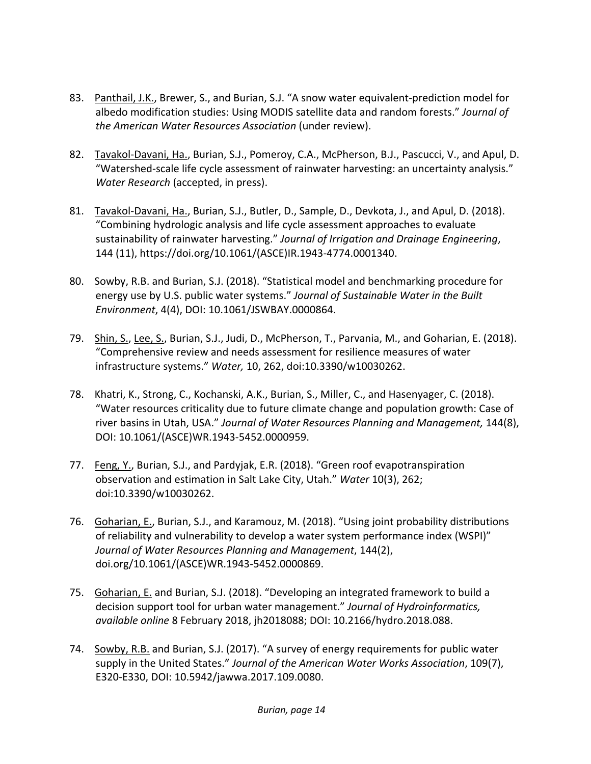83. <u>Panthail, J.K.</u>, Brewer, S., and Burian, S.J. "A snow water equivalent-prediction model for albedo modification studies: Using MODIS satellite data and random forests." *Journal of the American Water Resources Association* (under review).

82. <u>Tavakol-Davani, Ha.</u>, Burian, S.J., Pomeroy, C.A., McPherson, B.J., Pascucci, V., and Apul, D. "Watershed-scale life cycle assessment of rainwater harvesting: an uncertainty analysis." *Water Research* (accepted, in press).

81. <u>Tavakol-Davani, Ha.</u>, Burian, S.J., Butler, D., Sample, D., Devkota, J., and Apul, D. (2018). "Combining hydrologic analysis and life cycle assessment approaches to evaluate sustainability of rainwater harvesting." *Journal of Irrigation and Drainage Engineering*, 144 (11), https://doi.org/10.1061/(ASCE)IR.1943-4774.0001340.

80. <u>Sowby, R.B.</u> and Burian, S.J. (2018). "Statistical model and benchmarking procedure for energy use by U.S. public water systems." *Journal of Sustainable Water in the Built Environment*, 4(4), DOI: 10.1061/JSWBAY.0000864.

79. <u>Shin, S.</u>, <u>Lee, S.</u>, Burian, S.J., Judi, D., McPherson, T., Parvania, M., and Goharian, E. (2018). "Comprehensive review and needs assessment for resilience measures of water infrastructure systems." *Water,* 10, 262, doi:10.3390/w10030262.

78. Khatri, K., Strong, C., Kochanski, A.K., Burian, S., Miller, C., and Hasenyager, C. (2018). "Water resources criticality due to future climate change and population growth: Case of river basins in Utah, USA." *Journal of Water Resources Planning and Management,* 144(8), DOI: 10.1061/(ASCE)WR.1943-5452.0000959.

77. <u>Feng, Y.</u>, Burian, S.J., and Pardyjak, E.R. (2018). "Green roof evapotranspiration observation and estimation in Salt Lake City, Utah." *Water* 10(3), 262; doi:10.3390/w10030262.

76. <u>Goharian, E.</u>, Burian, S.J., and Karamouz, M. (2018). "Using joint probability distributions of reliability and vulnerability to develop a water system performance index (WSPI)" *Journal of Water Resources Planning and Management*, 144(2), doi.org/10.1061/(ASCE)WR.1943-5452.0000869.

75. <u>Goharian, E.</u> and Burian, S.J. (2018). "Developing an integrated framework to build a decision support tool for urban water management." *Journal of Hydroinformatics, available online* 8 February 2018, jh2018088; DOI: 10.2166/hydro.2018.088.

74. <u>Sowby, R.B.</u> and Burian, S.J. (2017). "A survey of energy requirements for public water supply in the United States." *Journal of the American Water Works Association*, 109(7), E320-E330, DOI: 10.5942/jawwa.2017.109.0080.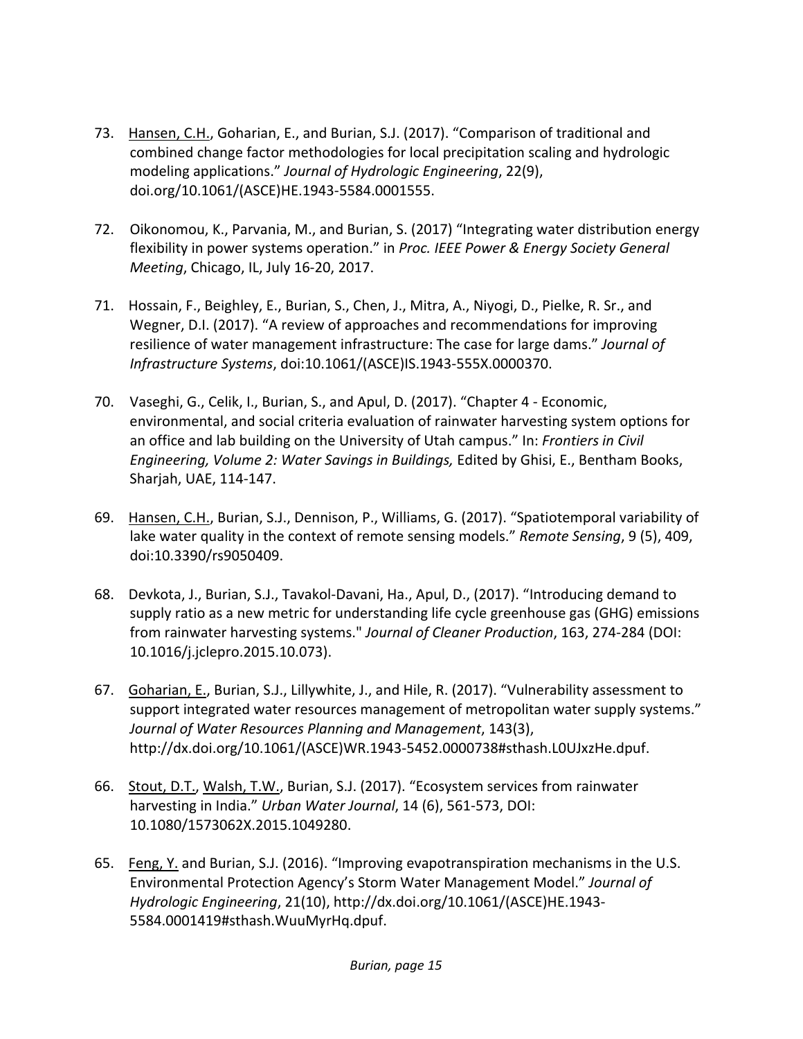73. Hansen, C.H., Goharian, E., and Burian, S.J. (2017). “Comparison of traditional and combined change factor methodologies for local precipitation scaling and hydrologic modeling applications.” *Journal of Hydrologic Engineering*, 22(9), doi.org/10.1061/(ASCE)HE.1943-5584.0001555.

72. Oikonomou, K., Parvania, M., and Burian, S. (2017) “Integrating water distribution energy flexibility in power systems operation.” in *Proc. IEEE Power & Energy Society General Meeting*, Chicago, IL, July 16-20, 2017.

71. Hossain, F., Beighley, E., Burian, S., Chen, J., Mitra, A., Niyogi, D., Pielke, R. Sr., and Wegner, D.I. (2017). “A review of approaches and recommendations for improving resilience of water management infrastructure: The case for large dams.” *Journal of Infrastructure Systems*, doi:10.1061/(ASCE)IS.1943-555X.0000370.

70. Vaseghi, G., Celik, I., Burian, S., and Apul, D. (2017). “Chapter 4 - Economic, environmental, and social criteria evaluation of rainwater harvesting system options for an office and lab building on the University of Utah campus.” In: *Frontiers in Civil Engineering, Volume 2: Water Savings in Buildings,* Edited by Ghisi, E., Bentham Books, Sharjah, UAE, 114-147.

69. Hansen, C.H., Burian, S.J., Dennison, P., Williams, G. (2017). “Spatiotemporal variability of lake water quality in the context of remote sensing models.” *Remote Sensing*, 9 (5), 409, doi:10.3390/rs9050409.

68. Devkota, J., Burian, S.J., Tavakol-Davani, Ha., Apul, D., (2017). “Introducing demand to supply ratio as a new metric for understanding life cycle greenhouse gas (GHG) emissions from rainwater harvesting systems." *Journal of Cleaner Production*, 163, 274-284 (DOI: 10.1016/j.jclepro.2015.10.073).

67. Goharian, E., Burian, S.J., Lillywhite, J., and Hile, R. (2017). “Vulnerability assessment to support integrated water resources management of metropolitan water supply systems.” *Journal of Water Resources Planning and Management*, 143(3), http://dx.doi.org/10.1061/(ASCE)WR.1943-5452.0000738#sthash.L0UJxzHe.dpuf.

66. Stout, D.T., Walsh, T.W., Burian, S.J. (2017). “Ecosystem services from rainwater harvesting in India.” *Urban Water Journal*, 14 (6), 561-573, DOI: 10.1080/1573062X.2015.1049280.

65. Feng, Y. and Burian, S.J. (2016). “Improving evapotranspiration mechanisms in the U.S. Environmental Protection Agency’s Storm Water Management Model.” *Journal of Hydrologic Engineering*, 21(10), http://dx.doi.org/10.1061/(ASCE)HE.1943-5584.0001419#sthash.WuuMyrHq.dpuf.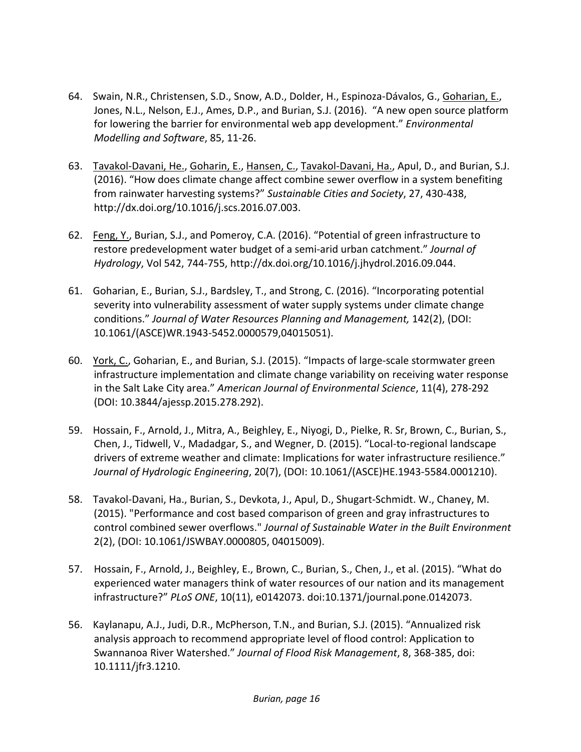64. Swain, N.R., Christensen, S.D., Snow, A.D., Dolder, H., Espinoza-Dávalos, G., <u>Goharian, E.</u>, Jones, N.L., Nelson, E.J., Ames, D.P., and Burian, S.J. (2016). "A new open source platform for lowering the barrier for environmental web app development." *Environmental Modelling and Software*, 85, 11-26.

63. <u>Tavakol-Davani, He.</u>, <u>Goharin, E.</u>, <u>Hansen, C.</u>, <u>Tavakol-Davani, Ha.</u>, Apul, D., and Burian, S.J. (2016). "How does climate change affect combine sewer overflow in a system benefiting from rainwater harvesting systems?" *Sustainable Cities and Society*, 27, 430-438, http://dx.doi.org/10.1016/j.scs.2016.07.003.

62. <u>Feng, Y.</u>, Burian, S.J., and Pomeroy, C.A. (2016). "Potential of green infrastructure to restore predevelopment water budget of a semi-arid urban catchment." *Journal of Hydrology*, Vol 542, 744-755, http://dx.doi.org/10.1016/j.jhydrol.2016.09.044.

61. Goharian, E., Burian, S.J., Bardsley, T., and Strong, C. (2016). "Incorporating potential severity into vulnerability assessment of water supply systems under climate change conditions." *Journal of Water Resources Planning and Management,* 142(2), (DOI: 10.1061/(ASCE)WR.1943-5452.0000579,04015051).

60. <u>York, C.</u>, Goharian, E., and Burian, S.J. (2015). "Impacts of large-scale stormwater green infrastructure implementation and climate change variability on receiving water response in the Salt Lake City area." *American Journal of Environmental Science*, 11(4), 278-292 (DOI: 10.3844/ajessp.2015.278.292).

59. Hossain, F., Arnold, J., Mitra, A., Beighley, E., Niyogi, D., Pielke, R. Sr, Brown, C., Burian, S., Chen, J., Tidwell, V., Madadgar, S., and Wegner, D. (2015). "Local-to-regional landscape drivers of extreme weather and climate: Implications for water infrastructure resilience." *Journal of Hydrologic Engineering*, 20(7), (DOI: 10.1061/(ASCE)HE.1943-5584.0001210).

58. Tavakol-Davani, Ha., Burian, S., Devkota, J., Apul, D., Shugart-Schmidt. W., Chaney, M. (2015). "Performance and cost based comparison of green and gray infrastructures to control combined sewer overflows." *Journal of Sustainable Water in the Built Environment* 2(2), (DOI: 10.1061/JSWBAY.0000805, 04015009).

57. Hossain, F., Arnold, J., Beighley, E., Brown, C., Burian, S., Chen, J., et al. (2015). "What do experienced water managers think of water resources of our nation and its management infrastructure?" *PLoS ONE*, 10(11), e0142073. doi:10.1371/journal.pone.0142073.

56. Kaylanapu, A.J., Judi, D.R., McPherson, T.N., and Burian, S.J. (2015). "Annualized risk analysis approach to recommend appropriate level of flood control: Application to Swannanoa River Watershed." *Journal of Flood Risk Management*, 8, 368-385, doi: 10.1111/jfr3.1210.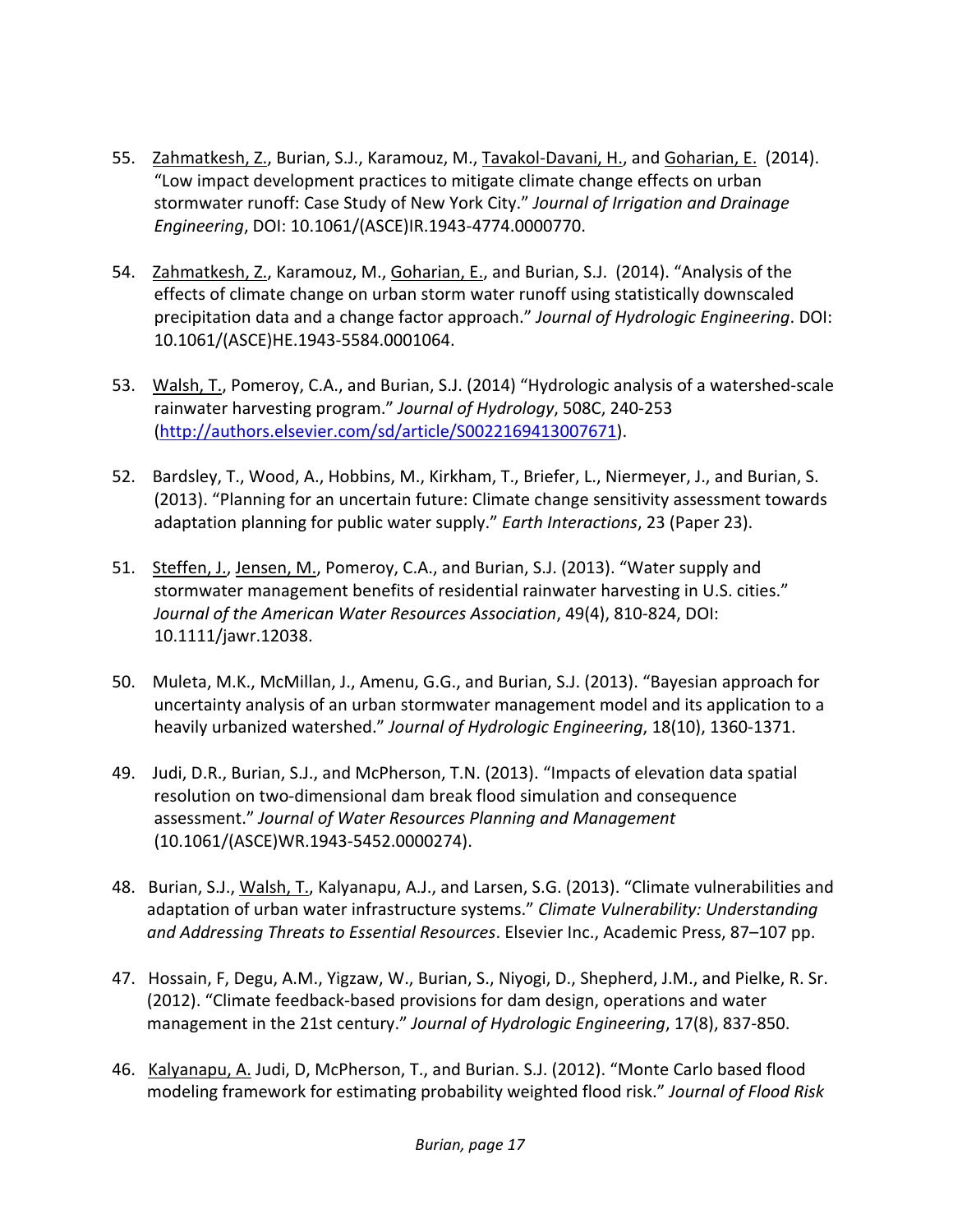55. <u>Zahmatkesh, Z.</u>, Burian, S.J., Karamouz, M., <u>Tavakol-Davani, H.</u>, and <u>Goharian, E.</u> (2014). "Low impact development practices to mitigate climate change effects on urban stormwater runoff: Case Study of New York City." *Journal of Irrigation and Drainage Engineering*, DOI: 10.1061/(ASCE)IR.1943-4774.0000770.

54. <u>Zahmatkesh, Z.</u>, Karamouz, M., <u>Goharian, E.</u>, and Burian, S.J. (2014). "Analysis of the effects of climate change on urban storm water runoff using statistically downscaled precipitation data and a change factor approach." *Journal of Hydrologic Engineering*. DOI: 10.1061/(ASCE)HE.1943-5584.0001064.

53. <u>Walsh, T.</u>, Pomeroy, C.A., and Burian, S.J. (2014) "Hydrologic analysis of a watershed-scale rainwater harvesting program." *Journal of Hydrology*, 508C, 240-253 (http://authors.elsevier.com/sd/article/S0022169413007671).

52. Bardsley, T., Wood, A., Hobbins, M., Kirkham, T., Briefer, L., Niermeyer, J., and Burian, S. (2013). "Planning for an uncertain future: Climate change sensitivity assessment towards adaptation planning for public water supply." *Earth Interactions*, 23 (Paper 23).

51. <u>Steffen, J.</u>, <u>Jensen, M.</u>, Pomeroy, C.A., and Burian, S.J. (2013). "Water supply and stormwater management benefits of residential rainwater harvesting in U.S. cities." *Journal of the American Water Resources Association*, 49(4), 810-824, DOI: 10.1111/jawr.12038.

50. Muleta, M.K., McMillan, J., Amenu, G.G., and Burian, S.J. (2013). "Bayesian approach for uncertainty analysis of an urban stormwater management model and its application to a heavily urbanized watershed." *Journal of Hydrologic Engineering*, 18(10), 1360-1371.

49. Judi, D.R., Burian, S.J., and McPherson, T.N. (2013). "Impacts of elevation data spatial resolution on two-dimensional dam break flood simulation and consequence assessment." *Journal of Water Resources Planning and Management* (10.1061/(ASCE)WR.1943-5452.0000274).

48. Burian, S.J., <u>Walsh, T.</u>, Kalyanapu, A.J., and Larsen, S.G. (2013). "Climate vulnerabilities and adaptation of urban water infrastructure systems." *Climate Vulnerability: Understanding and Addressing Threats to Essential Resources*. Elsevier Inc., Academic Press, 87–107 pp.

47. Hossain, F, Degu, A.M., Yigzaw, W., Burian, S., Niyogi, D., Shepherd, J.M., and Pielke, R. Sr. (2012). "Climate feedback-based provisions for dam design, operations and water management in the 21st century." *Journal of Hydrologic Engineering*, 17(8), 837-850.

46. <u>Kalyanapu, A.</u> Judi, D, McPherson, T., and Burian. S.J. (2012). "Monte Carlo based flood modeling framework for estimating probability weighted flood risk." *Journal of Flood Risk*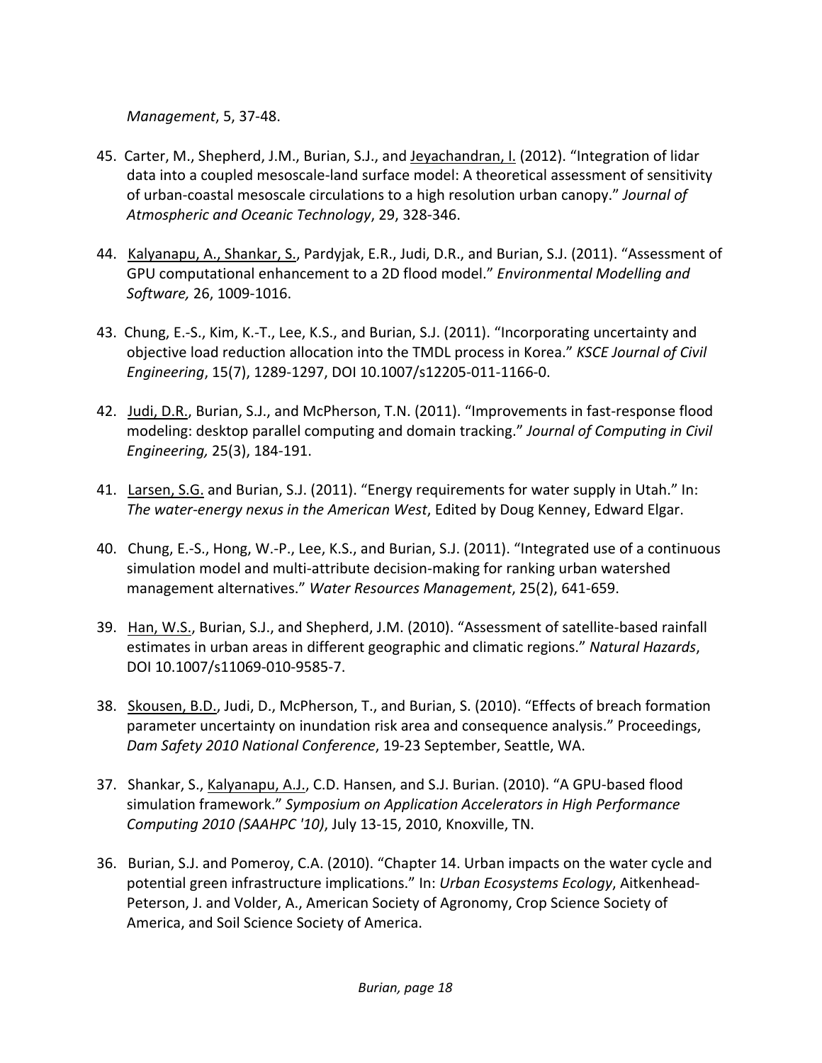*Management*, 5, 37-48.

45. Carter, M., Shepherd, J.M., Burian, S.J., and <u>Jeyachandran, I.</u> (2012). "Integration of lidar data into a coupled mesoscale-land surface model: A theoretical assessment of sensitivity of urban-coastal mesoscale circulations to a high resolution urban canopy." *Journal of Atmospheric and Oceanic Technology*, 29, 328-346.

44. <u>Kalyanapu, A., Shankar, S.</u>, Pardyjak, E.R., Judi, D.R., and Burian, S.J. (2011). "Assessment of GPU computational enhancement to a 2D flood model." *Environmental Modelling and Software,* 26, 1009-1016.

43. Chung, E.-S., Kim, K.-T., Lee, K.S., and Burian, S.J. (2011). "Incorporating uncertainty and objective load reduction allocation into the TMDL process in Korea." *KSCE Journal of Civil Engineering*, 15(7), 1289-1297, DOI 10.1007/s12205-011-1166-0.

42. <u>Judi, D.R.</u>, Burian, S.J., and McPherson, T.N. (2011). "Improvements in fast-response flood modeling: desktop parallel computing and domain tracking." *Journal of Computing in Civil Engineering,* 25(3), 184-191.

41. <u>Larsen, S.G.</u> and Burian, S.J. (2011). "Energy requirements for water supply in Utah." In: *The water-energy nexus in the American West*, Edited by Doug Kenney, Edward Elgar.

40. Chung, E.-S., Hong, W.-P., Lee, K.S., and Burian, S.J. (2011). "Integrated use of a continuous simulation model and multi-attribute decision-making for ranking urban watershed management alternatives." *Water Resources Management*, 25(2), 641-659.

39. <u>Han, W.S.</u>, Burian, S.J., and Shepherd, J.M. (2010). "Assessment of satellite-based rainfall estimates in urban areas in different geographic and climatic regions." *Natural Hazards*, DOI 10.1007/s11069-010-9585-7.

38. <u>Skousen, B.D.</u>, Judi, D., McPherson, T., and Burian, S. (2010). "Effects of breach formation parameter uncertainty on inundation risk area and consequence analysis." Proceedings, *Dam Safety 2010 National Conference*, 19-23 September, Seattle, WA.

37. Shankar, S., <u>Kalyanapu, A.J.</u>, C.D. Hansen, and S.J. Burian. (2010). "A GPU-based flood simulation framework." *Symposium on Application Accelerators in High Performance Computing 2010 (SAAHPC '10)*, July 13-15, 2010, Knoxville, TN.

36. Burian, S.J. and Pomeroy, C.A. (2010). "Chapter 14. Urban impacts on the water cycle and potential green infrastructure implications." In: *Urban Ecosystems Ecology*, Aitkenhead-Peterson, J. and Volder, A., American Society of Agronomy, Crop Science Society of America, and Soil Science Society of America.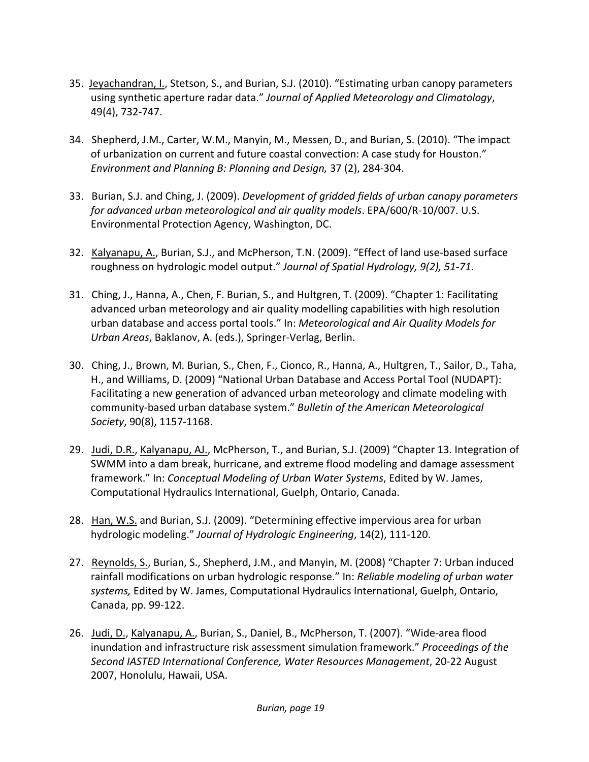35. Jeyachandran, I., Stetson, S., and Burian, S.J. (2010). “Estimating urban canopy parameters using synthetic aperture radar data.” *Journal of Applied Meteorology and Climatology*, 49(4), 732-747.

34. Shepherd, J.M., Carter, W.M., Manyin, M., Messen, D., and Burian, S. (2010). “The impact of urbanization on current and future coastal convection: A case study for Houston.” *Environment and Planning B: Planning and Design,* 37 (2), 284-304.

33. Burian, S.J. and Ching, J. (2009). *Development of gridded fields of urban canopy parameters for advanced urban meteorological and air quality models*. EPA/600/R-10/007. U.S. Environmental Protection Agency, Washington, DC.

32. Kalyanapu, A., Burian, S.J., and McPherson, T.N. (2009). “Effect of land use-based surface roughness on hydrologic model output.” *Journal of Spatial Hydrology, 9(2), 51-71*.

31. Ching, J., Hanna, A., Chen, F. Burian, S., and Hultgren, T. (2009). “Chapter 1: Facilitating advanced urban meteorology and air quality modelling capabilities with high resolution urban database and access portal tools.” In: *Meteorological and Air Quality Models for Urban Areas*, Baklanov, A. (eds.), Springer-Verlag, Berlin.

30. Ching, J., Brown, M. Burian, S., Chen, F., Cionco, R., Hanna, A., Hultgren, T., Sailor, D., Taha, H., and Williams, D. (2009) “National Urban Database and Access Portal Tool (NUDAPT): Facilitating a new generation of advanced urban meteorology and climate modeling with community-based urban database system.” *Bulletin of the American Meteorological Society*, 90(8), 1157-1168.

29. Judi, D.R., Kalyanapu, AJ., McPherson, T., and Burian, S.J. (2009) “Chapter 13. Integration of SWMM into a dam break, hurricane, and extreme flood modeling and damage assessment framework.” In: *Conceptual Modeling of Urban Water Systems*, Edited by W. James, Computational Hydraulics International, Guelph, Ontario, Canada.

28. Han, W.S. and Burian, S.J. (2009). “Determining effective impervious area for urban hydrologic modeling.” *Journal of Hydrologic Engineering*, 14(2), 111-120.

27. Reynolds, S., Burian, S., Shepherd, J.M., and Manyin, M. (2008) “Chapter 7: Urban induced rainfall modifications on urban hydrologic response.” In: *Reliable modeling of urban water systems,* Edited by W. James, Computational Hydraulics International, Guelph, Ontario, Canada, pp. 99-122.

26. Judi, D., Kalyanapu, A., Burian, S., Daniel, B., McPherson, T. (2007). “Wide-area flood inundation and infrastructure risk assessment simulation framework.” *Proceedings of the Second IASTED International Conference, Water Resources Management*, 20-22 August 2007, Honolulu, Hawaii, USA.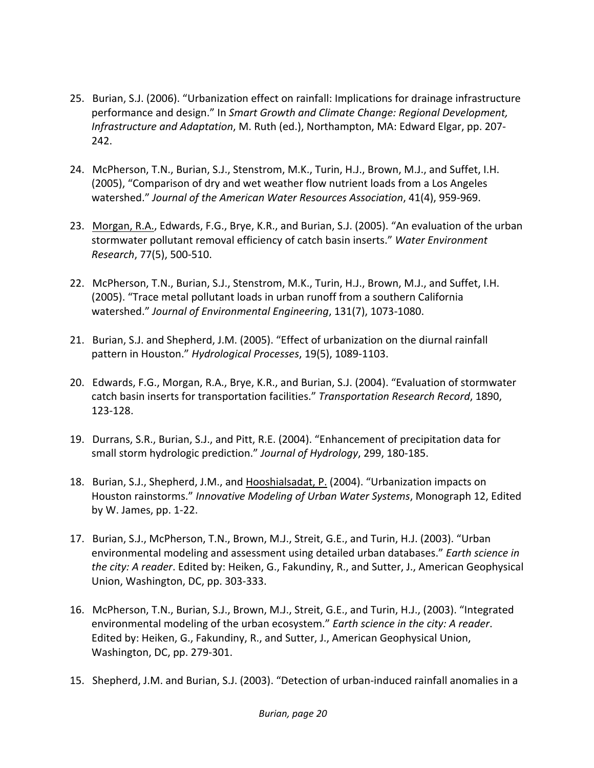25. Burian, S.J. (2006). “Urbanization effect on rainfall: Implications for drainage infrastructure performance and design.” In *Smart Growth and Climate Change: Regional Development, Infrastructure and Adaptation*, M. Ruth (ed.), Northampton, MA: Edward Elgar, pp. 207-242.

24. McPherson, T.N., Burian, S.J., Stenstrom, M.K., Turin, H.J., Brown, M.J., and Suffet, I.H. (2005), “Comparison of dry and wet weather flow nutrient loads from a Los Angeles watershed.” *Journal of the American Water Resources Association*, 41(4), 959-969.

23. <u>Morgan, R.A.</u>, Edwards, F.G., Brye, K.R., and Burian, S.J. (2005). “An evaluation of the urban stormwater pollutant removal efficiency of catch basin inserts.” *Water Environment Research*, 77(5), 500-510.

22. McPherson, T.N., Burian, S.J., Stenstrom, M.K., Turin, H.J., Brown, M.J., and Suffet, I.H. (2005). “Trace metal pollutant loads in urban runoff from a southern California watershed.” *Journal of Environmental Engineering*, 131(7), 1073-1080.

21. Burian, S.J. and Shepherd, J.M. (2005). “Effect of urbanization on the diurnal rainfall pattern in Houston.” *Hydrological Processes*, 19(5), 1089-1103.

20. Edwards, F.G., Morgan, R.A., Brye, K.R., and Burian, S.J. (2004). “Evaluation of stormwater catch basin inserts for transportation facilities.” *Transportation Research Record*, 1890, 123-128.

19. Durrans, S.R., Burian, S.J., and Pitt, R.E. (2004). “Enhancement of precipitation data for small storm hydrologic prediction.” *Journal of Hydrology*, 299, 180-185.

18. Burian, S.J., Shepherd, J.M., and <u>Hooshialsadat, P.</u> (2004). “Urbanization impacts on Houston rainstorms.” *Innovative Modeling of Urban Water Systems*, Monograph 12, Edited by W. James, pp. 1-22.

17. Burian, S.J., McPherson, T.N., Brown, M.J., Streit, G.E., and Turin, H.J. (2003). “Urban environmental modeling and assessment using detailed urban databases.” *Earth science in the city: A reader*. Edited by: Heiken, G., Fakundiny, R., and Sutter, J., American Geophysical Union, Washington, DC, pp. 303-333.

16. McPherson, T.N., Burian, S.J., Brown, M.J., Streit, G.E., and Turin, H.J., (2003). “Integrated environmental modeling of the urban ecosystem.” *Earth science in the city: A reader*. Edited by: Heiken, G., Fakundiny, R., and Sutter, J., American Geophysical Union, Washington, DC, pp. 279-301.

15. Shepherd, J.M. and Burian, S.J. (2003). “Detection of urban-induced rainfall anomalies in a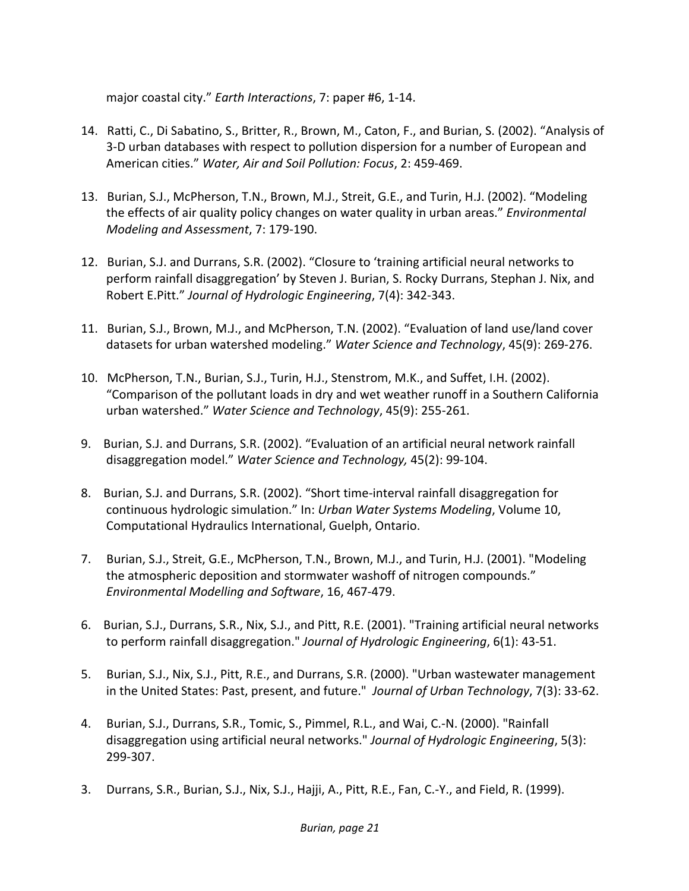major coastal city." *Earth Interactions*, 7: paper #6, 1-14.

14. Ratti, C., Di Sabatino, S., Britter, R., Brown, M., Caton, F., and Burian, S. (2002). "Analysis of 3-D urban databases with respect to pollution dispersion for a number of European and American cities." *Water, Air and Soil Pollution: Focus*, 2: 459-469.

13. Burian, S.J., McPherson, T.N., Brown, M.J., Streit, G.E., and Turin, H.J. (2002). "Modeling the effects of air quality policy changes on water quality in urban areas." *Environmental Modeling and Assessment*, 7: 179-190.

12. Burian, S.J. and Durrans, S.R. (2002). "Closure to 'training artificial neural networks to perform rainfall disaggregation' by Steven J. Burian, S. Rocky Durrans, Stephan J. Nix, and Robert E.Pitt." *Journal of Hydrologic Engineering*, 7(4): 342-343.

11. Burian, S.J., Brown, M.J., and McPherson, T.N. (2002). "Evaluation of land use/land cover datasets for urban watershed modeling." *Water Science and Technology*, 45(9): 269-276.

10. McPherson, T.N., Burian, S.J., Turin, H.J., Stenstrom, M.K., and Suffet, I.H. (2002). "Comparison of the pollutant loads in dry and wet weather runoff in a Southern California urban watershed." *Water Science and Technology*, 45(9): 255-261.

9. Burian, S.J. and Durrans, S.R. (2002). "Evaluation of an artificial neural network rainfall disaggregation model." *Water Science and Technology,* 45(2): 99-104.

8. Burian, S.J. and Durrans, S.R. (2002). "Short time-interval rainfall disaggregation for continuous hydrologic simulation." In: *Urban Water Systems Modeling*, Volume 10, Computational Hydraulics International, Guelph, Ontario.

7. Burian, S.J., Streit, G.E., McPherson, T.N., Brown, M.J., and Turin, H.J. (2001). "Modeling the atmospheric deposition and stormwater washoff of nitrogen compounds." *Environmental Modelling and Software*, 16, 467-479.

6. Burian, S.J., Durrans, S.R., Nix, S.J., and Pitt, R.E. (2001). "Training artificial neural networks to perform rainfall disaggregation." *Journal of Hydrologic Engineering*, 6(1): 43-51.

5. Burian, S.J., Nix, S.J., Pitt, R.E., and Durrans, S.R. (2000). "Urban wastewater management in the United States: Past, present, and future." *Journal of Urban Technology*, 7(3): 33-62.

4. Burian, S.J., Durrans, S.R., Tomic, S., Pimmel, R.L., and Wai, C.-N. (2000). "Rainfall disaggregation using artificial neural networks." *Journal of Hydrologic Engineering*, 5(3): 299-307.

3. Durrans, S.R., Burian, S.J., Nix, S.J., Hajji, A., Pitt, R.E., Fan, C.-Y., and Field, R. (1999).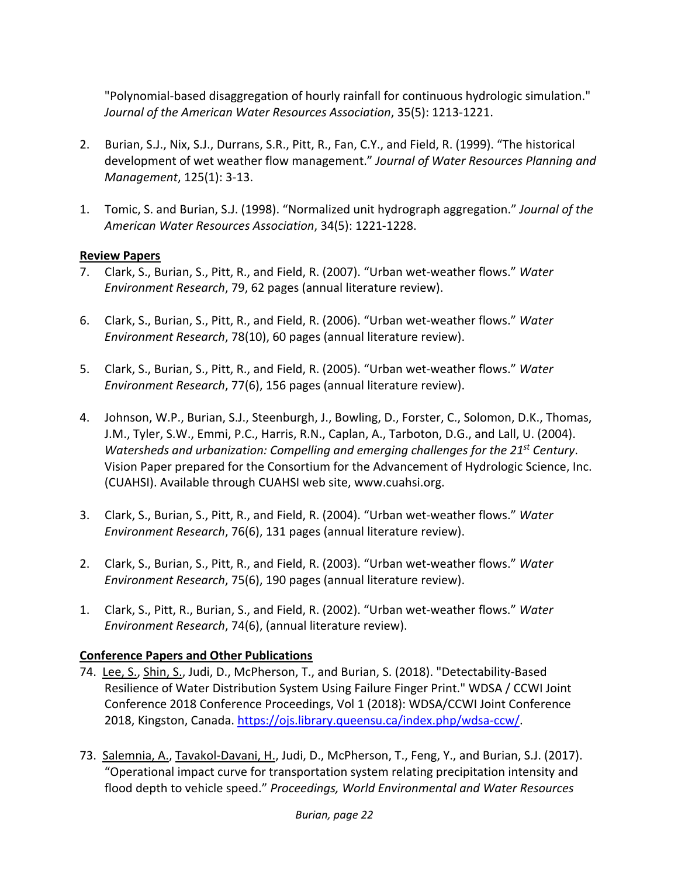"Polynomial-based disaggregation of hourly rainfall for continuous hydrologic simulation." *Journal of the American Water Resources Association*, 35(5): 1213-1221.

2. Burian, S.J., Nix, S.J., Durrans, S.R., Pitt, R., Fan, C.Y., and Field, R. (1999). "The historical development of wet weather flow management." *Journal of Water Resources Planning and Management*, 125(1): 3-13.

1. Tomic, S. and Burian, S.J. (1998). "Normalized unit hydrograph aggregation." *Journal of the American Water Resources Association*, 34(5): 1221-1228.

**Review Papers**

7. Clark, S., Burian, S., Pitt, R., and Field, R. (2007). "Urban wet-weather flows." *Water Environment Research*, 79, 62 pages (annual literature review).

6. Clark, S., Burian, S., Pitt, R., and Field, R. (2006). "Urban wet-weather flows." *Water Environment Research*, 78(10), 60 pages (annual literature review).

5. Clark, S., Burian, S., Pitt, R., and Field, R. (2005). "Urban wet-weather flows." *Water Environment Research*, 77(6), 156 pages (annual literature review).

4. Johnson, W.P., Burian, S.J., Steenburgh, J., Bowling, D., Forster, C., Solomon, D.K., Thomas, J.M., Tyler, S.W., Emmi, P.C., Harris, R.N., Caplan, A., Tarboton, D.G., and Lall, U. (2004). *Watersheds and urbanization: Compelling and emerging challenges for the 21st Century*. Vision Paper prepared for the Consortium for the Advancement of Hydrologic Science, Inc. (CUAHSI). Available through CUAHSI web site, www.cuahsi.org.

3. Clark, S., Burian, S., Pitt, R., and Field, R. (2004). "Urban wet-weather flows." *Water Environment Research*, 76(6), 131 pages (annual literature review).

2. Clark, S., Burian, S., Pitt, R., and Field, R. (2003). "Urban wet-weather flows." *Water Environment Research*, 75(6), 190 pages (annual literature review).

1. Clark, S., Pitt, R., Burian, S., and Field, R. (2002). "Urban wet-weather flows." *Water Environment Research*, 74(6), (annual literature review).

**Conference Papers and Other Publications**

74. Lee, S., Shin, S., Judi, D., McPherson, T., and Burian, S. (2018). "Detectability-Based Resilience of Water Distribution System Using Failure Finger Print." WDSA / CCWI Joint Conference 2018 Conference Proceedings, Vol 1 (2018): WDSA/CCWI Joint Conference 2018, Kingston, Canada. https://ojs.library.queensu.ca/index.php/wdsa-ccw/.

73. Salemnia, A., Tavakol-Davani, H., Judi, D., McPherson, T., Feng, Y., and Burian, S.J. (2017). "Operational impact curve for transportation system relating precipitation intensity and flood depth to vehicle speed." *Proceedings, World Environmental and Water Resources*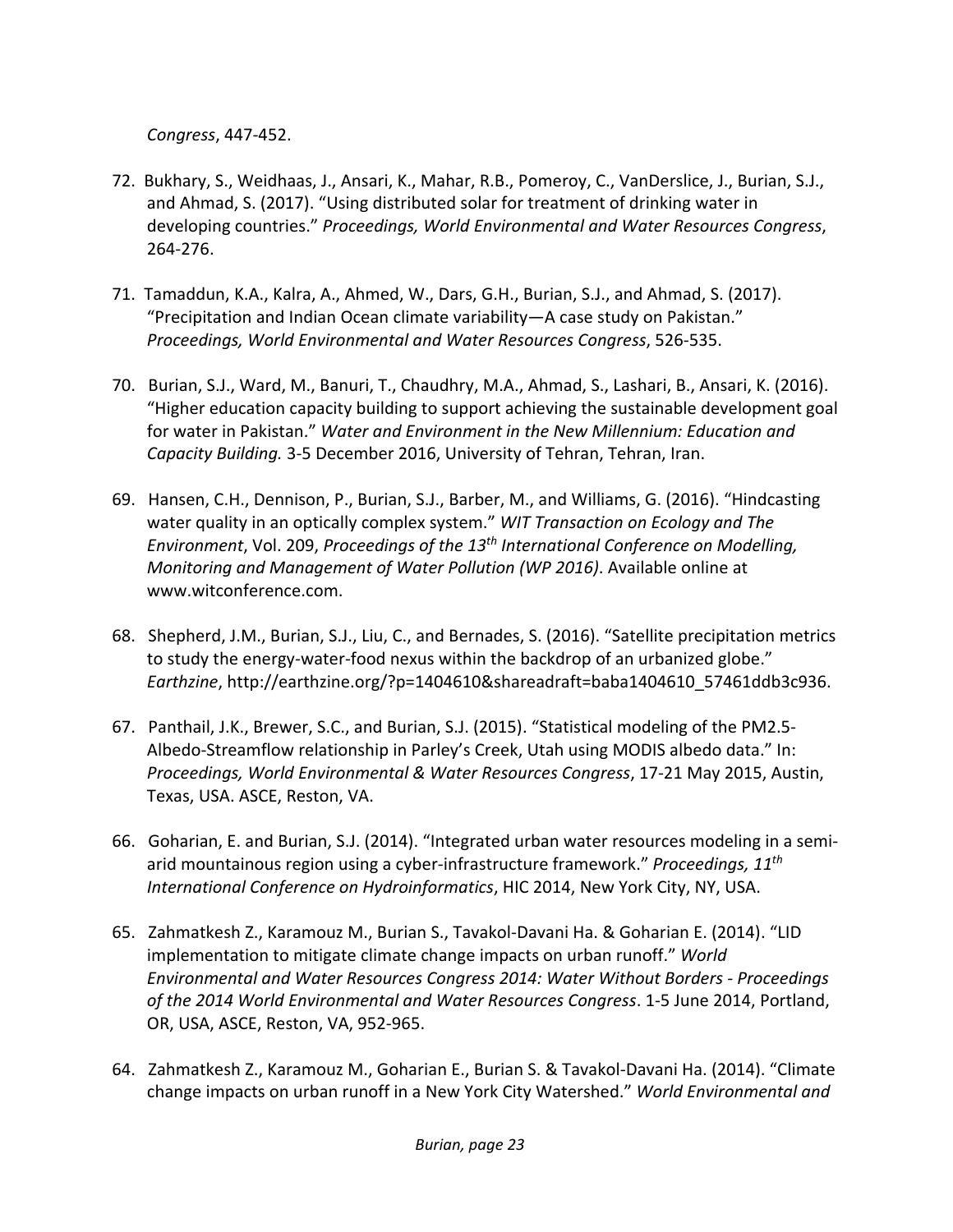*Congress*, 447-452.

72. Bukhary, S., Weidhaas, J., Ansari, K., Mahar, R.B., Pomeroy, C., VanDerslice, J., Burian, S.J., and Ahmad, S. (2017). "Using distributed solar for treatment of drinking water in developing countries." *Proceedings, World Environmental and Water Resources Congress*, 264-276.

71. Tamaddun, K.A., Kalra, A., Ahmed, W., Dars, G.H., Burian, S.J., and Ahmad, S. (2017). "Precipitation and Indian Ocean climate variability—A case study on Pakistan." *Proceedings, World Environmental and Water Resources Congress*, 526-535.

70. Burian, S.J., Ward, M., Banuri, T., Chaudhry, M.A., Ahmad, S., Lashari, B., Ansari, K. (2016). "Higher education capacity building to support achieving the sustainable development goal for water in Pakistan." *Water and Environment in the New Millennium: Education and Capacity Building.* 3-5 December 2016, University of Tehran, Tehran, Iran.

69. Hansen, C.H., Dennison, P., Burian, S.J., Barber, M., and Williams, G. (2016). "Hindcasting water quality in an optically complex system." *WIT Transaction on Ecology and The Environment*, Vol. 209, *Proceedings of the 13th International Conference on Modelling, Monitoring and Management of Water Pollution (WP 2016)*. Available online at www.witconference.com.

68. Shepherd, J.M., Burian, S.J., Liu, C., and Bernades, S. (2016). "Satellite precipitation metrics to study the energy-water-food nexus within the backdrop of an urbanized globe." *Earthzine*, http://earthzine.org/?p=1404610&shareadraft=baba1404610_57461ddb3c936.

67. Panthail, J.K., Brewer, S.C., and Burian, S.J. (2015). "Statistical modeling of the PM2.5-Albedo-Streamflow relationship in Parley's Creek, Utah using MODIS albedo data." In: *Proceedings, World Environmental & Water Resources Congress*, 17-21 May 2015, Austin, Texas, USA. ASCE, Reston, VA.

66. Goharian, E. and Burian, S.J. (2014). "Integrated urban water resources modeling in a semi-arid mountainous region using a cyber-infrastructure framework." *Proceedings, 11th International Conference on Hydroinformatics*, HIC 2014, New York City, NY, USA.

65. Zahmatkesh Z., Karamouz M., Burian S., Tavakol-Davani Ha. & Goharian E. (2014). "LID implementation to mitigate climate change impacts on urban runoff." *World Environmental and Water Resources Congress 2014: Water Without Borders - Proceedings of the 2014 World Environmental and Water Resources Congress*. 1-5 June 2014, Portland, OR, USA, ASCE, Reston, VA, 952-965.

64. Zahmatkesh Z., Karamouz M., Goharian E., Burian S. & Tavakol-Davani Ha. (2014). "Climate change impacts on urban runoff in a New York City Watershed." *World Environmental and*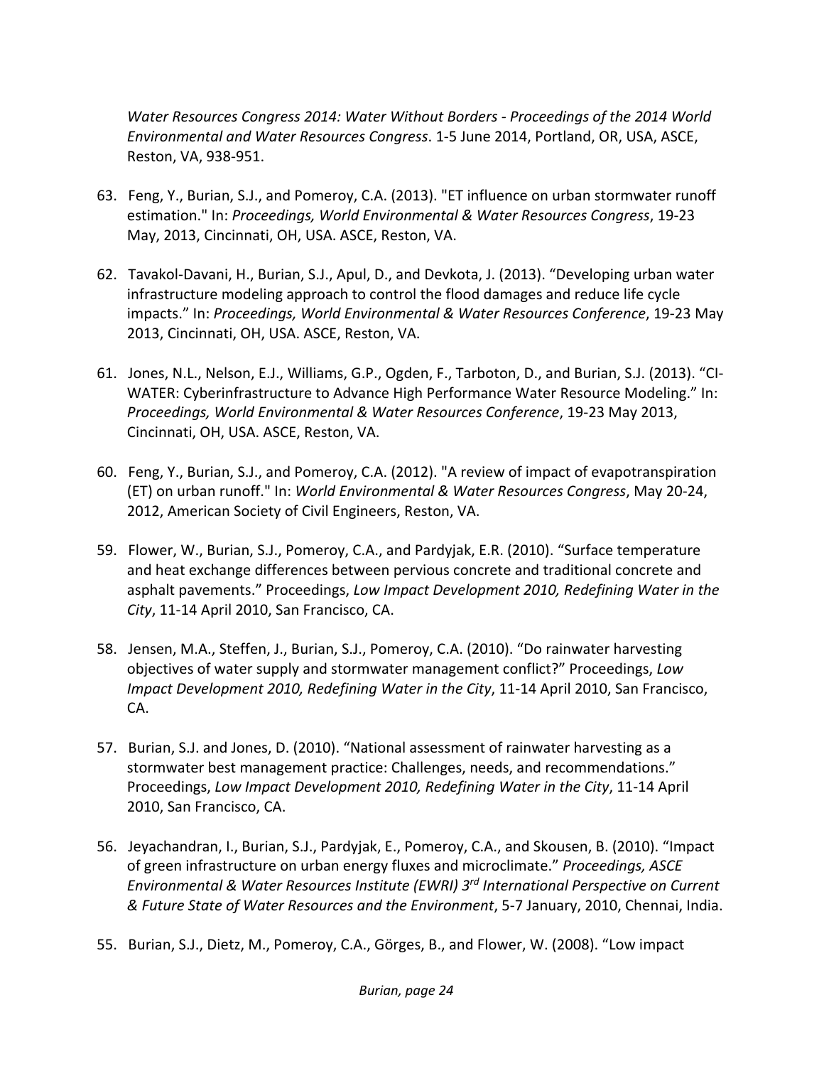*Water Resources Congress 2014: Water Without Borders - Proceedings of the 2014 World Environmental and Water Resources Congress*. 1-5 June 2014, Portland, OR, USA, ASCE, Reston, VA, 938-951.

63. Feng, Y., Burian, S.J., and Pomeroy, C.A. (2013). "ET influence on urban stormwater runoff estimation." In: *Proceedings, World Environmental & Water Resources Congress*, 19-23 May, 2013, Cincinnati, OH, USA. ASCE, Reston, VA.

62. Tavakol-Davani, H., Burian, S.J., Apul, D., and Devkota, J. (2013). "Developing urban water infrastructure modeling approach to control the flood damages and reduce life cycle impacts." In: *Proceedings, World Environmental & Water Resources Conference*, 19-23 May 2013, Cincinnati, OH, USA. ASCE, Reston, VA.

61. Jones, N.L., Nelson, E.J., Williams, G.P., Ogden, F., Tarboton, D., and Burian, S.J. (2013). "CI-WATER: Cyberinfrastructure to Advance High Performance Water Resource Modeling." In: *Proceedings, World Environmental & Water Resources Conference*, 19-23 May 2013, Cincinnati, OH, USA. ASCE, Reston, VA.

60. Feng, Y., Burian, S.J., and Pomeroy, C.A. (2012). "A review of impact of evapotranspiration (ET) on urban runoff." In: *World Environmental & Water Resources Congress*, May 20-24, 2012, American Society of Civil Engineers, Reston, VA.

59. Flower, W., Burian, S.J., Pomeroy, C.A., and Pardyjak, E.R. (2010). "Surface temperature and heat exchange differences between pervious concrete and traditional concrete and asphalt pavements." Proceedings, *Low Impact Development 2010, Redefining Water in the City*, 11-14 April 2010, San Francisco, CA.

58. Jensen, M.A., Steffen, J., Burian, S.J., Pomeroy, C.A. (2010). "Do rainwater harvesting objectives of water supply and stormwater management conflict?" Proceedings, *Low Impact Development 2010, Redefining Water in the City*, 11-14 April 2010, San Francisco, CA.

57. Burian, S.J. and Jones, D. (2010). "National assessment of rainwater harvesting as a stormwater best management practice: Challenges, needs, and recommendations." Proceedings, *Low Impact Development 2010, Redefining Water in the City*, 11-14 April 2010, San Francisco, CA.

56. Jeyachandran, I., Burian, S.J., Pardyjak, E., Pomeroy, C.A., and Skousen, B. (2010). "Impact of green infrastructure on urban energy fluxes and microclimate." *Proceedings, ASCE Environmental & Water Resources Institute (EWRI) 3rd International Perspective on Current & Future State of Water Resources and the Environment*, 5-7 January, 2010, Chennai, India.

55. Burian, S.J., Dietz, M., Pomeroy, C.A., Görges, B., and Flower, W. (2008). "Low impact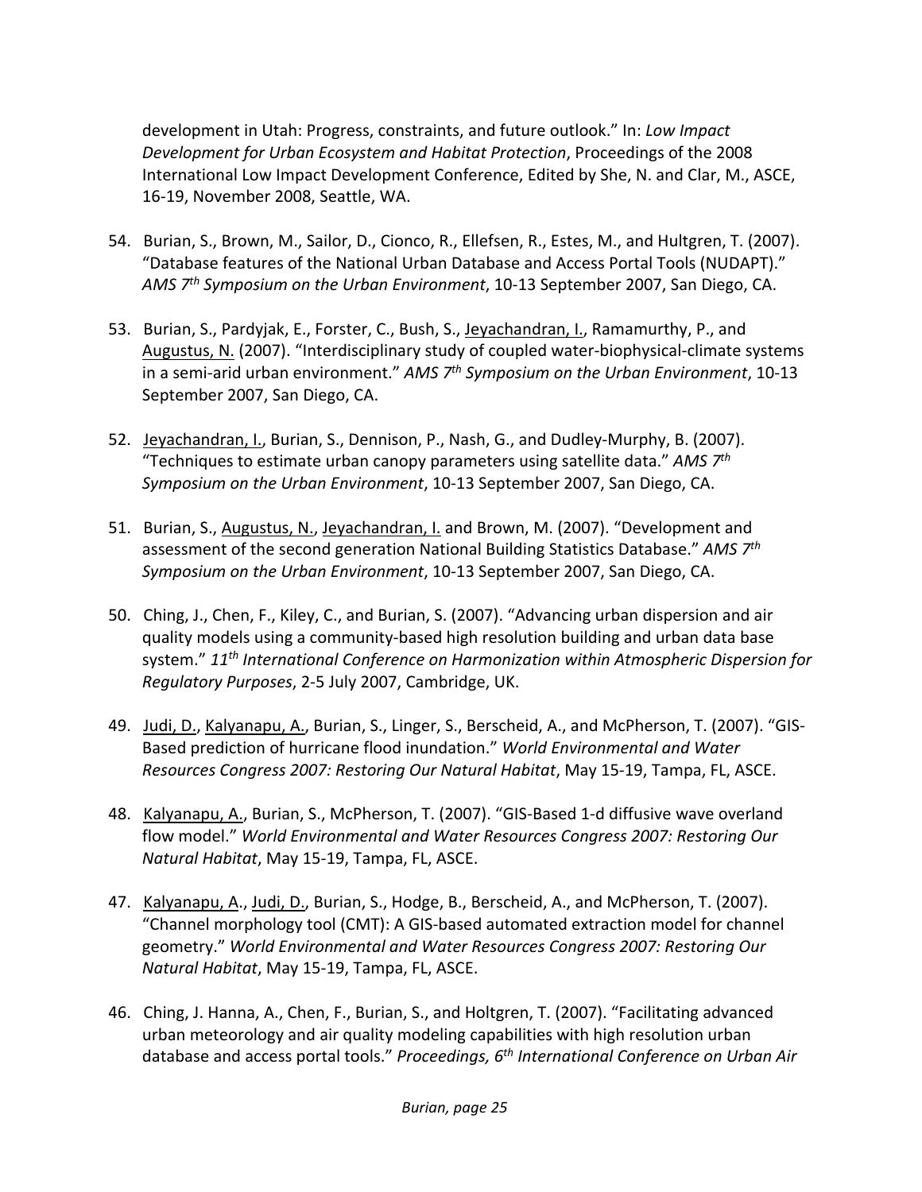development in Utah: Progress, constraints, and future outlook." In: *Low Impact Development for Urban Ecosystem and Habitat Protection*, Proceedings of the 2008 International Low Impact Development Conference, Edited by She, N. and Clar, M., ASCE, 16-19, November 2008, Seattle, WA.

54. Burian, S., Brown, M., Sailor, D., Cionco, R., Ellefsen, R., Estes, M., and Hultgren, T. (2007). "Database features of the National Urban Database and Access Portal Tools (NUDAPT)." *AMS 7th Symposium on the Urban Environment*, 10-13 September 2007, San Diego, CA.

53. Burian, S., Pardyjak, E., Forster, C., Bush, S., <u>Jeyachandran, I.</u>, Ramamurthy, P., and <u>Augustus, N.</u> (2007). "Interdisciplinary study of coupled water-biophysical-climate systems in a semi-arid urban environment." *AMS 7th Symposium on the Urban Environment*, 10-13 September 2007, San Diego, CA.

52. <u>Jeyachandran, I.</u>, Burian, S., Dennison, P., Nash, G., and Dudley-Murphy, B. (2007). "Techniques to estimate urban canopy parameters using satellite data." *AMS 7th Symposium on the Urban Environment*, 10-13 September 2007, San Diego, CA.

51. Burian, S., <u>Augustus, N.</u>, <u>Jeyachandran, I.</u> and Brown, M. (2007). "Development and assessment of the second generation National Building Statistics Database." *AMS 7th Symposium on the Urban Environment*, 10-13 September 2007, San Diego, CA.

50. Ching, J., Chen, F., Kiley, C., and Burian, S. (2007). "Advancing urban dispersion and air quality models using a community-based high resolution building and urban data base system." *11th International Conference on Harmonization within Atmospheric Dispersion for Regulatory Purposes*, 2-5 July 2007, Cambridge, UK.

49. <u>Judi, D.</u>, <u>Kalyanapu, A.</u>, Burian, S., Linger, S., Berscheid, A., and McPherson, T. (2007). "GIS-Based prediction of hurricane flood inundation." *World Environmental and Water Resources Congress 2007: Restoring Our Natural Habitat*, May 15-19, Tampa, FL, ASCE.

48. <u>Kalyanapu, A.</u>, Burian, S., McPherson, T. (2007). "GIS-Based 1-d diffusive wave overland flow model." *World Environmental and Water Resources Congress 2007: Restoring Our Natural Habitat*, May 15-19, Tampa, FL, ASCE.

47. <u>Kalyanapu, A</u>., <u>Judi, D.</u>, Burian, S., Hodge, B., Berscheid, A., and McPherson, T. (2007). "Channel morphology tool (CMT): A GIS-based automated extraction model for channel geometry." *World Environmental and Water Resources Congress 2007: Restoring Our Natural Habitat*, May 15-19, Tampa, FL, ASCE.

46. Ching, J. Hanna, A., Chen, F., Burian, S., and Holtgren, T. (2007). "Facilitating advanced urban meteorology and air quality modeling capabilities with high resolution urban database and access portal tools." *Proceedings, 6th International Conference on Urban Air*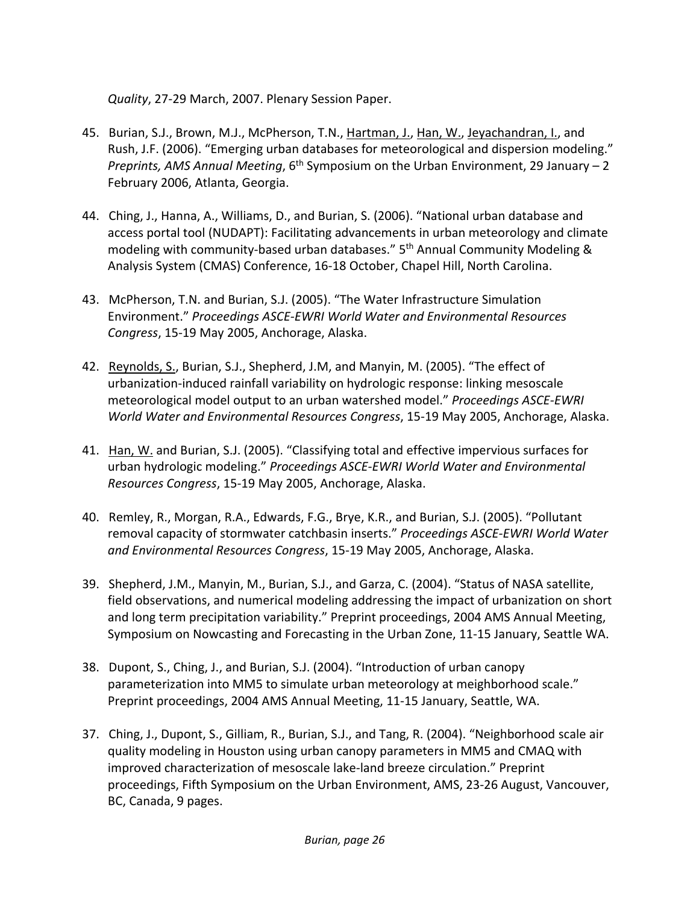*Quality*, 27-29 March, 2007. Plenary Session Paper.

45. Burian, S.J., Brown, M.J., McPherson, T.N., <u>Hartman, J.</u>, <u>Han, W.</u>, <u>Jeyachandran, I.</u>, and Rush, J.F. (2006). "Emerging urban databases for meteorological and dispersion modeling." *Preprints, AMS Annual Meeting*, 6th Symposium on the Urban Environment, 29 January – 2 February 2006, Atlanta, Georgia.

44. Ching, J., Hanna, A., Williams, D., and Burian, S. (2006). "National urban database and access portal tool (NUDAPT): Facilitating advancements in urban meteorology and climate modeling with community-based urban databases." 5th Annual Community Modeling & Analysis System (CMAS) Conference, 16-18 October, Chapel Hill, North Carolina.

43. McPherson, T.N. and Burian, S.J. (2005). "The Water Infrastructure Simulation Environment." *Proceedings ASCE-EWRI World Water and Environmental Resources Congress*, 15-19 May 2005, Anchorage, Alaska.

42. <u>Reynolds, S.</u>, Burian, S.J., Shepherd, J.M, and Manyin, M. (2005). "The effect of urbanization-induced rainfall variability on hydrologic response: linking mesoscale meteorological model output to an urban watershed model." *Proceedings ASCE-EWRI World Water and Environmental Resources Congress*, 15-19 May 2005, Anchorage, Alaska.

41. <u>Han, W.</u> and Burian, S.J. (2005). "Classifying total and effective impervious surfaces for urban hydrologic modeling." *Proceedings ASCE-EWRI World Water and Environmental Resources Congress*, 15-19 May 2005, Anchorage, Alaska.

40. Remley, R., Morgan, R.A., Edwards, F.G., Brye, K.R., and Burian, S.J. (2005). "Pollutant removal capacity of stormwater catchbasin inserts." *Proceedings ASCE-EWRI World Water and Environmental Resources Congress*, 15-19 May 2005, Anchorage, Alaska.

39. Shepherd, J.M., Manyin, M., Burian, S.J., and Garza, C. (2004). "Status of NASA satellite, field observations, and numerical modeling addressing the impact of urbanization on short and long term precipitation variability." Preprint proceedings, 2004 AMS Annual Meeting, Symposium on Nowcasting and Forecasting in the Urban Zone, 11-15 January, Seattle WA.

38. Dupont, S., Ching, J., and Burian, S.J. (2004). "Introduction of urban canopy parameterization into MM5 to simulate urban meteorology at meighborhood scale." Preprint proceedings, 2004 AMS Annual Meeting, 11-15 January, Seattle, WA.

37. Ching, J., Dupont, S., Gilliam, R., Burian, S.J., and Tang, R. (2004). "Neighborhood scale air quality modeling in Houston using urban canopy parameters in MM5 and CMAQ with improved characterization of mesoscale lake-land breeze circulation." Preprint proceedings, Fifth Symposium on the Urban Environment, AMS, 23-26 August, Vancouver, BC, Canada, 9 pages.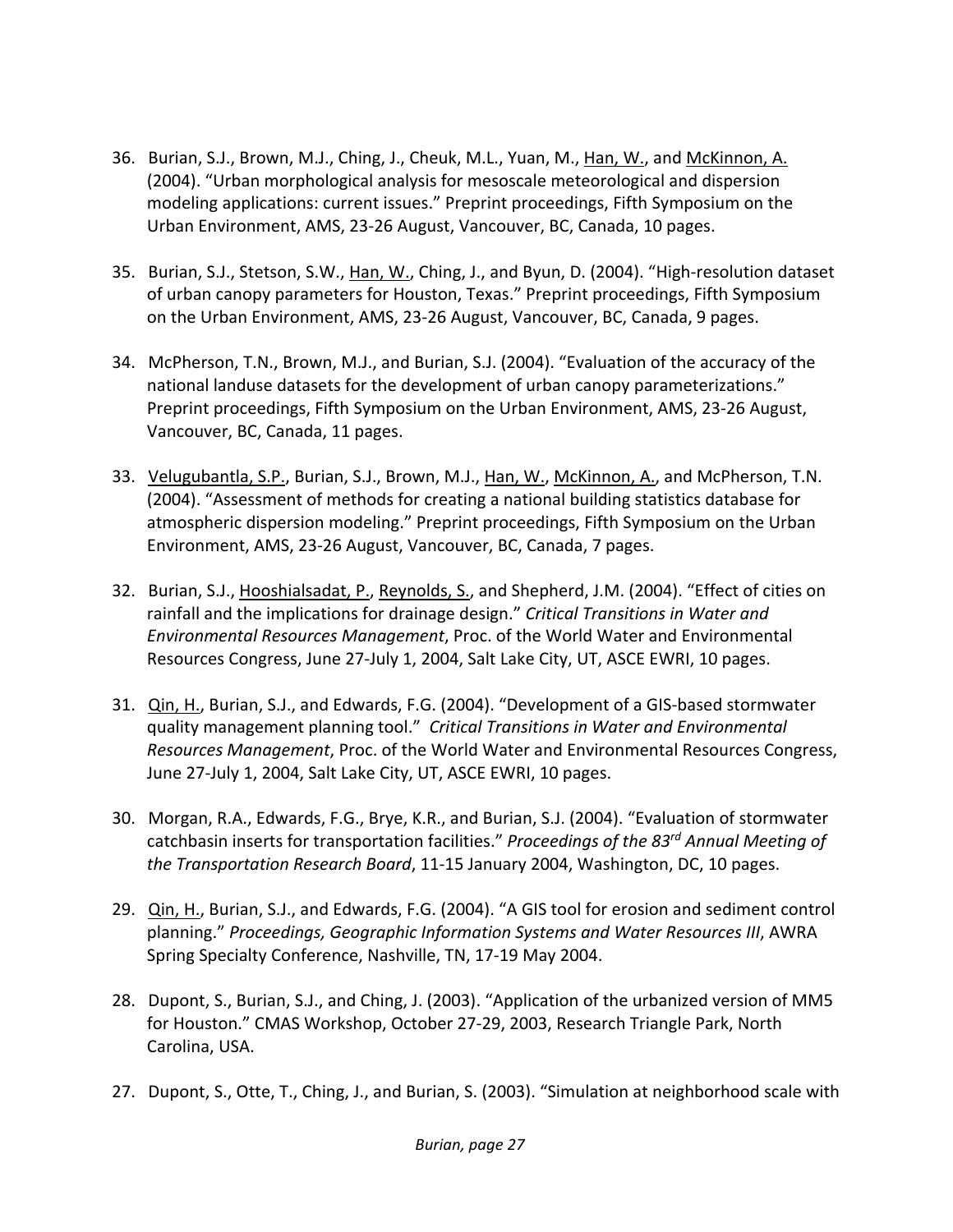36. Burian, S.J., Brown, M.J., Ching, J., Cheuk, M.L., Yuan, M., <u>Han, W.</u>, and <u>McKinnon, A.</u> (2004). "Urban morphological analysis for mesoscale meteorological and dispersion modeling applications: current issues." Preprint proceedings, Fifth Symposium on the Urban Environment, AMS, 23-26 August, Vancouver, BC, Canada, 10 pages.

35. Burian, S.J., Stetson, S.W., <u>Han, W.</u>, Ching, J., and Byun, D. (2004). "High-resolution dataset of urban canopy parameters for Houston, Texas." Preprint proceedings, Fifth Symposium on the Urban Environment, AMS, 23-26 August, Vancouver, BC, Canada, 9 pages.

34. McPherson, T.N., Brown, M.J., and Burian, S.J. (2004). "Evaluation of the accuracy of the national landuse datasets for the development of urban canopy parameterizations." Preprint proceedings, Fifth Symposium on the Urban Environment, AMS, 23-26 August, Vancouver, BC, Canada, 11 pages.

33. <u>Velugubantla, S.P.</u>, Burian, S.J., Brown, M.J., <u>Han, W.</u>, <u>McKinnon, A.</u>, and McPherson, T.N. (2004). "Assessment of methods for creating a national building statistics database for atmospheric dispersion modeling." Preprint proceedings, Fifth Symposium on the Urban Environment, AMS, 23-26 August, Vancouver, BC, Canada, 7 pages.

32. Burian, S.J., <u>Hooshialsadat, P.</u>, <u>Reynolds, S.</u>, and Shepherd, J.M. (2004). "Effect of cities on rainfall and the implications for drainage design." *Critical Transitions in Water and Environmental Resources Management*, Proc. of the World Water and Environmental Resources Congress, June 27-July 1, 2004, Salt Lake City, UT, ASCE EWRI, 10 pages.

31. <u>Qin, H.</u>, Burian, S.J., and Edwards, F.G. (2004). "Development of a GIS-based stormwater quality management planning tool." *Critical Transitions in Water and Environmental Resources Management*, Proc. of the World Water and Environmental Resources Congress, June 27-July 1, 2004, Salt Lake City, UT, ASCE EWRI, 10 pages.

30. Morgan, R.A., Edwards, F.G., Brye, K.R., and Burian, S.J. (2004). "Evaluation of stormwater catchbasin inserts for transportation facilities." *Proceedings of the 83rd Annual Meeting of the Transportation Research Board*, 11-15 January 2004, Washington, DC, 10 pages.

29. <u>Qin, H.</u>, Burian, S.J., and Edwards, F.G. (2004). "A GIS tool for erosion and sediment control planning." *Proceedings, Geographic Information Systems and Water Resources III*, AWRA Spring Specialty Conference, Nashville, TN, 17-19 May 2004.

28. Dupont, S., Burian, S.J., and Ching, J. (2003). "Application of the urbanized version of MM5 for Houston." CMAS Workshop, October 27-29, 2003, Research Triangle Park, North Carolina, USA.

27. Dupont, S., Otte, T., Ching, J., and Burian, S. (2003). "Simulation at neighborhood scale with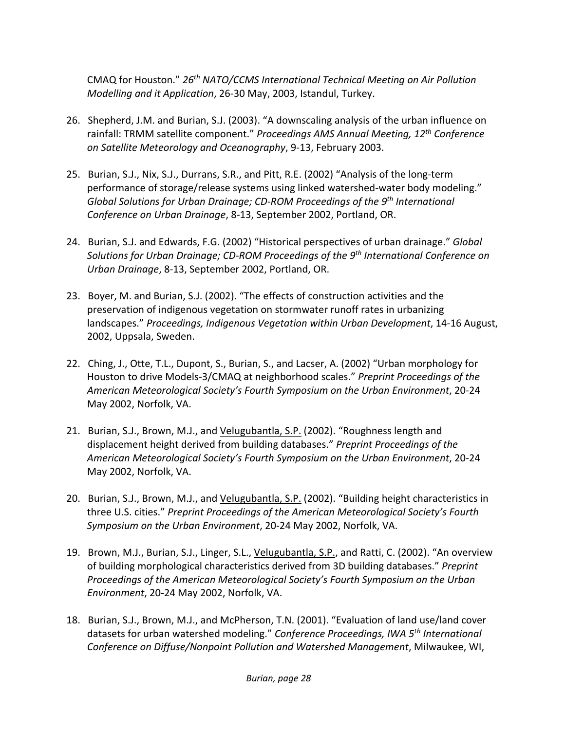CMAQ for Houston." *26th NATO/CCMS International Technical Meeting on Air Pollution Modelling and it Application*, 26-30 May, 2003, Istandul, Turkey.

26. Shepherd, J.M. and Burian, S.J. (2003). "A downscaling analysis of the urban influence on rainfall: TRMM satellite component." *Proceedings AMS Annual Meeting, 12th Conference on Satellite Meteorology and Oceanography*, 9-13, February 2003.

25. Burian, S.J., Nix, S.J., Durrans, S.R., and Pitt, R.E. (2002) "Analysis of the long-term performance of storage/release systems using linked watershed-water body modeling." *Global Solutions for Urban Drainage; CD-ROM Proceedings of the 9th International Conference on Urban Drainage*, 8-13, September 2002, Portland, OR.

24. Burian, S.J. and Edwards, F.G. (2002) "Historical perspectives of urban drainage." *Global Solutions for Urban Drainage; CD-ROM Proceedings of the 9th International Conference on Urban Drainage*, 8-13, September 2002, Portland, OR.

23. Boyer, M. and Burian, S.J. (2002). "The effects of construction activities and the preservation of indigenous vegetation on stormwater runoff rates in urbanizing landscapes." *Proceedings, Indigenous Vegetation within Urban Development*, 14-16 August, 2002, Uppsala, Sweden.

22. Ching, J., Otte, T.L., Dupont, S., Burian, S., and Lacser, A. (2002) "Urban morphology for Houston to drive Models-3/CMAQ at neighborhood scales." *Preprint Proceedings of the American Meteorological Society's Fourth Symposium on the Urban Environment*, 20-24 May 2002, Norfolk, VA.

21. Burian, S.J., Brown, M.J., and Velugubantla, S.P. (2002). "Roughness length and displacement height derived from building databases." *Preprint Proceedings of the American Meteorological Society's Fourth Symposium on the Urban Environment*, 20-24 May 2002, Norfolk, VA.

20. Burian, S.J., Brown, M.J., and Velugubantla, S.P. (2002). "Building height characteristics in three U.S. cities." *Preprint Proceedings of the American Meteorological Society's Fourth Symposium on the Urban Environment*, 20-24 May 2002, Norfolk, VA.

19. Brown, M.J., Burian, S.J., Linger, S.L., Velugubantla, S.P., and Ratti, C. (2002). "An overview of building morphological characteristics derived from 3D building databases." *Preprint Proceedings of the American Meteorological Society's Fourth Symposium on the Urban Environment*, 20-24 May 2002, Norfolk, VA.

18. Burian, S.J., Brown, M.J., and McPherson, T.N. (2001). "Evaluation of land use/land cover datasets for urban watershed modeling." *Conference Proceedings, IWA 5th International Conference on Diffuse/Nonpoint Pollution and Watershed Management*, Milwaukee, WI,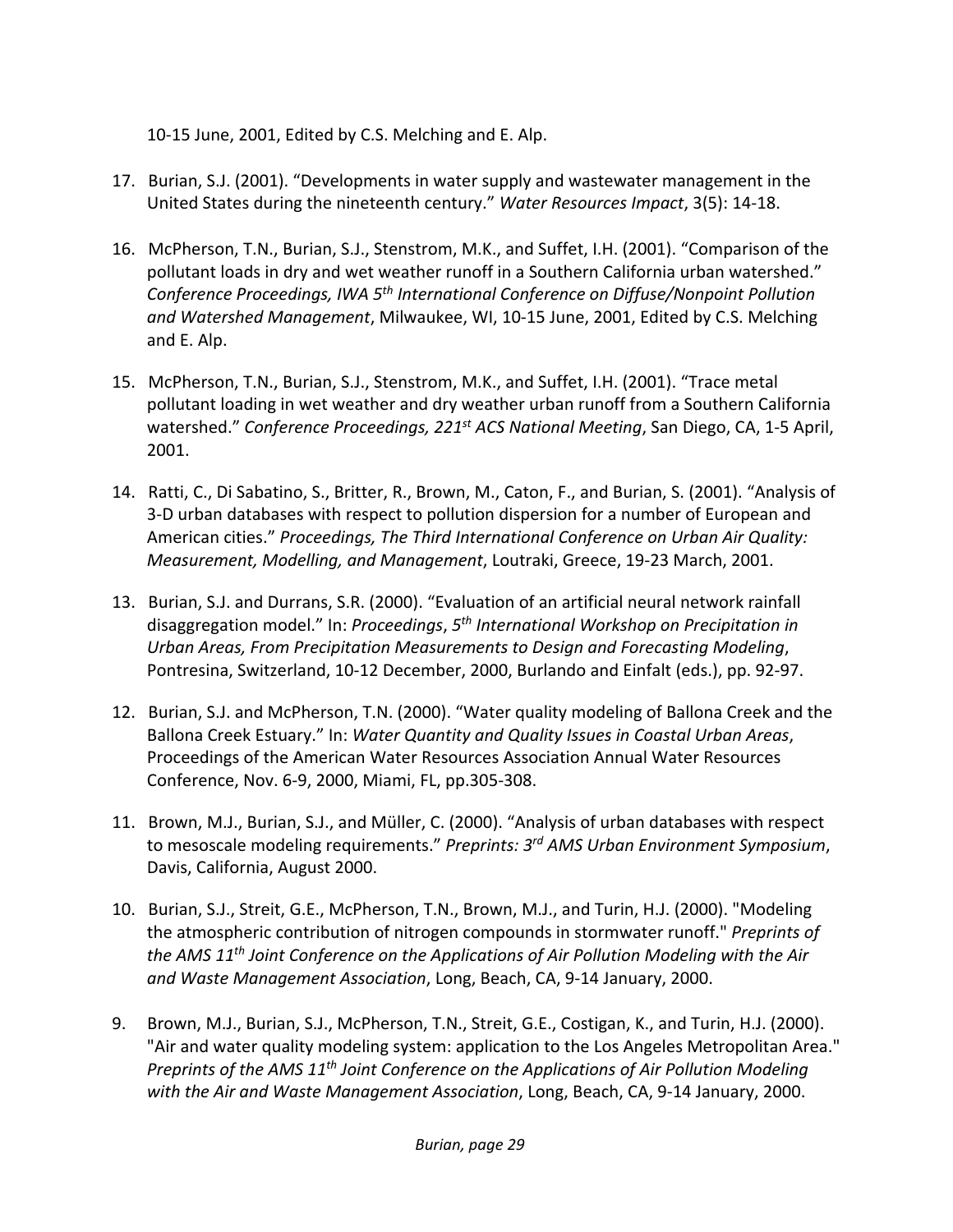10-15 June, 2001, Edited by C.S. Melching and E. Alp.

17. Burian, S.J. (2001). "Developments in water supply and wastewater management in the United States during the nineteenth century." *Water Resources Impact*, 3(5): 14-18.

16. McPherson, T.N., Burian, S.J., Stenstrom, M.K., and Suffet, I.H. (2001). "Comparison of the pollutant loads in dry and wet weather runoff in a Southern California urban watershed." *Conference Proceedings, IWA 5th International Conference on Diffuse/Nonpoint Pollution and Watershed Management*, Milwaukee, WI, 10-15 June, 2001, Edited by C.S. Melching and E. Alp.

15. McPherson, T.N., Burian, S.J., Stenstrom, M.K., and Suffet, I.H. (2001). "Trace metal pollutant loading in wet weather and dry weather urban runoff from a Southern California watershed." *Conference Proceedings, 221st ACS National Meeting*, San Diego, CA, 1-5 April, 2001.

14. Ratti, C., Di Sabatino, S., Britter, R., Brown, M., Caton, F., and Burian, S. (2001). "Analysis of 3-D urban databases with respect to pollution dispersion for a number of European and American cities." *Proceedings, The Third International Conference on Urban Air Quality: Measurement, Modelling, and Management*, Loutraki, Greece, 19-23 March, 2001.

13. Burian, S.J. and Durrans, S.R. (2000). "Evaluation of an artificial neural network rainfall disaggregation model." In: *Proceedings*, *5th International Workshop on Precipitation in Urban Areas, From Precipitation Measurements to Design and Forecasting Modeling*, Pontresina, Switzerland, 10-12 December, 2000, Burlando and Einfalt (eds.), pp. 92-97.

12. Burian, S.J. and McPherson, T.N. (2000). "Water quality modeling of Ballona Creek and the Ballona Creek Estuary." In: *Water Quantity and Quality Issues in Coastal Urban Areas*, Proceedings of the American Water Resources Association Annual Water Resources Conference, Nov. 6-9, 2000, Miami, FL, pp.305-308.

11. Brown, M.J., Burian, S.J., and Müller, C. (2000). "Analysis of urban databases with respect to mesoscale modeling requirements." *Preprints: 3rd AMS Urban Environment Symposium*, Davis, California, August 2000.

10. Burian, S.J., Streit, G.E., McPherson, T.N., Brown, M.J., and Turin, H.J. (2000). "Modeling the atmospheric contribution of nitrogen compounds in stormwater runoff." *Preprints of the AMS 11th Joint Conference on the Applications of Air Pollution Modeling with the Air and Waste Management Association*, Long, Beach, CA, 9-14 January, 2000.

9. Brown, M.J., Burian, S.J., McPherson, T.N., Streit, G.E., Costigan, K., and Turin, H.J. (2000). "Air and water quality modeling system: application to the Los Angeles Metropolitan Area." *Preprints of the AMS 11th Joint Conference on the Applications of Air Pollution Modeling with the Air and Waste Management Association*, Long, Beach, CA, 9-14 January, 2000.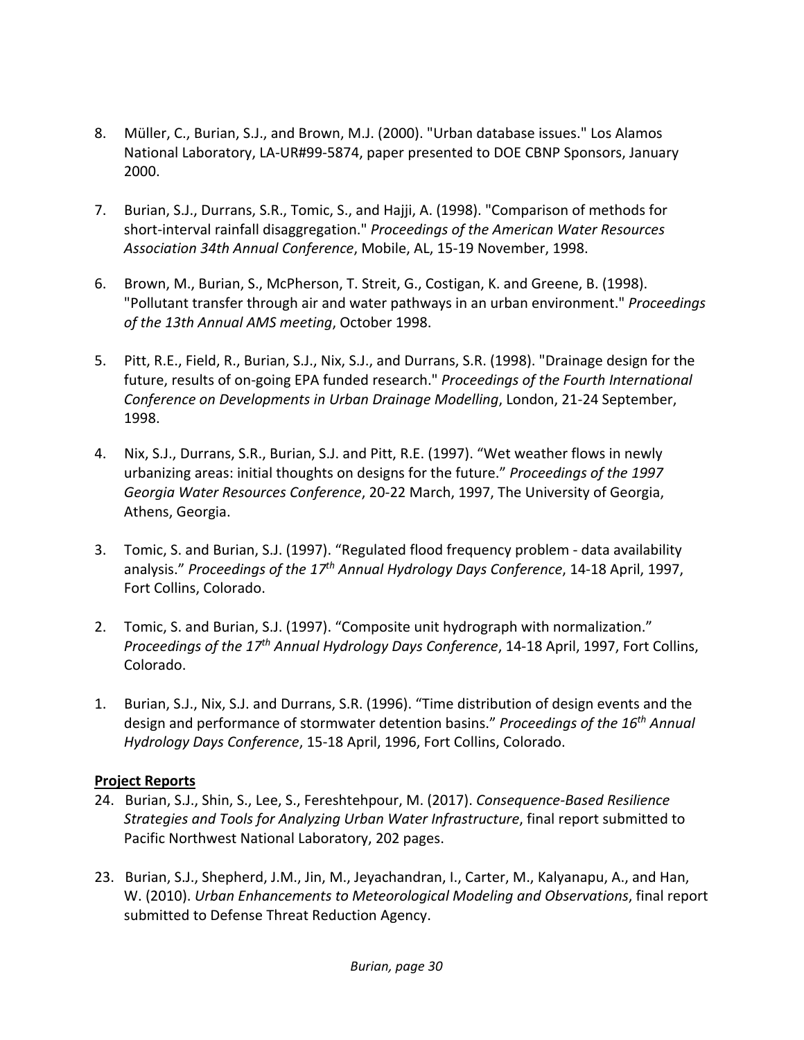8. Müller, C., Burian, S.J., and Brown, M.J. (2000). "Urban database issues." Los Alamos National Laboratory, LA-UR#99-5874, paper presented to DOE CBNP Sponsors, January 2000.

7. Burian, S.J., Durrans, S.R., Tomic, S., and Hajji, A. (1998). "Comparison of methods for short-interval rainfall disaggregation." *Proceedings of the American Water Resources Association 34th Annual Conference*, Mobile, AL, 15-19 November, 1998.

6. Brown, M., Burian, S., McPherson, T. Streit, G., Costigan, K. and Greene, B. (1998). "Pollutant transfer through air and water pathways in an urban environment." *Proceedings of the 13th Annual AMS meeting*, October 1998.

5. Pitt, R.E., Field, R., Burian, S.J., Nix, S.J., and Durrans, S.R. (1998). "Drainage design for the future, results of on-going EPA funded research." *Proceedings of the Fourth International Conference on Developments in Urban Drainage Modelling*, London, 21-24 September, 1998.

4. Nix, S.J., Durrans, S.R., Burian, S.J. and Pitt, R.E. (1997). “Wet weather flows in newly urbanizing areas: initial thoughts on designs for the future.” *Proceedings of the 1997 Georgia Water Resources Conference*, 20-22 March, 1997, The University of Georgia, Athens, Georgia.

3. Tomic, S. and Burian, S.J. (1997). “Regulated flood frequency problem - data availability analysis.” *Proceedings of the 17th Annual Hydrology Days Conference*, 14-18 April, 1997, Fort Collins, Colorado.

2. Tomic, S. and Burian, S.J. (1997). “Composite unit hydrograph with normalization.” *Proceedings of the 17th Annual Hydrology Days Conference*, 14-18 April, 1997, Fort Collins, Colorado.

1. Burian, S.J., Nix, S.J. and Durrans, S.R. (1996). “Time distribution of design events and the design and performance of stormwater detention basins.” *Proceedings of the 16th Annual Hydrology Days Conference*, 15-18 April, 1996, Fort Collins, Colorado.

**Project Reports**

24. Burian, S.J., Shin, S., Lee, S., Fereshtehpour, M. (2017). *Consequence-Based Resilience Strategies and Tools for Analyzing Urban Water Infrastructure*, final report submitted to Pacific Northwest National Laboratory, 202 pages.

23. Burian, S.J., Shepherd, J.M., Jin, M., Jeyachandran, I., Carter, M., Kalyanapu, A., and Han, W. (2010). *Urban Enhancements to Meteorological Modeling and Observations*, final report submitted to Defense Threat Reduction Agency.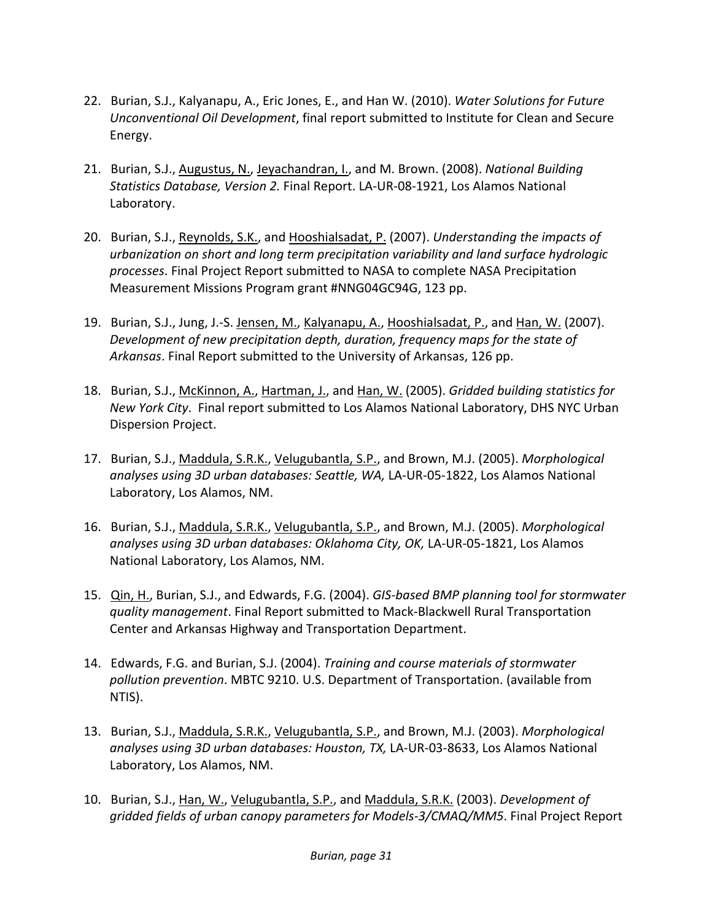22. Burian, S.J., Kalyanapu, A., Eric Jones, E., and Han W. (2010). *Water Solutions for Future Unconventional Oil Development*, final report submitted to Institute for Clean and Secure Energy.

21. Burian, S.J., Augustus, N., Jeyachandran, I., and M. Brown. (2008). *National Building Statistics Database, Version 2.* Final Report. LA-UR-08-1921, Los Alamos National Laboratory.

20. Burian, S.J., Reynolds, S.K., and Hooshialsadat, P. (2007). *Understanding the impacts of urbanization on short and long term precipitation variability and land surface hydrologic processes*. Final Project Report submitted to NASA to complete NASA Precipitation Measurement Missions Program grant #NNG04GC94G, 123 pp.

19. Burian, S.J., Jung, J.-S. Jensen, M., Kalyanapu, A., Hooshialsadat, P., and Han, W. (2007). *Development of new precipitation depth, duration, frequency maps for the state of Arkansas*. Final Report submitted to the University of Arkansas, 126 pp.

18. Burian, S.J., McKinnon, A., Hartman, J., and Han, W. (2005). *Gridded building statistics for New York City*. Final report submitted to Los Alamos National Laboratory, DHS NYC Urban Dispersion Project.

17. Burian, S.J., Maddula, S.R.K., Velugubantla, S.P., and Brown, M.J. (2005). *Morphological analyses using 3D urban databases: Seattle, WA,* LA-UR-05-1822, Los Alamos National Laboratory, Los Alamos, NM.

16. Burian, S.J., Maddula, S.R.K., Velugubantla, S.P., and Brown, M.J. (2005). *Morphological analyses using 3D urban databases: Oklahoma City, OK,* LA-UR-05-1821, Los Alamos National Laboratory, Los Alamos, NM.

15. Qin, H., Burian, S.J., and Edwards, F.G. (2004). *GIS-based BMP planning tool for stormwater quality management*. Final Report submitted to Mack-Blackwell Rural Transportation Center and Arkansas Highway and Transportation Department.

14. Edwards, F.G. and Burian, S.J. (2004). *Training and course materials of stormwater pollution prevention*. MBTC 9210. U.S. Department of Transportation. (available from NTIS).

13. Burian, S.J., Maddula, S.R.K., Velugubantla, S.P., and Brown, M.J. (2003). *Morphological analyses using 3D urban databases: Houston, TX,* LA-UR-03-8633, Los Alamos National Laboratory, Los Alamos, NM.

10. Burian, S.J., Han, W., Velugubantla, S.P., and Maddula, S.R.K. (2003). *Development of gridded fields of urban canopy parameters for Models-3/CMAQ/MM5*. Final Project Report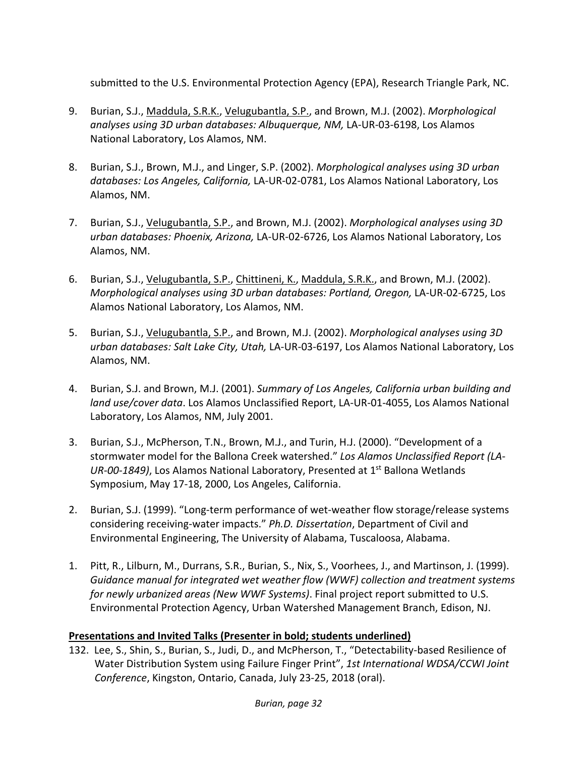submitted to the U.S. Environmental Protection Agency (EPA), Research Triangle Park, NC.

9. Burian, S.J., <u>Maddula, S.R.K.</u>, <u>Velugubantla, S.P.</u>, and Brown, M.J. (2002). *Morphological analyses using 3D urban databases: Albuquerque, NM,* LA-UR-03-6198, Los Alamos National Laboratory, Los Alamos, NM.

8. Burian, S.J., Brown, M.J., and Linger, S.P. (2002). *Morphological analyses using 3D urban databases: Los Angeles, California,* LA-UR-02-0781, Los Alamos National Laboratory, Los Alamos, NM.

7. Burian, S.J., <u>Velugubantla, S.P.</u>, and Brown, M.J. (2002). *Morphological analyses using 3D urban databases: Phoenix, Arizona,* LA-UR-02-6726, Los Alamos National Laboratory, Los Alamos, NM.

6. Burian, S.J., <u>Velugubantla, S.P.</u>, <u>Chittineni, K.</u>, <u>Maddula, S.R.K.</u>, and Brown, M.J. (2002). *Morphological analyses using 3D urban databases: Portland, Oregon,* LA-UR-02-6725, Los Alamos National Laboratory, Los Alamos, NM.

5. Burian, S.J., <u>Velugubantla, S.P.</u>, and Brown, M.J. (2002). *Morphological analyses using 3D urban databases: Salt Lake City, Utah,* LA-UR-03-6197, Los Alamos National Laboratory, Los Alamos, NM.

4. Burian, S.J. and Brown, M.J. (2001). *Summary of Los Angeles, California urban building and land use/cover data*. Los Alamos Unclassified Report, LA-UR-01-4055, Los Alamos National Laboratory, Los Alamos, NM, July 2001.

3. Burian, S.J., McPherson, T.N., Brown, M.J., and Turin, H.J. (2000). "Development of a stormwater model for the Ballona Creek watershed." *Los Alamos Unclassified Report (LA-UR-00-1849)*, Los Alamos National Laboratory, Presented at 1st Ballona Wetlands Symposium, May 17-18, 2000, Los Angeles, California.

2. Burian, S.J. (1999). "Long-term performance of wet-weather flow storage/release systems considering receiving-water impacts." *Ph.D. Dissertation*, Department of Civil and Environmental Engineering, The University of Alabama, Tuscaloosa, Alabama.

1. Pitt, R., Lilburn, M., Durrans, S.R., Burian, S., Nix, S., Voorhees, J., and Martinson, J. (1999). *Guidance manual for integrated wet weather flow (WWF) collection and treatment systems for newly urbanized areas (New WWF Systems)*. Final project report submitted to U.S. Environmental Protection Agency, Urban Watershed Management Branch, Edison, NJ.

**<u>Presentations and Invited Talks (Presenter in bold; students underlined)</u>**

132. Lee, S., Shin, S., Burian, S., Judi, D., and McPherson, T., "Detectability-based Resilience of Water Distribution System using Failure Finger Print", *1st International WDSA/CCWI Joint Conference*, Kingston, Ontario, Canada, July 23-25, 2018 (oral).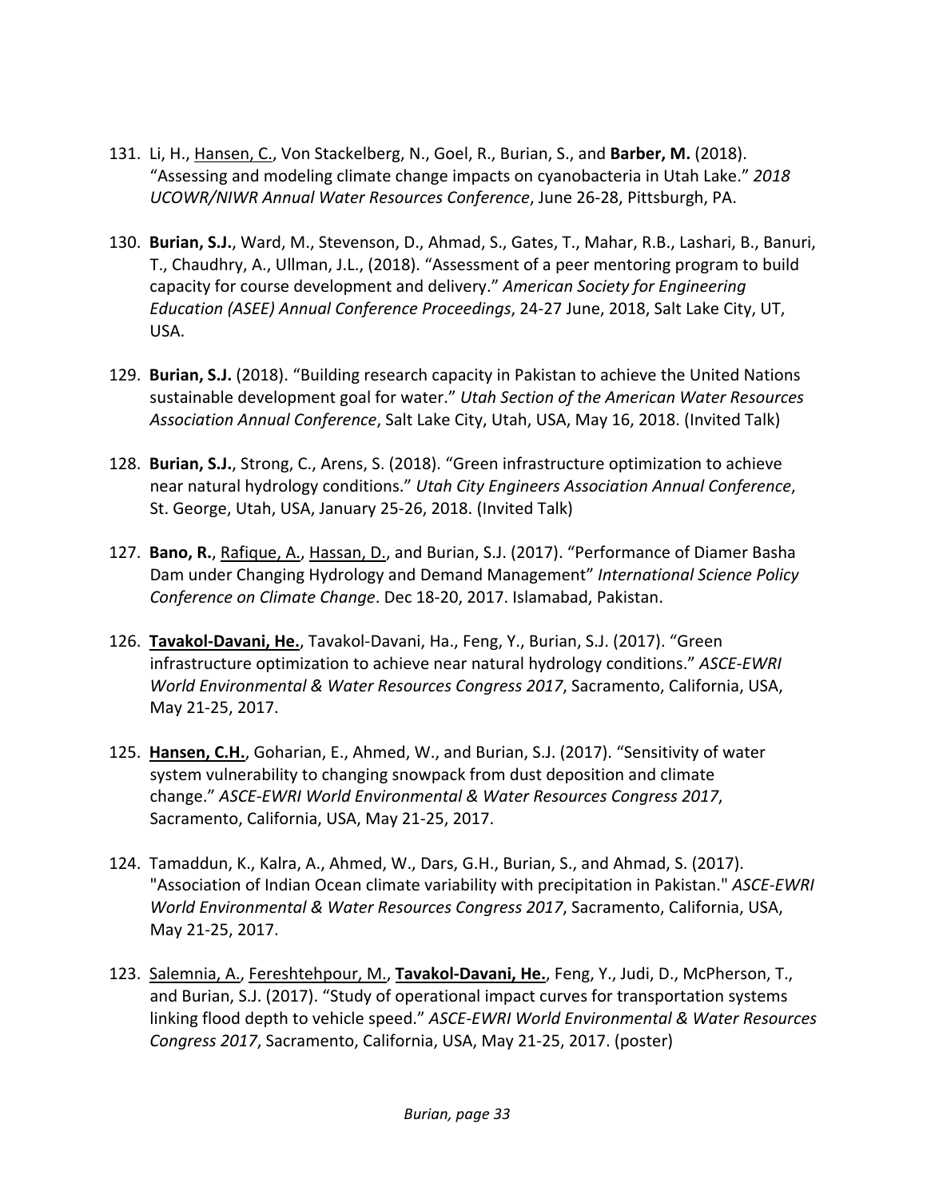131. Li, H., <u>Hansen, C.</u>, Von Stackelberg, N., Goel, R., Burian, S., and **Barber, M.** (2018). "Assessing and modeling climate change impacts on cyanobacteria in Utah Lake." *2018 UCOWR/NIWR Annual Water Resources Conference*, June 26-28, Pittsburgh, PA.

130. **Burian, S.J.**, Ward, M., Stevenson, D., Ahmad, S., Gates, T., Mahar, R.B., Lashari, B., Banuri, T., Chaudhry, A., Ullman, J.L., (2018). "Assessment of a peer mentoring program to build capacity for course development and delivery." *American Society for Engineering Education (ASEE) Annual Conference Proceedings*, 24-27 June, 2018, Salt Lake City, UT, USA.

129. **Burian, S.J.** (2018). "Building research capacity in Pakistan to achieve the United Nations sustainable development goal for water." *Utah Section of the American Water Resources Association Annual Conference*, Salt Lake City, Utah, USA, May 16, 2018. (Invited Talk)

128. **Burian, S.J.**, Strong, C., Arens, S. (2018). "Green infrastructure optimization to achieve near natural hydrology conditions." *Utah City Engineers Association Annual Conference*, St. George, Utah, USA, January 25-26, 2018. (Invited Talk)

127. **Bano, R.**, <u>Rafique, A.</u>, <u>Hassan, D.</u>, and Burian, S.J. (2017). "Performance of Diamer Basha Dam under Changing Hydrology and Demand Management" *International Science Policy Conference on Climate Change*. Dec 18-20, 2017. Islamabad, Pakistan.

126. <u>**Tavakol-Davani, He.**</u>, Tavakol-Davani, Ha., Feng, Y., Burian, S.J. (2017). "Green infrastructure optimization to achieve near natural hydrology conditions." *ASCE-EWRI World Environmental & Water Resources Congress 2017*, Sacramento, California, USA, May 21-25, 2017.

125. <u>**Hansen, C.H.**</u>, Goharian, E., Ahmed, W., and Burian, S.J. (2017). "Sensitivity of water system vulnerability to changing snowpack from dust deposition and climate change." *ASCE-EWRI World Environmental & Water Resources Congress 2017*, Sacramento, California, USA, May 21-25, 2017.

124. Tamaddun, K., Kalra, A., Ahmed, W., Dars, G.H., Burian, S., and Ahmad, S. (2017). "Association of Indian Ocean climate variability with precipitation in Pakistan." *ASCE-EWRI World Environmental & Water Resources Congress 2017*, Sacramento, California, USA, May 21-25, 2017.

123. <u>Salemnia, A.</u>, <u>Fereshtehpour, M.</u>, <u>**Tavakol-Davani, He.**</u>, Feng, Y., Judi, D., McPherson, T., and Burian, S.J. (2017). "Study of operational impact curves for transportation systems linking flood depth to vehicle speed." *ASCE-EWRI World Environmental & Water Resources Congress 2017*, Sacramento, California, USA, May 21-25, 2017. (poster)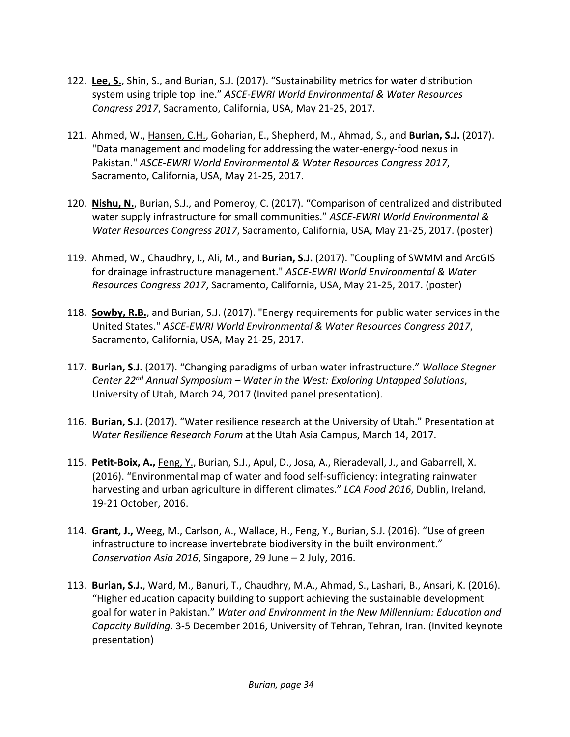122. **<u>Lee, S.</u>**, Shin, S., and Burian, S.J. (2017). "Sustainability metrics for water distribution system using triple top line." *ASCE-EWRI World Environmental & Water Resources Congress 2017*, Sacramento, California, USA, May 21-25, 2017.

121. Ahmed, W., <u>Hansen, C.H.</u>, Goharian, E., Shepherd, M., Ahmad, S., and **Burian, S.J.** (2017). "Data management and modeling for addressing the water-energy-food nexus in Pakistan." *ASCE-EWRI World Environmental & Water Resources Congress 2017*, Sacramento, California, USA, May 21-25, 2017.

120. **<u>Nishu, N.</u>**, Burian, S.J., and Pomeroy, C. (2017). "Comparison of centralized and distributed water supply infrastructure for small communities." *ASCE-EWRI World Environmental & Water Resources Congress 2017*, Sacramento, California, USA, May 21-25, 2017. (poster)

119. Ahmed, W., <u>Chaudhry, I.</u>, Ali, M., and **Burian, S.J.** (2017). "Coupling of SWMM and ArcGIS for drainage infrastructure management." *ASCE-EWRI World Environmental & Water Resources Congress 2017*, Sacramento, California, USA, May 21-25, 2017. (poster)

118. **<u>Sowby, R.B.</u>**, and Burian, S.J. (2017). "Energy requirements for public water services in the United States." *ASCE-EWRI World Environmental & Water Resources Congress 2017*, Sacramento, California, USA, May 21-25, 2017.

117. **Burian, S.J.** (2017). "Changing paradigms of urban water infrastructure." *Wallace Stegner Center 22nd Annual Symposium – Water in the West: Exploring Untapped Solutions*, University of Utah, March 24, 2017 (Invited panel presentation).

116. **Burian, S.J.** (2017). "Water resilience research at the University of Utah." Presentation at *Water Resilience Research Forum* at the Utah Asia Campus, March 14, 2017.

115. **Petit-Boix, A.,** <u>Feng, Y.</u>, Burian, S.J., Apul, D., Josa, A., Rieradevall, J., and Gabarrell, X. (2016). "Environmental map of water and food self-sufficiency: integrating rainwater harvesting and urban agriculture in different climates." *LCA Food 2016*, Dublin, Ireland, 19-21 October, 2016.

114. **Grant, J.,** Weeg, M., Carlson, A., Wallace, H., <u>Feng, Y.</u>, Burian, S.J. (2016). "Use of green infrastructure to increase invertebrate biodiversity in the built environment." *Conservation Asia 2016*, Singapore, 29 June – 2 July, 2016.

113. **Burian, S.J.**, Ward, M., Banuri, T., Chaudhry, M.A., Ahmad, S., Lashari, B., Ansari, K. (2016). "Higher education capacity building to support achieving the sustainable development goal for water in Pakistan." *Water and Environment in the New Millennium: Education and Capacity Building.* 3-5 December 2016, University of Tehran, Tehran, Iran. (Invited keynote presentation)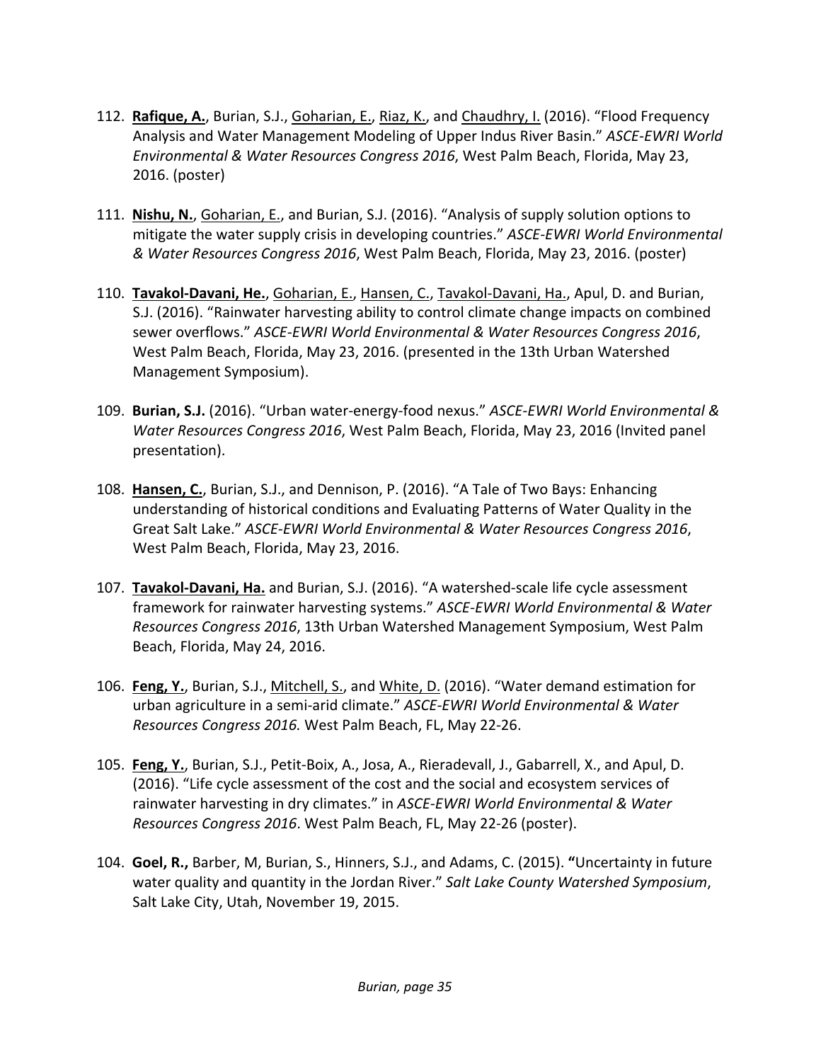112. **Rafique, A.**, Burian, S.J., Goharian, E., Riaz, K., and Chaudhry, I. (2016). "Flood Frequency Analysis and Water Management Modeling of Upper Indus River Basin." *ASCE-EWRI World Environmental & Water Resources Congress 2016*, West Palm Beach, Florida, May 23, 2016. (poster)

111. **Nishu, N.**, Goharian, E., and Burian, S.J. (2016). "Analysis of supply solution options to mitigate the water supply crisis in developing countries." *ASCE-EWRI World Environmental & Water Resources Congress 2016*, West Palm Beach, Florida, May 23, 2016. (poster)

110. **Tavakol-Davani, He.**, Goharian, E., Hansen, C., Tavakol-Davani, Ha., Apul, D. and Burian, S.J. (2016). "Rainwater harvesting ability to control climate change impacts on combined sewer overflows." *ASCE-EWRI World Environmental & Water Resources Congress 2016*, West Palm Beach, Florida, May 23, 2016. (presented in the 13th Urban Watershed Management Symposium).

109. **Burian, S.J.** (2016). "Urban water-energy-food nexus." *ASCE-EWRI World Environmental & Water Resources Congress 2016*, West Palm Beach, Florida, May 23, 2016 (Invited panel presentation).

108. **Hansen, C.**, Burian, S.J., and Dennison, P. (2016). "A Tale of Two Bays: Enhancing understanding of historical conditions and Evaluating Patterns of Water Quality in the Great Salt Lake." *ASCE-EWRI World Environmental & Water Resources Congress 2016*, West Palm Beach, Florida, May 23, 2016.

107. **Tavakol-Davani, Ha.** and Burian, S.J. (2016). "A watershed-scale life cycle assessment framework for rainwater harvesting systems." *ASCE-EWRI World Environmental & Water Resources Congress 2016*, 13th Urban Watershed Management Symposium, West Palm Beach, Florida, May 24, 2016.

106. **Feng, Y.**, Burian, S.J., Mitchell, S., and White, D. (2016). "Water demand estimation for urban agriculture in a semi-arid climate." *ASCE-EWRI World Environmental & Water Resources Congress 2016.* West Palm Beach, FL, May 22-26.

105. **Feng, Y.**, Burian, S.J., Petit-Boix, A., Josa, A., Rieradevall, J., Gabarrell, X., and Apul, D. (2016). "Life cycle assessment of the cost and the social and ecosystem services of rainwater harvesting in dry climates." in *ASCE-EWRI World Environmental & Water Resources Congress 2016*. West Palm Beach, FL, May 22-26 (poster).

104. **Goel, R.,** Barber, M, Burian, S., Hinners, S.J., and Adams, C. (2015). **"**Uncertainty in future water quality and quantity in the Jordan River." *Salt Lake County Watershed Symposium*, Salt Lake City, Utah, November 19, 2015.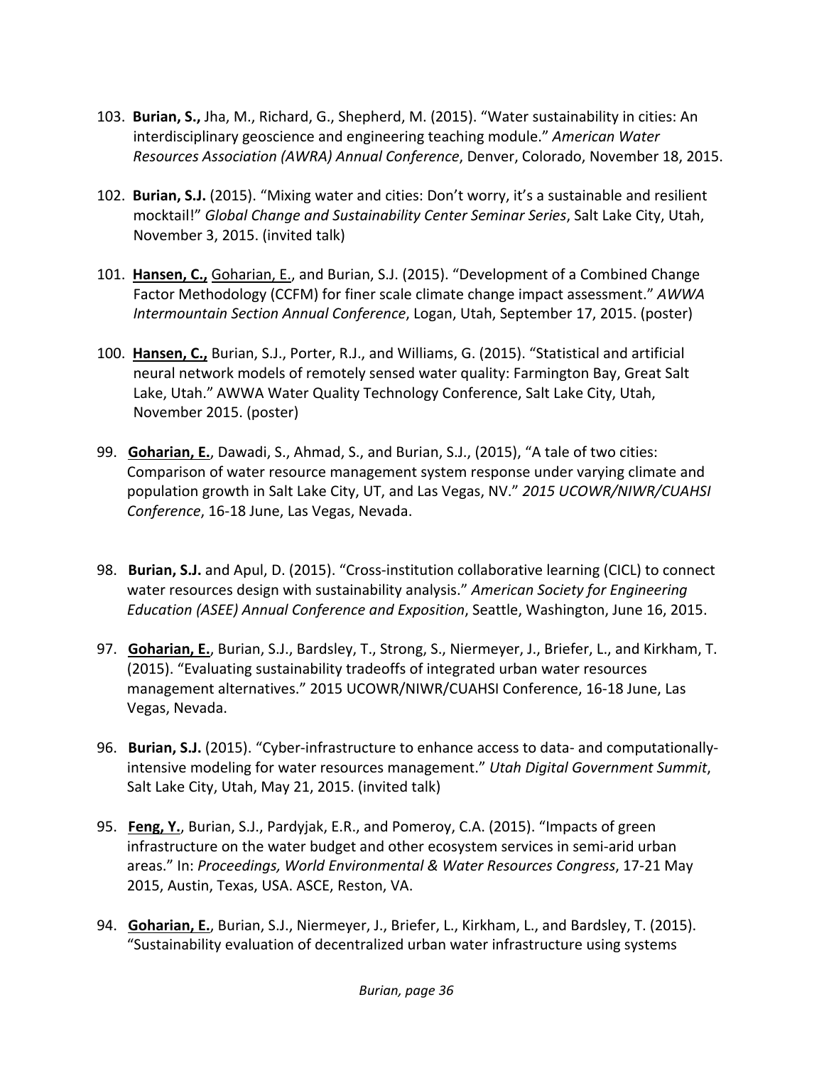103. **Burian, S.,** Jha, M., Richard, G., Shepherd, M. (2015). "Water sustainability in cities: An interdisciplinary geoscience and engineering teaching module." *American Water Resources Association (AWRA) Annual Conference*, Denver, Colorado, November 18, 2015.

102. **Burian, S.J.** (2015). "Mixing water and cities: Don't worry, it's a sustainable and resilient mocktail!" *Global Change and Sustainability Center Seminar Series*, Salt Lake City, Utah, November 3, 2015. (invited talk)

101. **<u>Hansen, C.,</u>** <u>Goharian, E.</u>, and Burian, S.J. (2015). "Development of a Combined Change Factor Methodology (CCFM) for finer scale climate change impact assessment." *AWWA Intermountain Section Annual Conference*, Logan, Utah, September 17, 2015. (poster)

100. **<u>Hansen, C.,</u>** Burian, S.J., Porter, R.J., and Williams, G. (2015). "Statistical and artificial neural network models of remotely sensed water quality: Farmington Bay, Great Salt Lake, Utah." AWWA Water Quality Technology Conference, Salt Lake City, Utah, November 2015. (poster)

99. **<u>Goharian, E.</u>**, Dawadi, S., Ahmad, S., and Burian, S.J., (2015), "A tale of two cities: Comparison of water resource management system response under varying climate and population growth in Salt Lake City, UT, and Las Vegas, NV." *2015 UCOWR/NIWR/CUAHSI Conference*, 16-18 June, Las Vegas, Nevada.

98. **Burian, S.J.** and Apul, D. (2015). "Cross-institution collaborative learning (CICL) to connect water resources design with sustainability analysis." *American Society for Engineering Education (ASEE) Annual Conference and Exposition*, Seattle, Washington, June 16, 2015.

97. **<u>Goharian, E.</u>**, Burian, S.J., Bardsley, T., Strong, S., Niermeyer, J., Briefer, L., and Kirkham, T. (2015). "Evaluating sustainability tradeoffs of integrated urban water resources management alternatives." 2015 UCOWR/NIWR/CUAHSI Conference, 16-18 June, Las Vegas, Nevada.

96. **Burian, S.J.** (2015). "Cyber-infrastructure to enhance access to data- and computationally-intensive modeling for water resources management." *Utah Digital Government Summit*, Salt Lake City, Utah, May 21, 2015. (invited talk)

95. **<u>Feng, Y.</u>**, Burian, S.J., Pardyjak, E.R., and Pomeroy, C.A. (2015). "Impacts of green infrastructure on the water budget and other ecosystem services in semi-arid urban areas." In: *Proceedings, World Environmental & Water Resources Congress*, 17-21 May 2015, Austin, Texas, USA. ASCE, Reston, VA.

94. **<u>Goharian, E.</u>**, Burian, S.J., Niermeyer, J., Briefer, L., Kirkham, L., and Bardsley, T. (2015). "Sustainability evaluation of decentralized urban water infrastructure using systems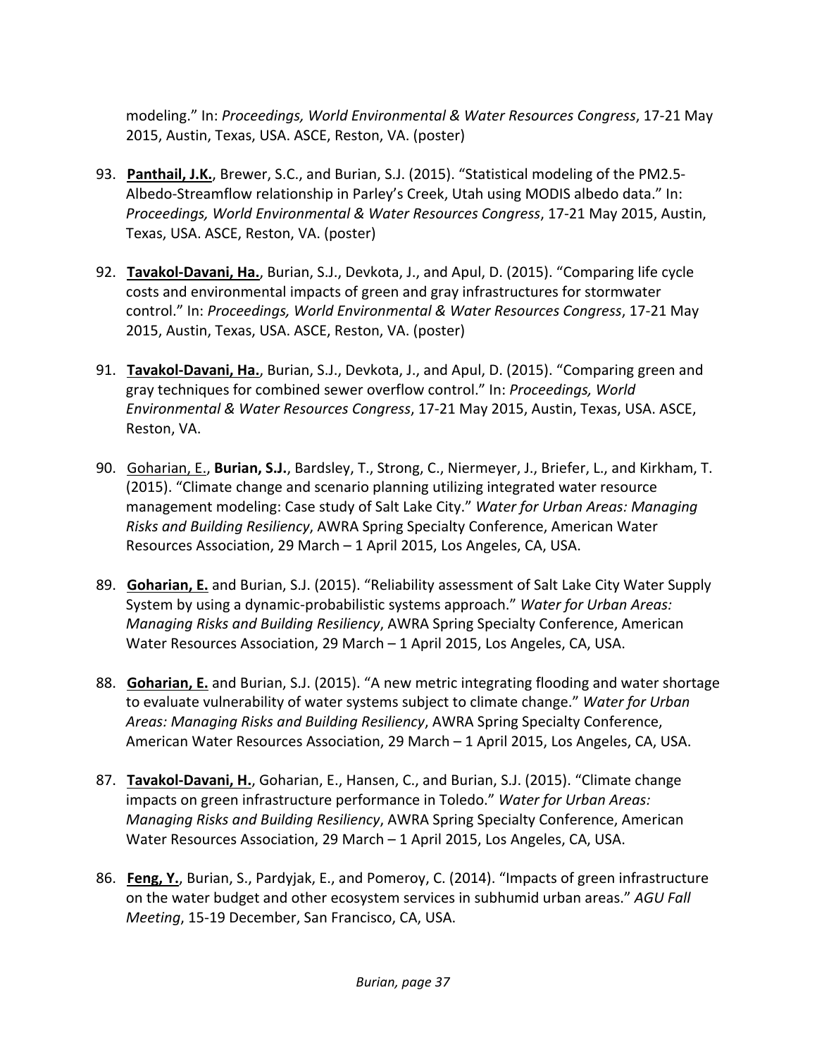modeling." In: *Proceedings, World Environmental & Water Resources Congress*, 17-21 May 2015, Austin, Texas, USA. ASCE, Reston, VA. (poster)

93. **Panthail, J.K.**, Brewer, S.C., and Burian, S.J. (2015). "Statistical modeling of the PM2.5-Albedo-Streamflow relationship in Parley's Creek, Utah using MODIS albedo data." In: *Proceedings, World Environmental & Water Resources Congress*, 17-21 May 2015, Austin, Texas, USA. ASCE, Reston, VA. (poster)

92. **Tavakol-Davani, Ha.**, Burian, S.J., Devkota, J., and Apul, D. (2015). "Comparing life cycle costs and environmental impacts of green and gray infrastructures for stormwater control." In: *Proceedings, World Environmental & Water Resources Congress*, 17-21 May 2015, Austin, Texas, USA. ASCE, Reston, VA. (poster)

91. **Tavakol-Davani, Ha.**, Burian, S.J., Devkota, J., and Apul, D. (2015). "Comparing green and gray techniques for combined sewer overflow control." In: *Proceedings, World Environmental & Water Resources Congress*, 17-21 May 2015, Austin, Texas, USA. ASCE, Reston, VA.

90. Goharian, E., **Burian, S.J.**, Bardsley, T., Strong, C., Niermeyer, J., Briefer, L., and Kirkham, T. (2015). "Climate change and scenario planning utilizing integrated water resource management modeling: Case study of Salt Lake City." *Water for Urban Areas: Managing Risks and Building Resiliency*, AWRA Spring Specialty Conference, American Water Resources Association, 29 March – 1 April 2015, Los Angeles, CA, USA.

89. **Goharian, E.** and Burian, S.J. (2015). "Reliability assessment of Salt Lake City Water Supply System by using a dynamic-probabilistic systems approach." *Water for Urban Areas: Managing Risks and Building Resiliency*, AWRA Spring Specialty Conference, American Water Resources Association, 29 March – 1 April 2015, Los Angeles, CA, USA.

88. **Goharian, E.** and Burian, S.J. (2015). "A new metric integrating flooding and water shortage to evaluate vulnerability of water systems subject to climate change." *Water for Urban Areas: Managing Risks and Building Resiliency*, AWRA Spring Specialty Conference, American Water Resources Association, 29 March – 1 April 2015, Los Angeles, CA, USA.

87. **Tavakol-Davani, H.**, Goharian, E., Hansen, C., and Burian, S.J. (2015). "Climate change impacts on green infrastructure performance in Toledo." *Water for Urban Areas: Managing Risks and Building Resiliency*, AWRA Spring Specialty Conference, American Water Resources Association, 29 March – 1 April 2015, Los Angeles, CA, USA.

86. **Feng, Y.**, Burian, S., Pardyjak, E., and Pomeroy, C. (2014). "Impacts of green infrastructure on the water budget and other ecosystem services in subhumid urban areas." *AGU Fall Meeting*, 15-19 December, San Francisco, CA, USA.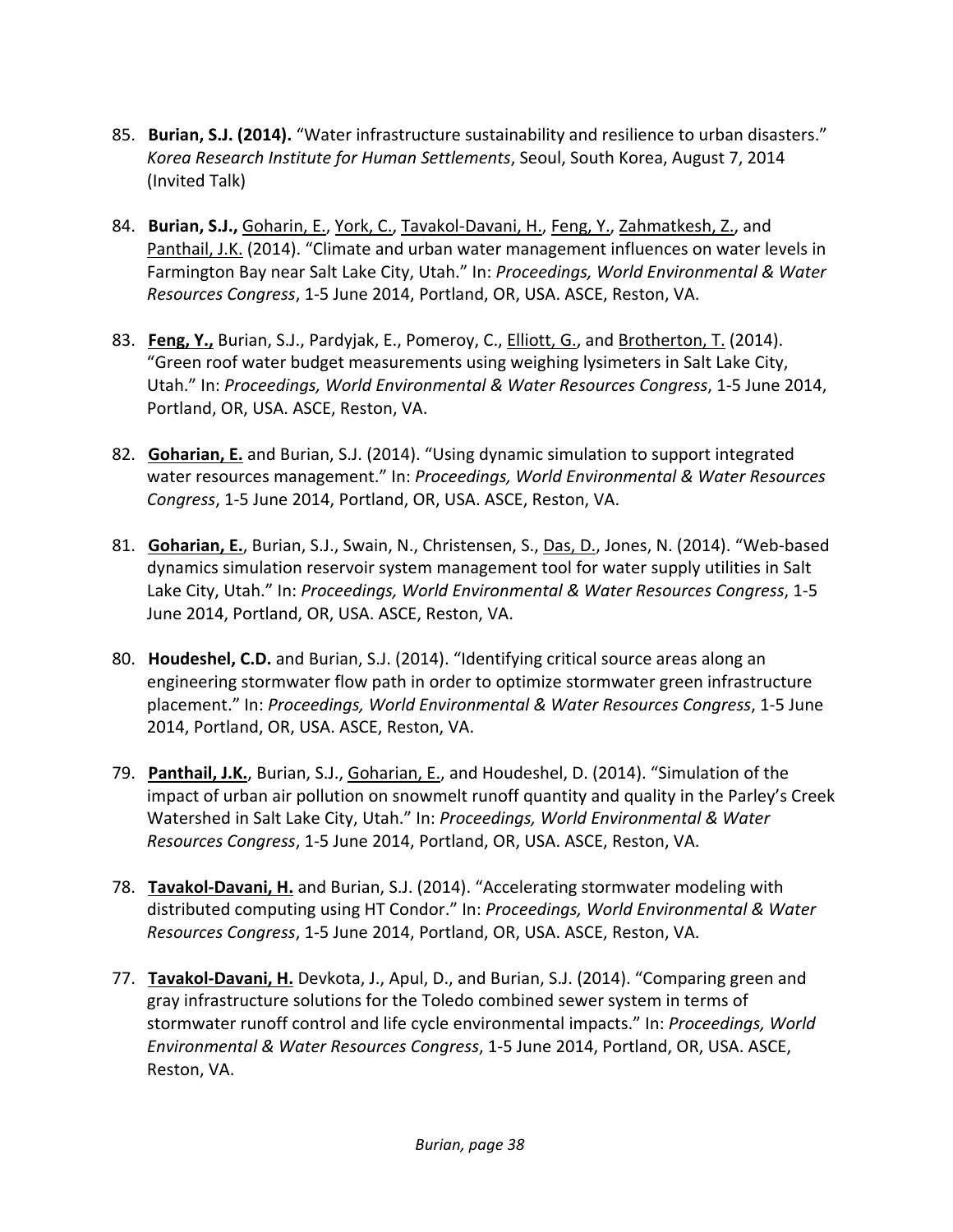85. **Burian, S.J. (2014).** "Water infrastructure sustainability and resilience to urban disasters." *Korea Research Institute for Human Settlements*, Seoul, South Korea, August 7, 2014 (Invited Talk)

84. **Burian, S.J.,** <u>Goharin, E.</u>, <u>York, C.</u>, <u>Tavakol-Davani, H.</u>, <u>Feng, Y.</u>, <u>Zahmatkesh, Z.</u>, and <u>Panthail, J.K.</u> (2014). "Climate and urban water management influences on water levels in Farmington Bay near Salt Lake City, Utah." In: *Proceedings, World Environmental & Water Resources Congress*, 1-5 June 2014, Portland, OR, USA. ASCE, Reston, VA.

83. **<u>Feng, Y.,</u>** Burian, S.J., Pardyjak, E., Pomeroy, C., <u>Elliott, G.</u>, and <u>Brotherton, T.</u> (2014). "Green roof water budget measurements using weighing lysimeters in Salt Lake City, Utah." In: *Proceedings, World Environmental & Water Resources Congress*, 1-5 June 2014, Portland, OR, USA. ASCE, Reston, VA.

82. **<u>Goharian, E.</u>** and Burian, S.J. (2014). "Using dynamic simulation to support integrated water resources management." In: *Proceedings, World Environmental & Water Resources Congress*, 1-5 June 2014, Portland, OR, USA. ASCE, Reston, VA.

81. **<u>Goharian, E.</u>**, Burian, S.J., Swain, N., Christensen, S., <u>Das, D.</u>, Jones, N. (2014). "Web-based dynamics simulation reservoir system management tool for water supply utilities in Salt Lake City, Utah." In: *Proceedings, World Environmental & Water Resources Congress*, 1-5 June 2014, Portland, OR, USA. ASCE, Reston, VA.

80. **Houdeshel, C.D.** and Burian, S.J. (2014). "Identifying critical source areas along an engineering stormwater flow path in order to optimize stormwater green infrastructure placement." In: *Proceedings, World Environmental & Water Resources Congress*, 1-5 June 2014, Portland, OR, USA. ASCE, Reston, VA.

79. **<u>Panthail, J.K.</u>**, Burian, S.J., <u>Goharian, E.</u>, and Houdeshel, D. (2014). "Simulation of the impact of urban air pollution on snowmelt runoff quantity and quality in the Parley's Creek Watershed in Salt Lake City, Utah." In: *Proceedings, World Environmental & Water Resources Congress*, 1-5 June 2014, Portland, OR, USA. ASCE, Reston, VA.

78. **<u>Tavakol-Davani, H.</u>** and Burian, S.J. (2014). "Accelerating stormwater modeling with distributed computing using HT Condor." In: *Proceedings, World Environmental & Water Resources Congress*, 1-5 June 2014, Portland, OR, USA. ASCE, Reston, VA.

77. **<u>Tavakol-Davani, H.</u>** Devkota, J., Apul, D., and Burian, S.J. (2014). "Comparing green and gray infrastructure solutions for the Toledo combined sewer system in terms of stormwater runoff control and life cycle environmental impacts." In: *Proceedings, World Environmental & Water Resources Congress*, 1-5 June 2014, Portland, OR, USA. ASCE, Reston, VA.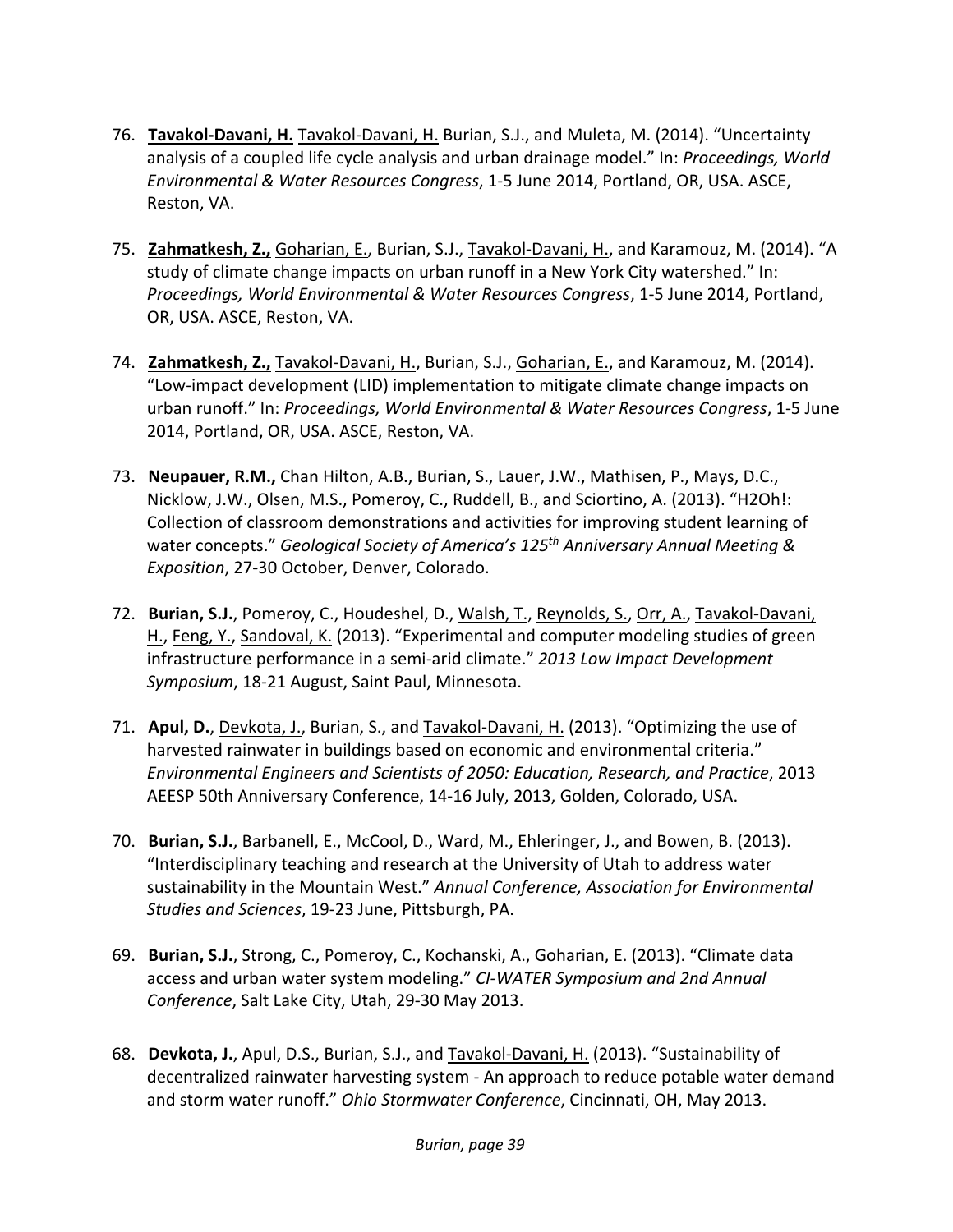76. **Tavakol-Davani, H.** Tavakol-Davani, H. Burian, S.J., and Muleta, M. (2014). "Uncertainty analysis of a coupled life cycle analysis and urban drainage model." In: *Proceedings, World Environmental & Water Resources Congress*, 1-5 June 2014, Portland, OR, USA. ASCE, Reston, VA.

75. **Zahmatkesh, Z.,** Goharian, E., Burian, S.J., Tavakol-Davani, H., and Karamouz, M. (2014). "A study of climate change impacts on urban runoff in a New York City watershed." In: *Proceedings, World Environmental & Water Resources Congress*, 1-5 June 2014, Portland, OR, USA. ASCE, Reston, VA.

74. **Zahmatkesh, Z.,** Tavakol-Davani, H., Burian, S.J., Goharian, E., and Karamouz, M. (2014). "Low-impact development (LID) implementation to mitigate climate change impacts on urban runoff." In: *Proceedings, World Environmental & Water Resources Congress*, 1-5 June 2014, Portland, OR, USA. ASCE, Reston, VA.

73. **Neupauer, R.M.,** Chan Hilton, A.B., Burian, S., Lauer, J.W., Mathisen, P., Mays, D.C., Nicklow, J.W., Olsen, M.S., Pomeroy, C., Ruddell, B., and Sciortino, A. (2013). "H2Oh!: Collection of classroom demonstrations and activities for improving student learning of water concepts." *Geological Society of America's 125th Anniversary Annual Meeting & Exposition*, 27-30 October, Denver, Colorado.

72. **Burian, S.J.**, Pomeroy, C., Houdeshel, D., Walsh, T., Reynolds, S., Orr, A., Tavakol-Davani, H., Feng, Y., Sandoval, K. (2013). "Experimental and computer modeling studies of green infrastructure performance in a semi-arid climate." *2013 Low Impact Development Symposium*, 18-21 August, Saint Paul, Minnesota.

71. **Apul, D.**, Devkota, J., Burian, S., and Tavakol-Davani, H. (2013). "Optimizing the use of harvested rainwater in buildings based on economic and environmental criteria." *Environmental Engineers and Scientists of 2050: Education, Research, and Practice*, 2013 AEESP 50th Anniversary Conference, 14-16 July, 2013, Golden, Colorado, USA.

70. **Burian, S.J.**, Barbanell, E., McCool, D., Ward, M., Ehleringer, J., and Bowen, B. (2013). "Interdisciplinary teaching and research at the University of Utah to address water sustainability in the Mountain West." *Annual Conference, Association for Environmental Studies and Sciences*, 19-23 June, Pittsburgh, PA.

69. **Burian, S.J.**, Strong, C., Pomeroy, C., Kochanski, A., Goharian, E. (2013). "Climate data access and urban water system modeling." *CI-WATER Symposium and 2nd Annual Conference*, Salt Lake City, Utah, 29-30 May 2013.

68. **Devkota, J.**, Apul, D.S., Burian, S.J., and Tavakol-Davani, H. (2013). "Sustainability of decentralized rainwater harvesting system - An approach to reduce potable water demand and storm water runoff." *Ohio Stormwater Conference*, Cincinnati, OH, May 2013.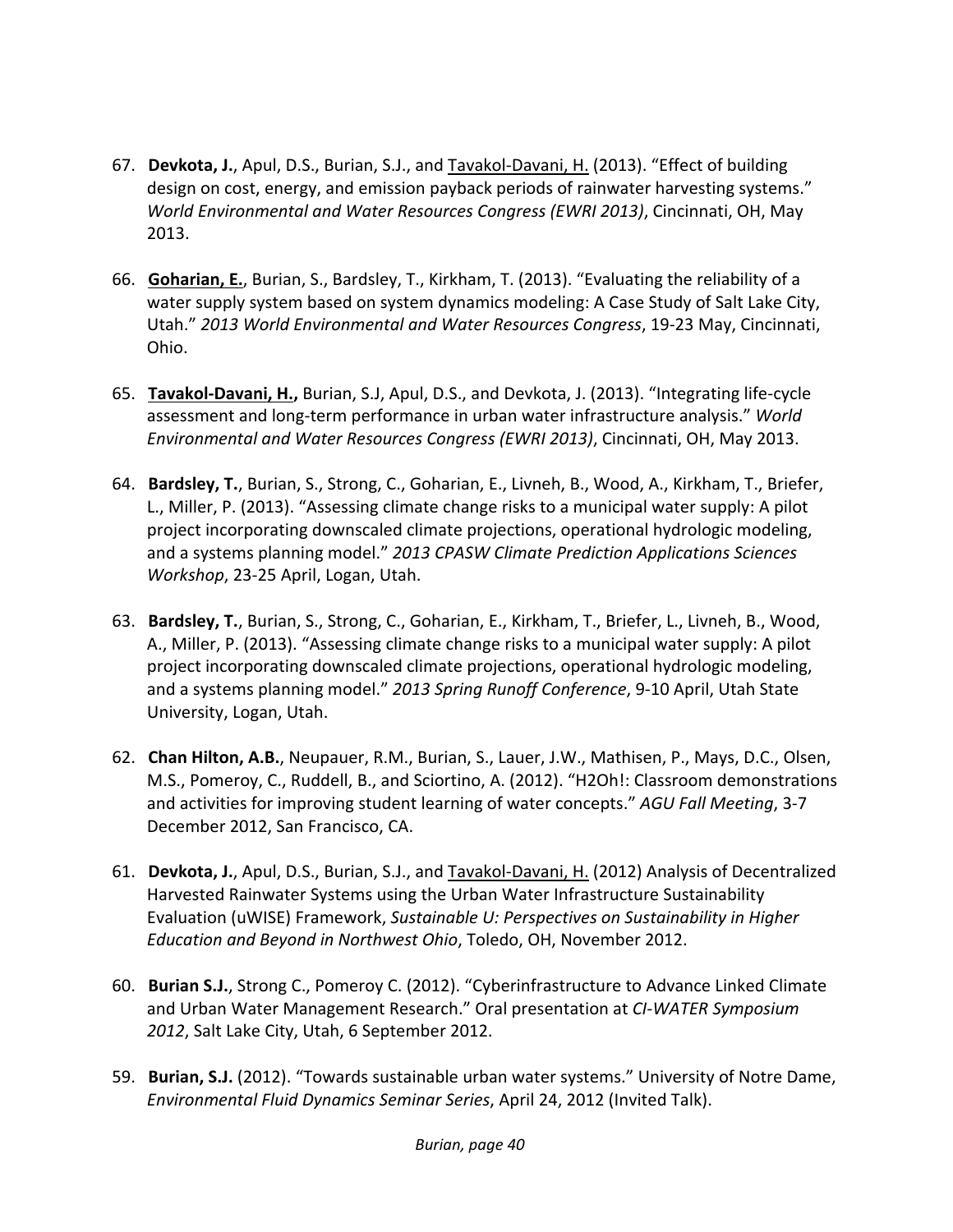67. **Devkota, J.**, Apul, D.S., Burian, S.J., and <u>Tavakol-Davani, H.</u> (2013). "Effect of building design on cost, energy, and emission payback periods of rainwater harvesting systems." *World Environmental and Water Resources Congress (EWRI 2013)*, Cincinnati, OH, May 2013.

66. <u>**Goharian, E.**</u>, Burian, S., Bardsley, T., Kirkham, T. (2013). "Evaluating the reliability of a water supply system based on system dynamics modeling: A Case Study of Salt Lake City, Utah." *2013 World Environmental and Water Resources Congress*, 19-23 May, Cincinnati, Ohio.

65. <u>**Tavakol-Davani, H.,**</u> Burian, S.J, Apul, D.S., and Devkota, J. (2013). "Integrating life-cycle assessment and long-term performance in urban water infrastructure analysis." *World Environmental and Water Resources Congress (EWRI 2013)*, Cincinnati, OH, May 2013.

64. **Bardsley, T.**, Burian, S., Strong, C., Goharian, E., Livneh, B., Wood, A., Kirkham, T., Briefer, L., Miller, P. (2013). "Assessing climate change risks to a municipal water supply: A pilot project incorporating downscaled climate projections, operational hydrologic modeling, and a systems planning model." *2013 CPASW Climate Prediction Applications Sciences Workshop*, 23-25 April, Logan, Utah.

63. **Bardsley, T.**, Burian, S., Strong, C., Goharian, E., Kirkham, T., Briefer, L., Livneh, B., Wood, A., Miller, P. (2013). "Assessing climate change risks to a municipal water supply: A pilot project incorporating downscaled climate projections, operational hydrologic modeling, and a systems planning model." *2013 Spring Runoff Conference*, 9-10 April, Utah State University, Logan, Utah.

62. **Chan Hilton, A.B.**, Neupauer, R.M., Burian, S., Lauer, J.W., Mathisen, P., Mays, D.C., Olsen, M.S., Pomeroy, C., Ruddell, B., and Sciortino, A. (2012). "H2Oh!: Classroom demonstrations and activities for improving student learning of water concepts." *AGU Fall Meeting*, 3-7 December 2012, San Francisco, CA.

61. **Devkota, J.**, Apul, D.S., Burian, S.J., and <u>Tavakol-Davani, H.</u> (2012) Analysis of Decentralized Harvested Rainwater Systems using the Urban Water Infrastructure Sustainability Evaluation (uWISE) Framework, *Sustainable U: Perspectives on Sustainability in Higher Education and Beyond in Northwest Ohio*, Toledo, OH, November 2012.

60. **Burian S.J.**, Strong C., Pomeroy C. (2012). "Cyberinfrastructure to Advance Linked Climate and Urban Water Management Research." Oral presentation at *CI-WATER Symposium 2012*, Salt Lake City, Utah, 6 September 2012.

59. **Burian, S.J.** (2012). "Towards sustainable urban water systems." University of Notre Dame, *Environmental Fluid Dynamics Seminar Series*, April 24, 2012 (Invited Talk).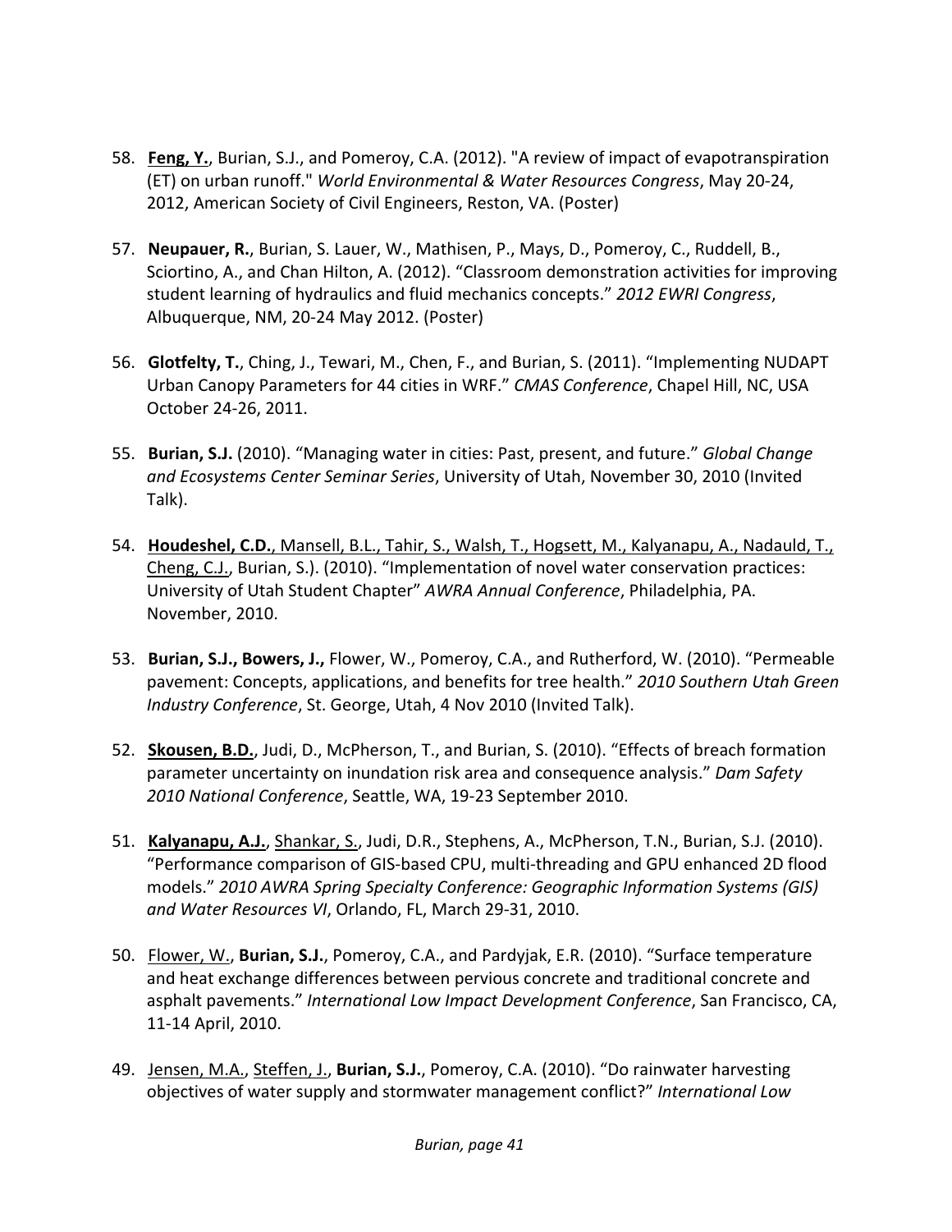58. **Feng, Y.**, Burian, S.J., and Pomeroy, C.A. (2012). "A review of impact of evapotranspiration (ET) on urban runoff." *World Environmental & Water Resources Congress*, May 20-24, 2012, American Society of Civil Engineers, Reston, VA. (Poster)

57. **Neupauer, R.**, Burian, S. Lauer, W., Mathisen, P., Mays, D., Pomeroy, C., Ruddell, B., Sciortino, A., and Chan Hilton, A. (2012). "Classroom demonstration activities for improving student learning of hydraulics and fluid mechanics concepts." *2012 EWRI Congress*, Albuquerque, NM, 20-24 May 2012. (Poster)

56. **Glotfelty, T.**, Ching, J., Tewari, M., Chen, F., and Burian, S. (2011). "Implementing NUDAPT Urban Canopy Parameters for 44 cities in WRF." *CMAS Conference*, Chapel Hill, NC, USA October 24-26, 2011.

55. **Burian, S.J.** (2010). "Managing water in cities: Past, present, and future." *Global Change and Ecosystems Center Seminar Series*, University of Utah, November 30, 2010 (Invited Talk).

54. **Houdeshel, C.D.**, Mansell, B.L., Tahir, S., Walsh, T., Hogsett, M., Kalyanapu, A., Nadauld, T., Cheng, C.J., Burian, S.). (2010). "Implementation of novel water conservation practices: University of Utah Student Chapter" *AWRA Annual Conference*, Philadelphia, PA. November, 2010.

53. **Burian, S.J., Bowers, J.,** Flower, W., Pomeroy, C.A., and Rutherford, W. (2010). "Permeable pavement: Concepts, applications, and benefits for tree health." *2010 Southern Utah Green Industry Conference*, St. George, Utah, 4 Nov 2010 (Invited Talk).

52. **Skousen, B.D.**, Judi, D., McPherson, T., and Burian, S. (2010). "Effects of breach formation parameter uncertainty on inundation risk area and consequence analysis." *Dam Safety 2010 National Conference*, Seattle, WA, 19-23 September 2010.

51. **Kalyanapu, A.J.**, Shankar, S., Judi, D.R., Stephens, A., McPherson, T.N., Burian, S.J. (2010). "Performance comparison of GIS-based CPU, multi-threading and GPU enhanced 2D flood models." *2010 AWRA Spring Specialty Conference: Geographic Information Systems (GIS) and Water Resources VI*, Orlando, FL, March 29-31, 2010.

50. Flower, W., **Burian, S.J.**, Pomeroy, C.A., and Pardyjak, E.R. (2010). "Surface temperature and heat exchange differences between pervious concrete and traditional concrete and asphalt pavements." *International Low Impact Development Conference*, San Francisco, CA, 11-14 April, 2010.

49. Jensen, M.A., Steffen, J., **Burian, S.J.**, Pomeroy, C.A. (2010). "Do rainwater harvesting objectives of water supply and stormwater management conflict?" *International Low*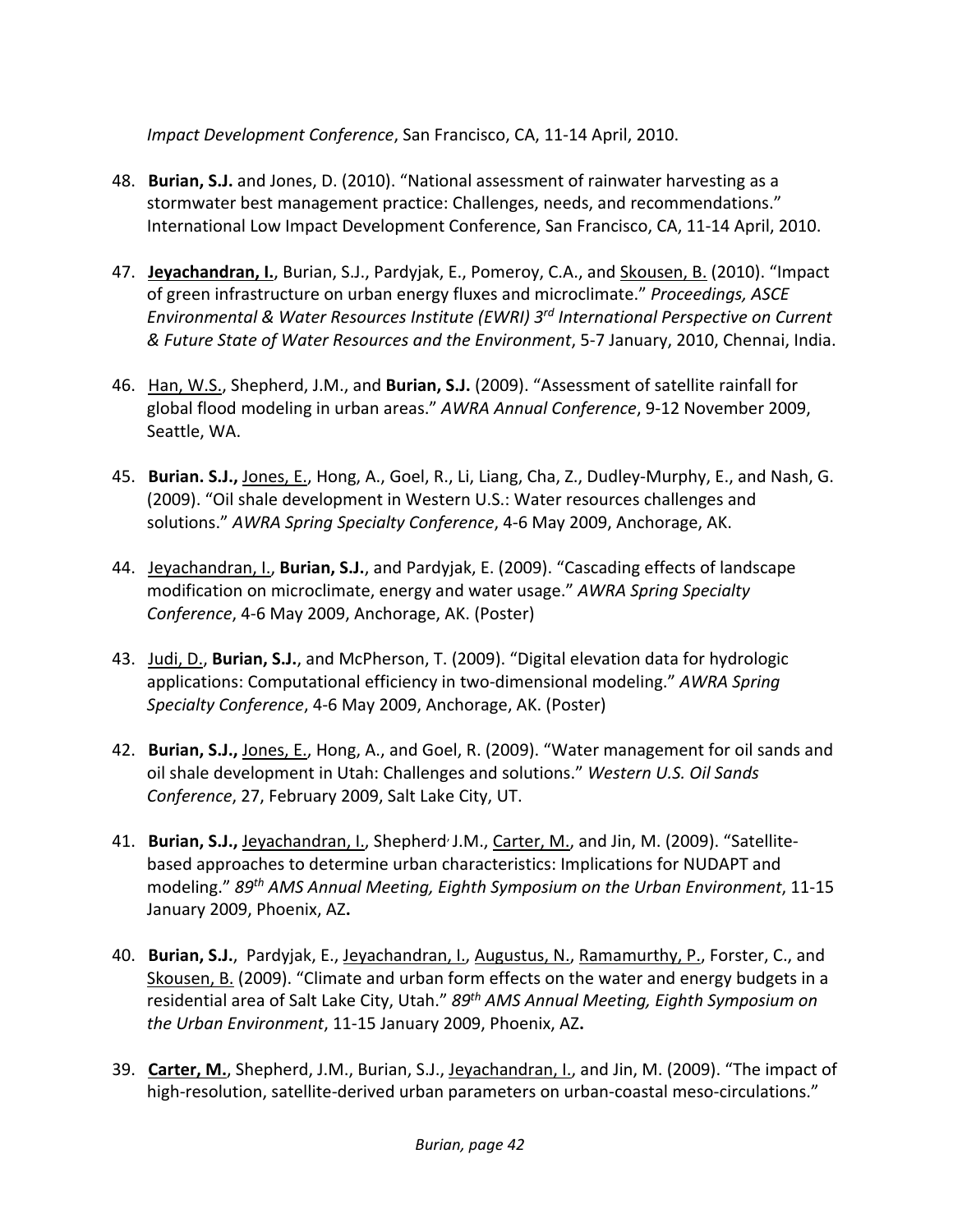*Impact Development Conference*, San Francisco, CA, 11-14 April, 2010.

48. **Burian, S.J.** and Jones, D. (2010). "National assessment of rainwater harvesting as a stormwater best management practice: Challenges, needs, and recommendations." International Low Impact Development Conference, San Francisco, CA, 11-14 April, 2010.

47. **Jeyachandran, I.**, Burian, S.J., Pardyjak, E., Pomeroy, C.A., and Skousen, B. (2010). "Impact of green infrastructure on urban energy fluxes and microclimate." *Proceedings, ASCE Environmental & Water Resources Institute (EWRI) 3rd International Perspective on Current & Future State of Water Resources and the Environment*, 5-7 January, 2010, Chennai, India.

46. Han, W.S., Shepherd, J.M., and **Burian, S.J.** (2009). "Assessment of satellite rainfall for global flood modeling in urban areas." *AWRA Annual Conference*, 9-12 November 2009, Seattle, WA.

45. **Burian. S.J.,** Jones, E., Hong, A., Goel, R., Li, Liang, Cha, Z., Dudley-Murphy, E., and Nash, G. (2009). "Oil shale development in Western U.S.: Water resources challenges and solutions." *AWRA Spring Specialty Conference*, 4-6 May 2009, Anchorage, AK.

44. Jeyachandran, I., **Burian, S.J.**, and Pardyjak, E. (2009). "Cascading effects of landscape modification on microclimate, energy and water usage." *AWRA Spring Specialty Conference*, 4-6 May 2009, Anchorage, AK. (Poster)

43. Judi, D., **Burian, S.J.**, and McPherson, T. (2009). "Digital elevation data for hydrologic applications: Computational efficiency in two-dimensional modeling." *AWRA Spring Specialty Conference*, 4-6 May 2009, Anchorage, AK. (Poster)

42. **Burian, S.J.,** Jones, E., Hong, A., and Goel, R. (2009). "Water management for oil sands and oil shale development in Utah: Challenges and solutions." *Western U.S. Oil Sands Conference*, 27, February 2009, Salt Lake City, UT.

41. **Burian, S.J.,** Jeyachandran, I., Shepherd, J.M., Carter, M., and Jin, M. (2009). "Satellite-based approaches to determine urban characteristics: Implications for NUDAPT and modeling." *89th AMS Annual Meeting, Eighth Symposium on the Urban Environment*, 11-15 January 2009, Phoenix, AZ**.**

40. **Burian, S.J.**, Pardyjak, E., Jeyachandran, I., Augustus, N., Ramamurthy, P., Forster, C., and Skousen, B. (2009). "Climate and urban form effects on the water and energy budgets in a residential area of Salt Lake City, Utah." *89th AMS Annual Meeting, Eighth Symposium on the Urban Environment*, 11-15 January 2009, Phoenix, AZ**.**

39. **Carter, M.**, Shepherd, J.M., Burian, S.J., Jeyachandran, I., and Jin, M. (2009). "The impact of high-resolution, satellite-derived urban parameters on urban-coastal meso-circulations."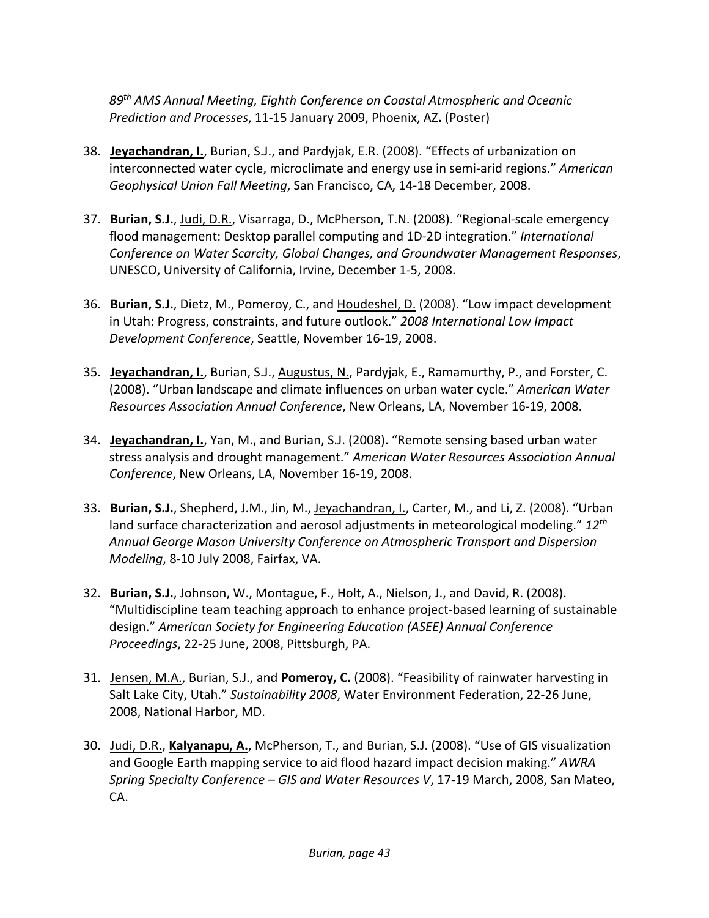*89th AMS Annual Meeting, Eighth Conference on Coastal Atmospheric and Oceanic Prediction and Processes*, 11-15 January 2009, Phoenix, AZ**.** (Poster)

38. **Jeyachandran, I.**, Burian, S.J., and Pardyjak, E.R. (2008). "Effects of urbanization on interconnected water cycle, microclimate and energy use in semi-arid regions." *American Geophysical Union Fall Meeting*, San Francisco, CA, 14-18 December, 2008.

37. **Burian, S.J.**, Judi, D.R., Visarraga, D., McPherson, T.N. (2008). "Regional-scale emergency flood management: Desktop parallel computing and 1D-2D integration." *International Conference on Water Scarcity, Global Changes, and Groundwater Management Responses*, UNESCO, University of California, Irvine, December 1-5, 2008.

36. **Burian, S.J.**, Dietz, M., Pomeroy, C., and Houdeshel, D. (2008). "Low impact development in Utah: Progress, constraints, and future outlook." *2008 International Low Impact Development Conference*, Seattle, November 16-19, 2008.

35. **Jeyachandran, I.**, Burian, S.J., Augustus, N., Pardyjak, E., Ramamurthy, P., and Forster, C. (2008). "Urban landscape and climate influences on urban water cycle." *American Water Resources Association Annual Conference*, New Orleans, LA, November 16-19, 2008.

34. **Jeyachandran, I.**, Yan, M., and Burian, S.J. (2008). "Remote sensing based urban water stress analysis and drought management." *American Water Resources Association Annual Conference*, New Orleans, LA, November 16-19, 2008.

33. **Burian, S.J.**, Shepherd, J.M., Jin, M., Jeyachandran, I., Carter, M., and Li, Z. (2008). "Urban land surface characterization and aerosol adjustments in meteorological modeling." *12th Annual George Mason University Conference on Atmospheric Transport and Dispersion Modeling*, 8-10 July 2008, Fairfax, VA.

32. **Burian, S.J.**, Johnson, W., Montague, F., Holt, A., Nielson, J., and David, R. (2008). "Multidiscipline team teaching approach to enhance project-based learning of sustainable design." *American Society for Engineering Education (ASEE) Annual Conference Proceedings*, 22-25 June, 2008, Pittsburgh, PA.

31. Jensen, M.A., Burian, S.J., and **Pomeroy, C.** (2008). "Feasibility of rainwater harvesting in Salt Lake City, Utah." *Sustainability 2008*, Water Environment Federation, 22-26 June, 2008, National Harbor, MD.

30. Judi, D.R., **Kalyanapu, A.**, McPherson, T., and Burian, S.J. (2008). "Use of GIS visualization and Google Earth mapping service to aid flood hazard impact decision making." *AWRA Spring Specialty Conference – GIS and Water Resources V*, 17-19 March, 2008, San Mateo, CA.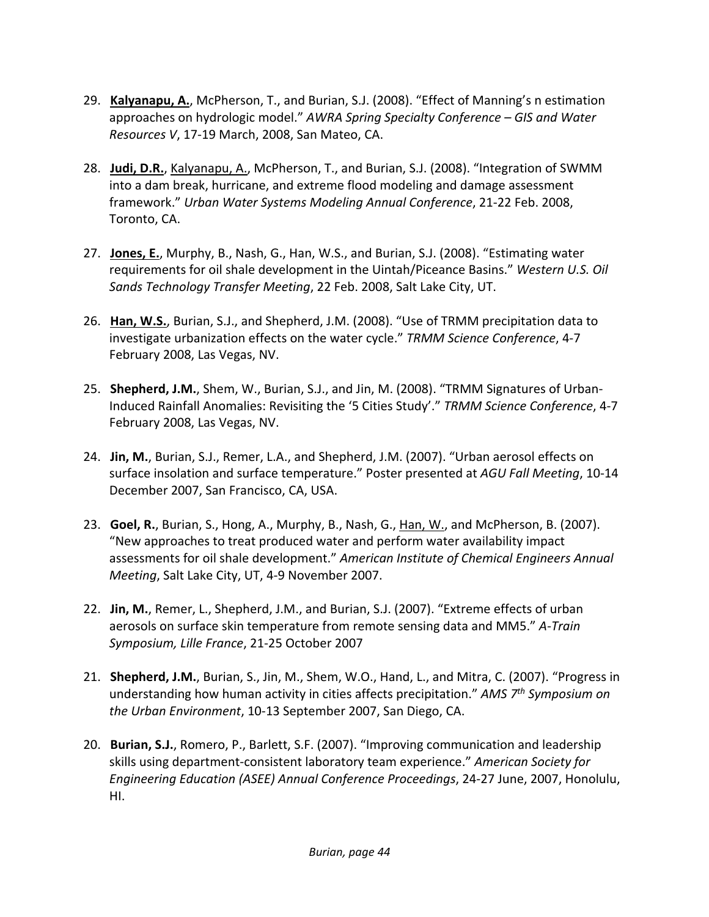29. **Kalyanapu, A.**, McPherson, T., and Burian, S.J. (2008). "Effect of Manning's n estimation approaches on hydrologic model." *AWRA Spring Specialty Conference – GIS and Water Resources V*, 17-19 March, 2008, San Mateo, CA.

28. **Judi, D.R.**, Kalyanapu, A., McPherson, T., and Burian, S.J. (2008). "Integration of SWMM into a dam break, hurricane, and extreme flood modeling and damage assessment framework." *Urban Water Systems Modeling Annual Conference*, 21-22 Feb. 2008, Toronto, CA.

27. **Jones, E.**, Murphy, B., Nash, G., Han, W.S., and Burian, S.J. (2008). "Estimating water requirements for oil shale development in the Uintah/Piceance Basins." *Western U.S. Oil Sands Technology Transfer Meeting*, 22 Feb. 2008, Salt Lake City, UT.

26. **Han, W.S.**, Burian, S.J., and Shepherd, J.M. (2008). "Use of TRMM precipitation data to investigate urbanization effects on the water cycle." *TRMM Science Conference*, 4-7 February 2008, Las Vegas, NV.

25. **Shepherd, J.M.**, Shem, W., Burian, S.J., and Jin, M. (2008). "TRMM Signatures of Urban-Induced Rainfall Anomalies: Revisiting the '5 Cities Study'." *TRMM Science Conference*, 4-7 February 2008, Las Vegas, NV.

24. **Jin, M.**, Burian, S.J., Remer, L.A., and Shepherd, J.M. (2007). "Urban aerosol effects on surface insolation and surface temperature." Poster presented at *AGU Fall Meeting*, 10-14 December 2007, San Francisco, CA, USA.

23. **Goel, R.**, Burian, S., Hong, A., Murphy, B., Nash, G., Han, W., and McPherson, B. (2007). "New approaches to treat produced water and perform water availability impact assessments for oil shale development." *American Institute of Chemical Engineers Annual Meeting*, Salt Lake City, UT, 4-9 November 2007.

22. **Jin, M.**, Remer, L., Shepherd, J.M., and Burian, S.J. (2007). "Extreme effects of urban aerosols on surface skin temperature from remote sensing data and MM5." *A-Train Symposium, Lille France*, 21-25 October 2007

21. **Shepherd, J.M.**, Burian, S., Jin, M., Shem, W.O., Hand, L., and Mitra, C. (2007). "Progress in understanding how human activity in cities affects precipitation." *AMS 7$^{th}$ Symposium on the Urban Environment*, 10-13 September 2007, San Diego, CA.

20. **Burian, S.J.**, Romero, P., Barlett, S.F. (2007). "Improving communication and leadership skills using department-consistent laboratory team experience." *American Society for Engineering Education (ASEE) Annual Conference Proceedings*, 24-27 June, 2007, Honolulu, HI.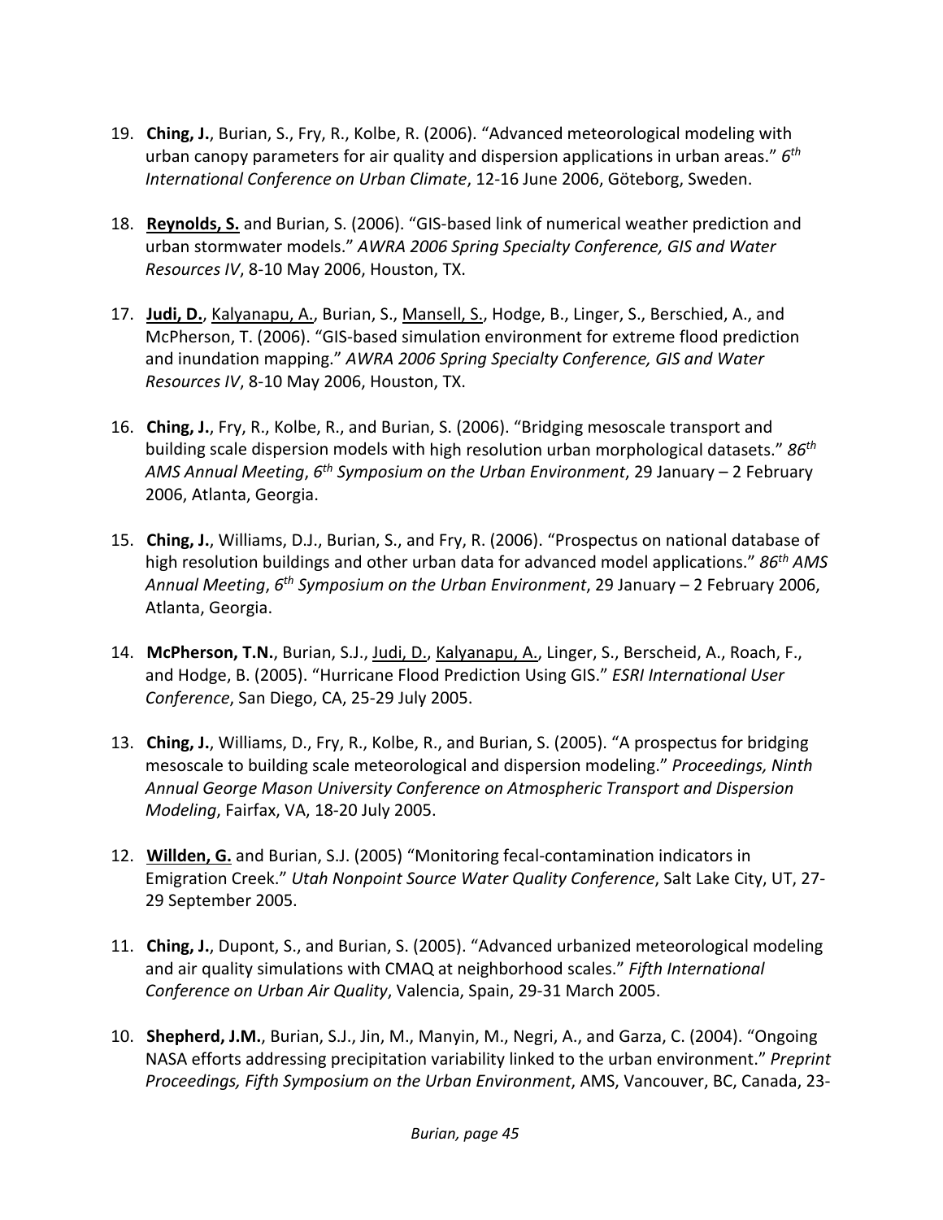19. **Ching, J.**, Burian, S., Fry, R., Kolbe, R. (2006). "Advanced meteorological modeling with urban canopy parameters for air quality and dispersion applications in urban areas." *6th International Conference on Urban Climate*, 12-16 June 2006, Göteborg, Sweden.

18. **Reynolds, S.** and Burian, S. (2006). "GIS-based link of numerical weather prediction and urban stormwater models." *AWRA 2006 Spring Specialty Conference, GIS and Water Resources IV*, 8-10 May 2006, Houston, TX.

17. **Judi, D.**, Kalyanapu, A., Burian, S., Mansell, S., Hodge, B., Linger, S., Berschied, A., and McPherson, T. (2006). "GIS-based simulation environment for extreme flood prediction and inundation mapping." *AWRA 2006 Spring Specialty Conference, GIS and Water Resources IV*, 8-10 May 2006, Houston, TX.

16. **Ching, J.**, Fry, R., Kolbe, R., and Burian, S. (2006). "Bridging mesoscale transport and building scale dispersion models with high resolution urban morphological datasets." *86th AMS Annual Meeting*, *6th Symposium on the Urban Environment*, 29 January – 2 February 2006, Atlanta, Georgia.

15. **Ching, J.**, Williams, D.J., Burian, S., and Fry, R. (2006). "Prospectus on national database of high resolution buildings and other urban data for advanced model applications." *86th AMS Annual Meeting*, *6th Symposium on the Urban Environment*, 29 January – 2 February 2006, Atlanta, Georgia.

14. **McPherson, T.N.**, Burian, S.J., Judi, D., Kalyanapu, A., Linger, S., Berscheid, A., Roach, F., and Hodge, B. (2005). "Hurricane Flood Prediction Using GIS." *ESRI International User Conference*, San Diego, CA, 25-29 July 2005.

13. **Ching, J.**, Williams, D., Fry, R., Kolbe, R., and Burian, S. (2005). "A prospectus for bridging mesoscale to building scale meteorological and dispersion modeling." *Proceedings, Ninth Annual George Mason University Conference on Atmospheric Transport and Dispersion Modeling*, Fairfax, VA, 18-20 July 2005.

12. **Willden, G.** and Burian, S.J. (2005) "Monitoring fecal-contamination indicators in Emigration Creek." *Utah Nonpoint Source Water Quality Conference*, Salt Lake City, UT, 27-29 September 2005.

11. **Ching, J.**, Dupont, S., and Burian, S. (2005). "Advanced urbanized meteorological modeling and air quality simulations with CMAQ at neighborhood scales." *Fifth International Conference on Urban Air Quality*, Valencia, Spain, 29-31 March 2005.

10. **Shepherd, J.M.**, Burian, S.J., Jin, M., Manyin, M., Negri, A., and Garza, C. (2004). "Ongoing NASA efforts addressing precipitation variability linked to the urban environment." *Preprint Proceedings, Fifth Symposium on the Urban Environment*, AMS, Vancouver, BC, Canada, 23-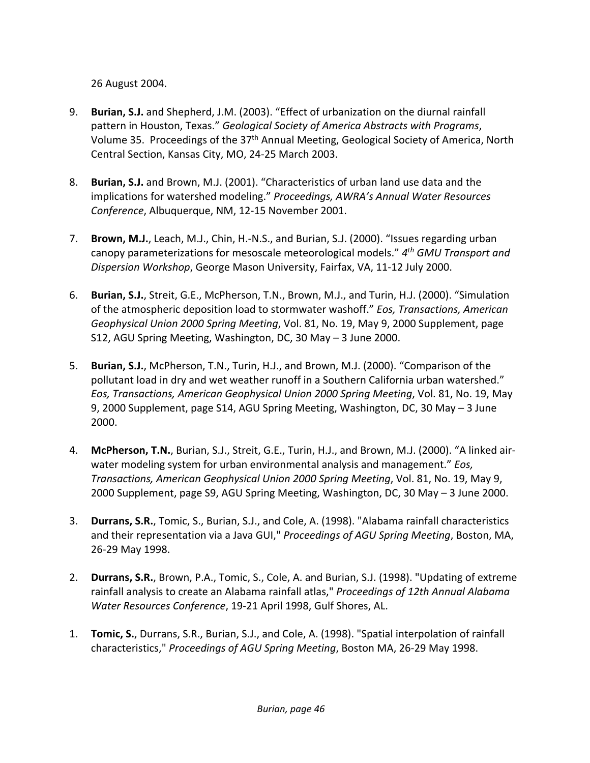26 August 2004.

9. **Burian, S.J.** and Shepherd, J.M. (2003). “Effect of urbanization on the diurnal rainfall pattern in Houston, Texas.” *Geological Society of America Abstracts with Programs*, Volume 35. Proceedings of the 37th Annual Meeting, Geological Society of America, North Central Section, Kansas City, MO, 24-25 March 2003.

8. **Burian, S.J.** and Brown, M.J. (2001). “Characteristics of urban land use data and the implications for watershed modeling.” *Proceedings, AWRA’s Annual Water Resources Conference*, Albuquerque, NM, 12-15 November 2001.

7. **Brown, M.J.**, Leach, M.J., Chin, H.-N.S., and Burian, S.J. (2000). “Issues regarding urban canopy parameterizations for mesoscale meteorological models.” *4th GMU Transport and Dispersion Workshop*, George Mason University, Fairfax, VA, 11-12 July 2000.

6. **Burian, S.J.**, Streit, G.E., McPherson, T.N., Brown, M.J., and Turin, H.J. (2000). “Simulation of the atmospheric deposition load to stormwater washoff.” *Eos, Transactions, American Geophysical Union 2000 Spring Meeting*, Vol. 81, No. 19, May 9, 2000 Supplement, page S12, AGU Spring Meeting, Washington, DC, 30 May – 3 June 2000.

5. **Burian, S.J.**, McPherson, T.N., Turin, H.J., and Brown, M.J. (2000). “Comparison of the pollutant load in dry and wet weather runoff in a Southern California urban watershed.” *Eos, Transactions, American Geophysical Union 2000 Spring Meeting*, Vol. 81, No. 19, May 9, 2000 Supplement, page S14, AGU Spring Meeting, Washington, DC, 30 May – 3 June 2000.

4. **McPherson, T.N.**, Burian, S.J., Streit, G.E., Turin, H.J., and Brown, M.J. (2000). “A linked air-water modeling system for urban environmental analysis and management.” *Eos, Transactions, American Geophysical Union 2000 Spring Meeting*, Vol. 81, No. 19, May 9, 2000 Supplement, page S9, AGU Spring Meeting, Washington, DC, 30 May – 3 June 2000.

3. **Durrans, S.R.**, Tomic, S., Burian, S.J., and Cole, A. (1998). "Alabama rainfall characteristics and their representation via a Java GUI," *Proceedings of AGU Spring Meeting*, Boston, MA, 26-29 May 1998.

2. **Durrans, S.R.**, Brown, P.A., Tomic, S., Cole, A. and Burian, S.J. (1998). "Updating of extreme rainfall analysis to create an Alabama rainfall atlas," *Proceedings of 12th Annual Alabama Water Resources Conference*, 19-21 April 1998, Gulf Shores, AL.

1. **Tomic, S.**, Durrans, S.R., Burian, S.J., and Cole, A. (1998). "Spatial interpolation of rainfall characteristics," *Proceedings of AGU Spring Meeting*, Boston MA, 26-29 May 1998.